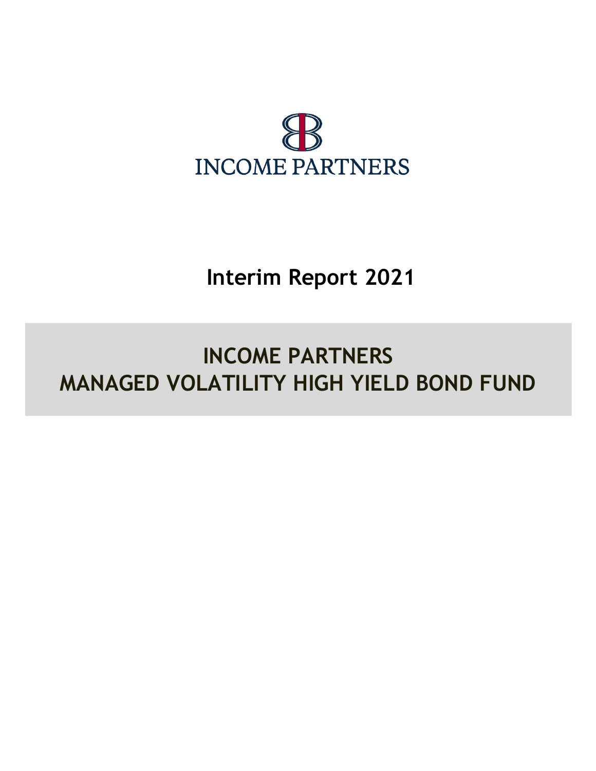INCOME PARTNERS

# Interim Report 2021

# INCOME PARTNERS
# MANAGED VOLATILITY HIGH YIELD BOND FUND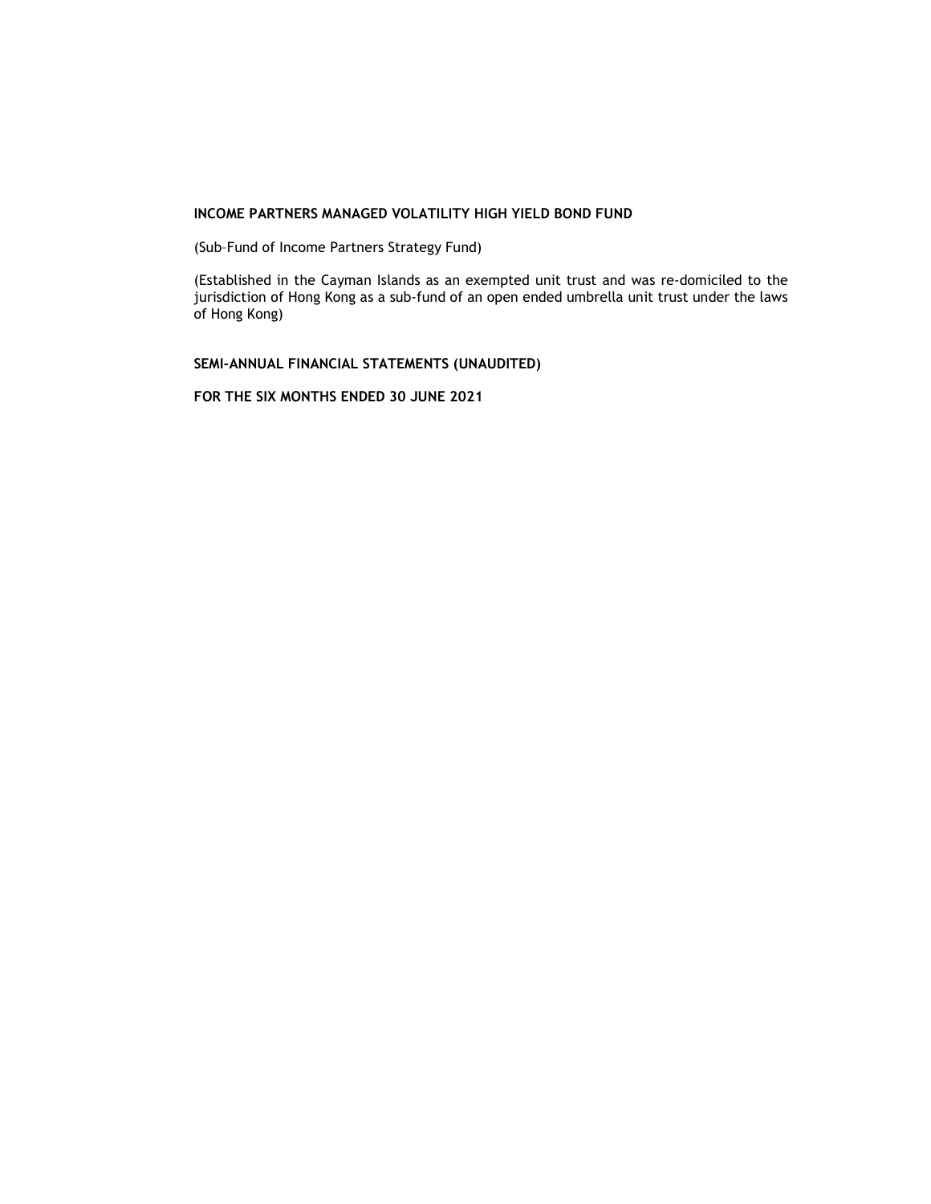**INCOME PARTNERS MANAGED VOLATILITY HIGH YIELD BOND FUND**

(Sub–Fund of Income Partners Strategy Fund)

(Established in the Cayman Islands as an exempted unit trust and was re-domiciled to the jurisdiction of Hong Kong as a sub-fund of an open ended umbrella unit trust under the laws of Hong Kong)

**SEMI-ANNUAL FINANCIAL STATEMENTS (UNAUDITED)**

**FOR THE SIX MONTHS ENDED 30 JUNE 2021**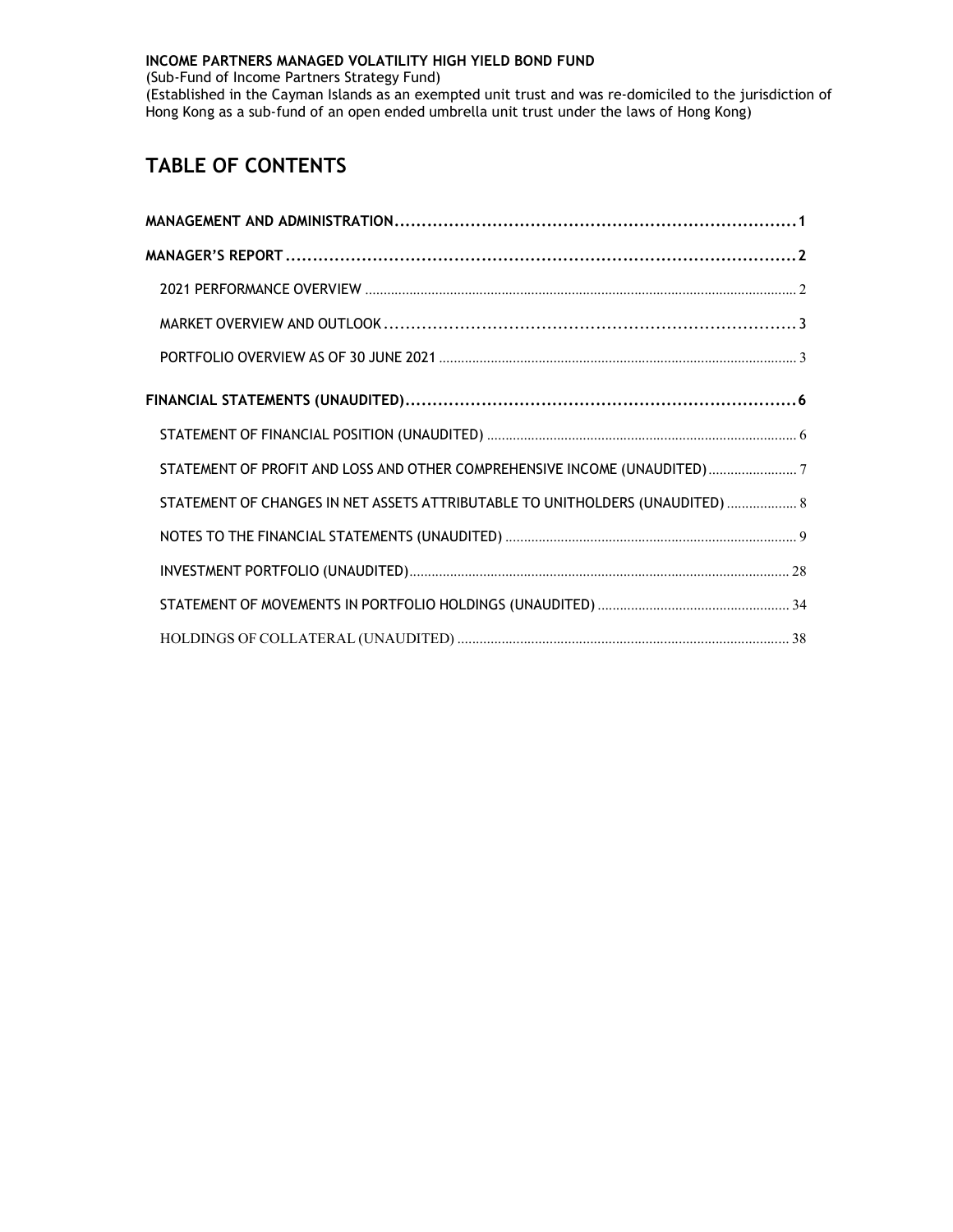**INCOME PARTNERS MANAGED VOLATILITY HIGH YIELD BOND FUND**
(Sub-Fund of Income Partners Strategy Fund)
(Established in the Cayman Islands as an exempted unit trust and was re-domiciled to the jurisdiction of Hong Kong as a sub-fund of an open ended umbrella unit trust under the laws of Hong Kong)

# TABLE OF CONTENTS

**MANAGEMENT AND ADMINISTRATION** ........ 1

**MANAGER'S REPORT** ........ 2

- 2021 PERFORMANCE OVERVIEW ........ 2
- MARKET OVERVIEW AND OUTLOOK ........ 3
- PORTFOLIO OVERVIEW AS OF 30 JUNE 2021 ........ 3

**FINANCIAL STATEMENTS (UNAUDITED)** ........ 6

- STATEMENT OF FINANCIAL POSITION (UNAUDITED) ........ 6
- STATEMENT OF PROFIT AND LOSS AND OTHER COMPREHENSIVE INCOME (UNAUDITED) ........ 7
- STATEMENT OF CHANGES IN NET ASSETS ATTRIBUTABLE TO UNITHOLDERS (UNAUDITED) ........ 8
- NOTES TO THE FINANCIAL STATEMENTS (UNAUDITED) ........ 9
- INVESTMENT PORTFOLIO (UNAUDITED) ........ 28
- STATEMENT OF MOVEMENTS IN PORTFOLIO HOLDINGS (UNAUDITED) ........ 34
- HOLDINGS OF COLLATERAL (UNAUDITED) ........ 38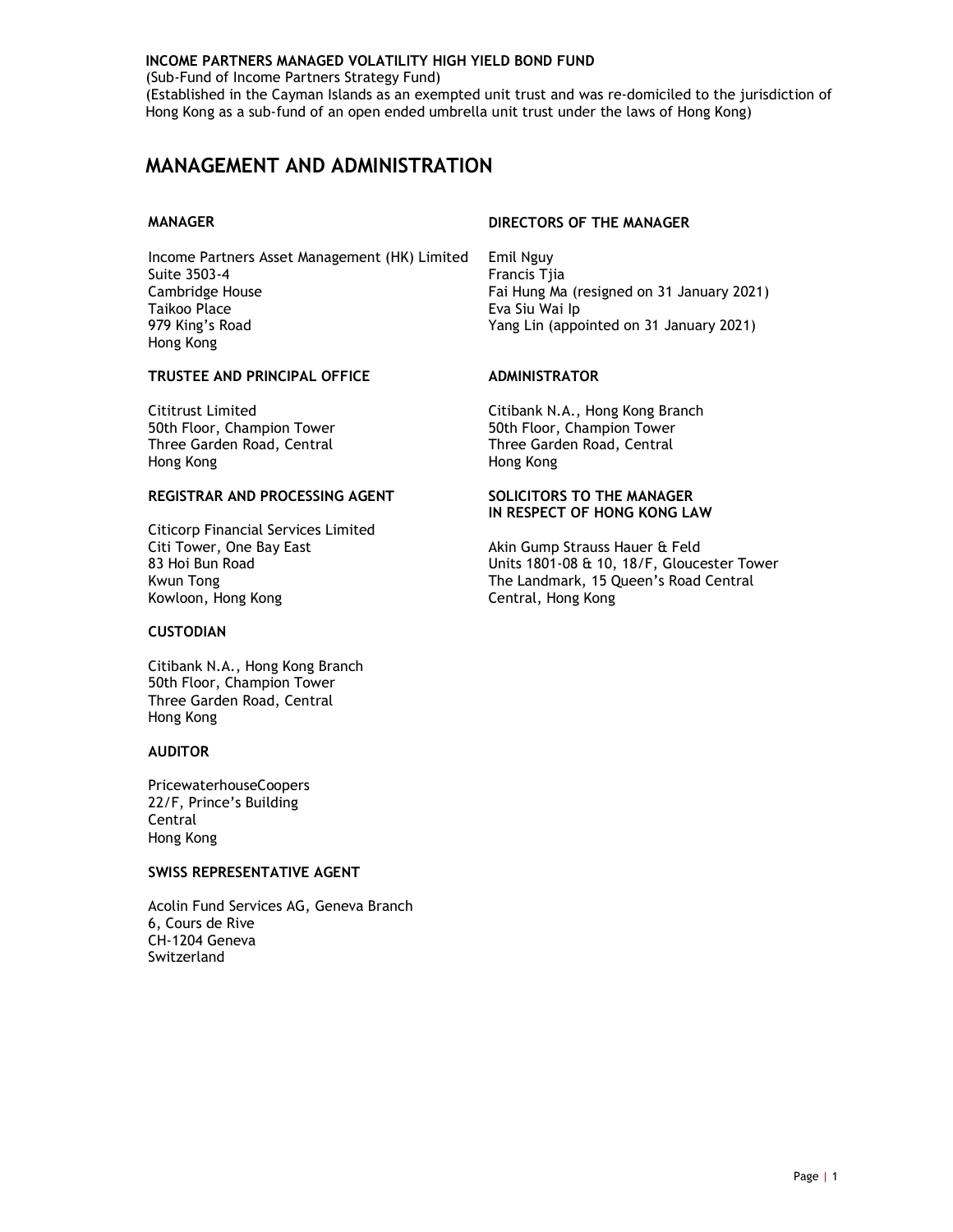**INCOME PARTNERS MANAGED VOLATILITY HIGH YIELD BOND FUND**
(Sub-Fund of Income Partners Strategy Fund)
(Established in the Cayman Islands as an exempted unit trust and was re-domiciled to the jurisdiction of Hong Kong as a sub-fund of an open ended umbrella unit trust under the laws of Hong Kong)

# MANAGEMENT AND ADMINISTRATION

### MANAGER

Income Partners Asset Management (HK) Limited
Suite 3503-4
Cambridge House
Taikoo Place
979 King's Road
Hong Kong

### TRUSTEE AND PRINCIPAL OFFICE

Cititrust Limited
50th Floor, Champion Tower
Three Garden Road, Central
Hong Kong

### REGISTRAR AND PROCESSING AGENT

Citicorp Financial Services Limited
Citi Tower, One Bay East
83 Hoi Bun Road
Kwun Tong
Kowloon, Hong Kong

### CUSTODIAN

Citibank N.A., Hong Kong Branch
50th Floor, Champion Tower
Three Garden Road, Central
Hong Kong

### AUDITOR

PricewaterhouseCoopers
22/F, Prince's Building
Central
Hong Kong

### SWISS REPRESENTATIVE AGENT

Acolin Fund Services AG, Geneva Branch
6, Cours de Rive
CH-1204 Geneva
Switzerland

### DIRECTORS OF THE MANAGER

Emil Nguy
Francis Tjia
Fai Hung Ma (resigned on 31 January 2021)
Eva Siu Wai Ip
Yang Lin (appointed on 31 January 2021)

### ADMINISTRATOR

Citibank N.A., Hong Kong Branch
50th Floor, Champion Tower
Three Garden Road, Central
Hong Kong

### SOLICITORS TO THE MANAGER IN RESPECT OF HONG KONG LAW

Akin Gump Strauss Hauer & Feld
Units 1801-08 & 10, 18/F, Gloucester Tower
The Landmark, 15 Queen's Road Central
Central, Hong Kong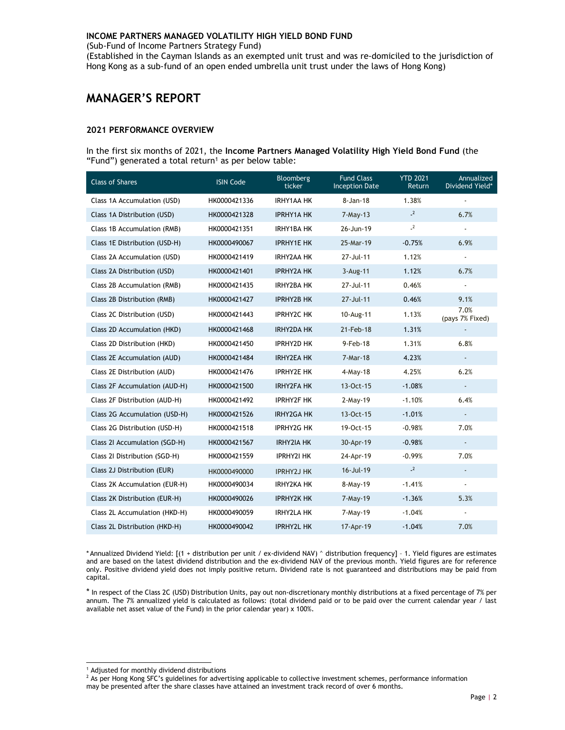**INCOME PARTNERS MANAGED VOLATILITY HIGH YIELD BOND FUND**

(Sub-Fund of Income Partners Strategy Fund)

(Established in the Cayman Islands as an exempted unit trust and was re-domiciled to the jurisdiction of Hong Kong as a sub-fund of an open ended umbrella unit trust under the laws of Hong Kong)

# MANAGER'S REPORT

### 2021 PERFORMANCE OVERVIEW

In the first six months of 2021, the **Income Partners Managed Volatility High Yield Bond Fund** (the "Fund") generated a total return[1] as per below table:

| Class of Shares | ISIN Code | Bloomberg ticker | Fund Class Inception Date | YTD 2021 Return | Annualized Dividend Yield* |
|---|---|---|---|---|---|
| Class 1A Accumulation (USD) | HK0000421336 | IRHY1AA HK | 8-Jan-18 | 1.38% | - |
| Class 1A Distribution (USD) | HK0000421328 | IPRHY1A HK | 7-May-13 | -[2] | 6.7% |
| Class 1B Accumulation (RMB) | HK0000421351 | IRHY1BA HK | 26-Jun-19 | -[2] | - |
| Class 1E Distribution (USD-H) | HK0000490067 | IPRHY1E HK | 25-Mar-19 | -0.75% | 6.9% |
| Class 2A Accumulation (USD) | HK0000421419 | IRHY2AA HK | 27-Jul-11 | 1.12% | - |
| Class 2A Distribution (USD) | HK0000421401 | IPRHY2A HK | 3-Aug-11 | 1.12% | 6.7% |
| Class 2B Accumulation (RMB) | HK0000421435 | IRHY2BA HK | 27-Jul-11 | 0.46% | - |
| Class 2B Distribution (RMB) | HK0000421427 | IPRHY2B HK | 27-Jul-11 | 0.46% | 9.1% |
| Class 2C Distribution (USD) | HK0000421443 | IPRHY2C HK | 10-Aug-11 | 1.13% | 7.0% (pays 7% Fixed) |
| Class 2D Accumulation (HKD) | HK0000421468 | IRHY2DA HK | 21-Feb-18 | 1.31% | - |
| Class 2D Distribution (HKD) | HK0000421450 | IPRHY2D HK | 9-Feb-18 | 1.31% | 6.8% |
| Class 2E Accumulation (AUD) | HK0000421484 | IRHY2EA HK | 7-Mar-18 | 4.23% | - |
| Class 2E Distribution (AUD) | HK0000421476 | IPRHY2E HK | 4-May-18 | 4.25% | 6.2% |
| Class 2F Accumulation (AUD-H) | HK0000421500 | IRHY2FA HK | 13-Oct-15 | -1.08% | - |
| Class 2F Distribution (AUD-H) | HK0000421492 | IPRHY2F HK | 2-May-19 | -1.10% | 6.4% |
| Class 2G Accumulation (USD-H) | HK0000421526 | IRHY2GA HK | 13-Oct-15 | -1.01% | - |
| Class 2G Distribution (USD-H) | HK0000421518 | IPRHY2G HK | 19-Oct-15 | -0.98% | 7.0% |
| Class 2I Accumulation (SGD-H) | HK0000421567 | IRHY2IA HK | 30-Apr-19 | -0.98% | - |
| Class 2I Distribution (SGD-H) | HK0000421559 | IPRHY2I HK | 24-Apr-19 | -0.99% | 7.0% |
| Class 2J Distribution (EUR) | HK0000490000 | IPRHY2J HK | 16-Jul-19 | -[2] | - |
| Class 2K Accumulation (EUR-H) | HK0000490034 | IRHY2KA HK | 8-May-19 | -1.41% | - |
| Class 2K Distribution (EUR-H) | HK0000490026 | IPRHY2K HK | 7-May-19 | -1.36% | 5.3% |
| Class 2L Accumulation (HKD-H) | HK0000490059 | IRHY2LA HK | 7-May-19 | -1.04% | - |
| Class 2L Distribution (HKD-H) | HK0000490042 | IPRHY2L HK | 17-Apr-19 | -1.04% | 7.0% |

\* Annualized Dividend Yield: [(1 + distribution per unit / ex-dividend NAV) ^ distribution frequency] – 1. Yield figures are estimates and are based on the latest dividend distribution and the ex-dividend NAV of the previous month. Yield figures are for reference only. Positive dividend yield does not imply positive return. Dividend rate is not guaranteed and distributions may be paid from capital.

\* In respect of the Class 2C (USD) Distribution Units, pay out non-discretionary monthly distributions at a fixed percentage of 7% per annum. The 7% annualized yield is calculated as follows: (total dividend paid or to be paid over the current calendar year / last available net asset value of the Fund) in the prior calendar year) x 100%.

[1] Adjusted for monthly dividend distributions

[2] As per Hong Kong SFC's guidelines for advertising applicable to collective investment schemes, performance information may be presented after the share classes have attained an investment track record of over 6 months.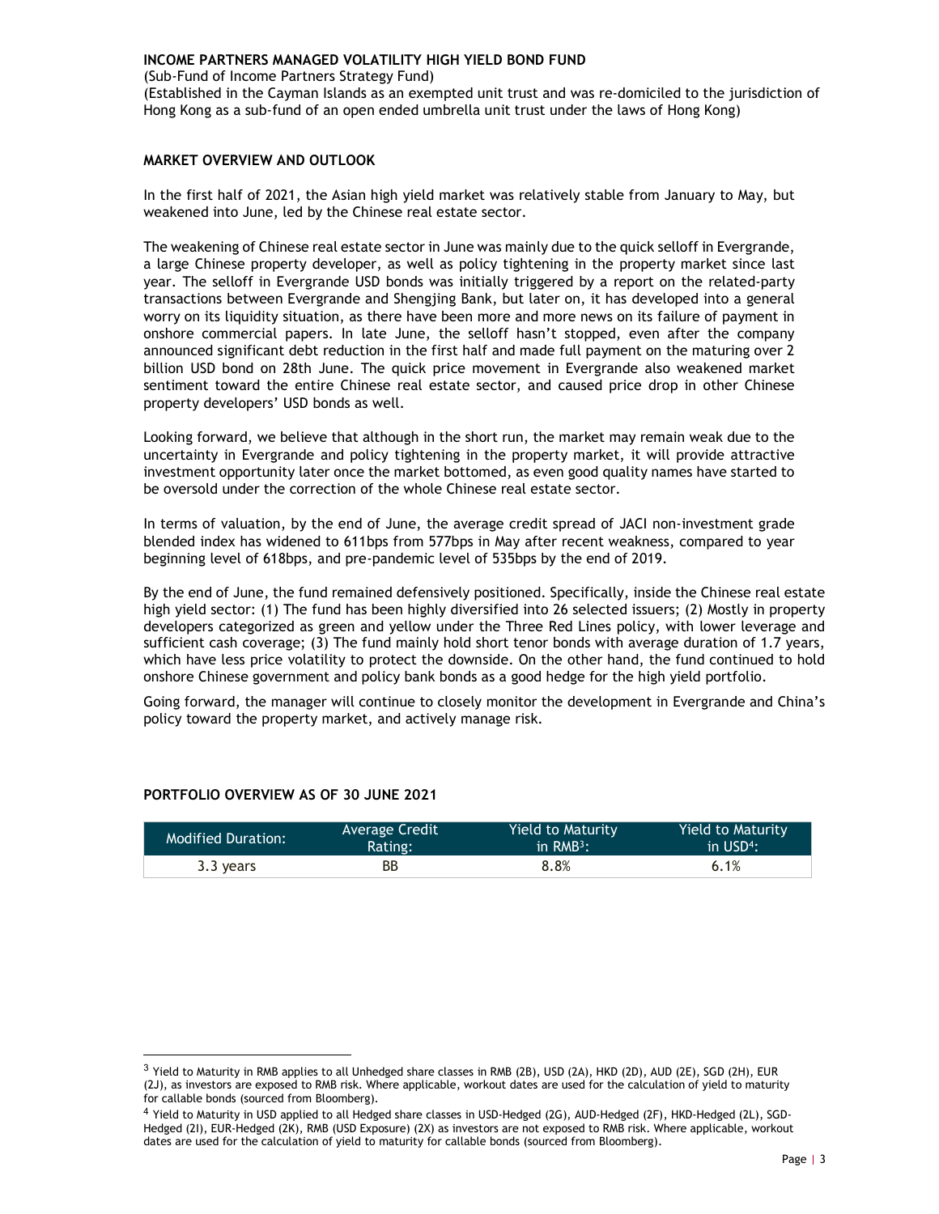**INCOME PARTNERS MANAGED VOLATILITY HIGH YIELD BOND FUND**

(Sub-Fund of Income Partners Strategy Fund)

(Established in the Cayman Islands as an exempted unit trust and was re-domiciled to the jurisdiction of Hong Kong as a sub-fund of an open ended umbrella unit trust under the laws of Hong Kong)

## MARKET OVERVIEW AND OUTLOOK

In the first half of 2021, the Asian high yield market was relatively stable from January to May, but weakened into June, led by the Chinese real estate sector.

The weakening of Chinese real estate sector in June was mainly due to the quick selloff in Evergrande, a large Chinese property developer, as well as policy tightening in the property market since last year. The selloff in Evergrande USD bonds was initially triggered by a report on the related-party transactions between Evergrande and Shengjing Bank, but later on, it has developed into a general worry on its liquidity situation, as there have been more and more news on its failure of payment in onshore commercial papers. In late June, the selloff hasn't stopped, even after the company announced significant debt reduction in the first half and made full payment on the maturing over 2 billion USD bond on 28th June. The quick price movement in Evergrande also weakened market sentiment toward the entire Chinese real estate sector, and caused price drop in other Chinese property developers' USD bonds as well.

Looking forward, we believe that although in the short run, the market may remain weak due to the uncertainty in Evergrande and policy tightening in the property market, it will provide attractive investment opportunity later once the market bottomed, as even good quality names have started to be oversold under the correction of the whole Chinese real estate sector.

In terms of valuation, by the end of June, the average credit spread of JACI non-investment grade blended index has widened to 611bps from 577bps in May after recent weakness, compared to year beginning level of 618bps, and pre-pandemic level of 535bps by the end of 2019.

By the end of June, the fund remained defensively positioned. Specifically, inside the Chinese real estate high yield sector: (1) The fund has been highly diversified into 26 selected issuers; (2) Mostly in property developers categorized as green and yellow under the Three Red Lines policy, with lower leverage and sufficient cash coverage; (3) The fund mainly hold short tenor bonds with average duration of 1.7 years, which have less price volatility to protect the downside. On the other hand, the fund continued to hold onshore Chinese government and policy bank bonds as a good hedge for the high yield portfolio.

Going forward, the manager will continue to closely monitor the development in Evergrande and China's policy toward the property market, and actively manage risk.

## PORTFOLIO OVERVIEW AS OF 30 JUNE 2021

| Modified Duration: | Average Credit Rating: | Yield to Maturity in RMB[3]: | Yield to Maturity in USD[4]: |
|---|---|---|---|
| 3.3 years | BB | 8.8% | 6.1% |

[3] Yield to Maturity in RMB applies to all Unhedged share classes in RMB (2B), USD (2A), HKD (2D), AUD (2E), SGD (2H), EUR (2J), as investors are exposed to RMB risk. Where applicable, workout dates are used for the calculation of yield to maturity for callable bonds (sourced from Bloomberg).

[4] Yield to Maturity in USD applied to all Hedged share classes in USD-Hedged (2G), AUD-Hedged (2F), HKD-Hedged (2L), SGD-Hedged (2I), EUR-Hedged (2K), RMB (USD Exposure) (2X) as investors are not exposed to RMB risk. Where applicable, workout dates are used for the calculation of yield to maturity for callable bonds (sourced from Bloomberg).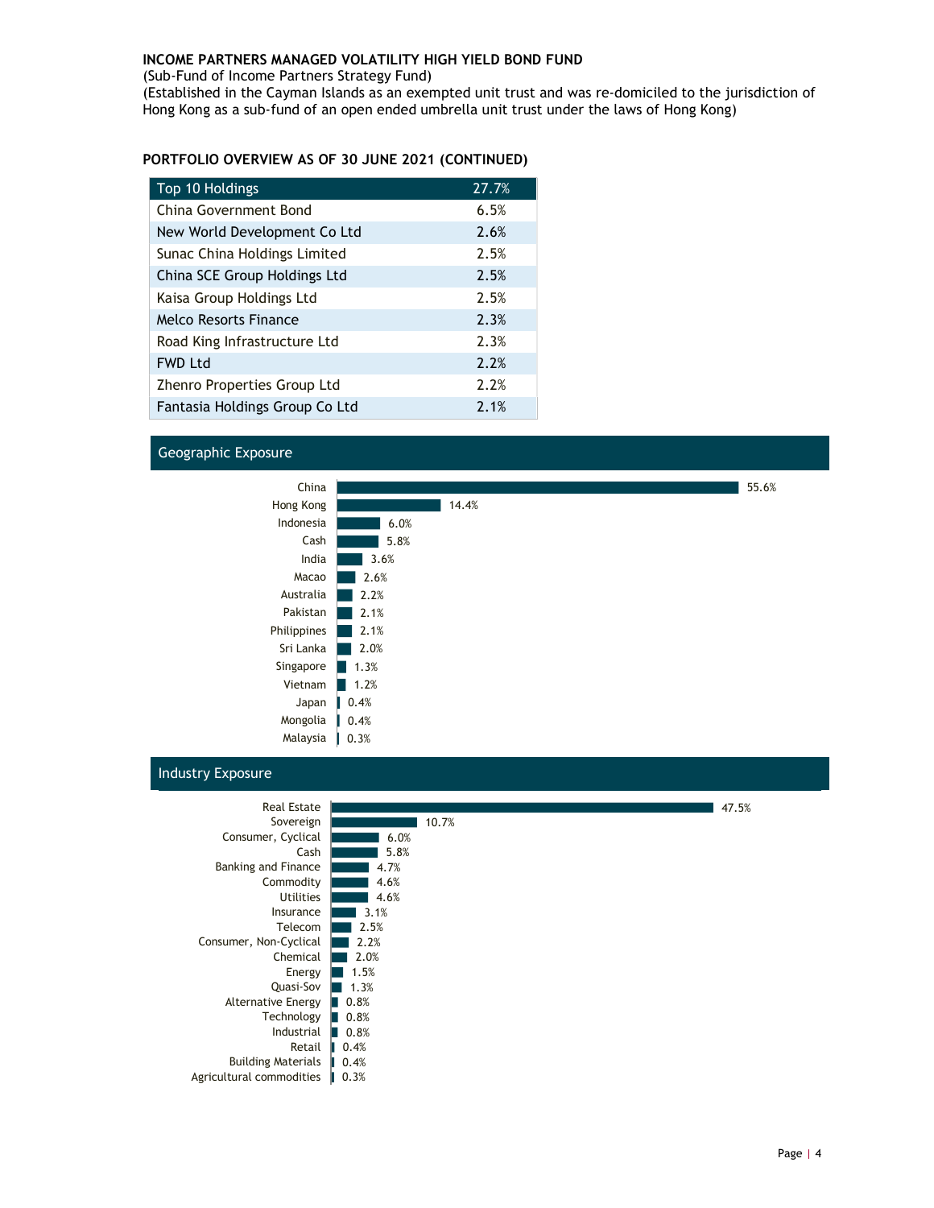**INCOME PARTNERS MANAGED VOLATILITY HIGH YIELD BOND FUND**
(Sub-Fund of Income Partners Strategy Fund)
(Established in the Cayman Islands as an exempted unit trust and was re-domiciled to the jurisdiction of Hong Kong as a sub-fund of an open ended umbrella unit trust under the laws of Hong Kong)

## PORTFOLIO OVERVIEW AS OF 30 JUNE 2021 (CONTINUED)

| Top 10 Holdings | 27.7% |
|---|---|
| China Government Bond | 6.5% |
| New World Development Co Ltd | 2.6% |
| Sunac China Holdings Limited | 2.5% |
| China SCE Group Holdings Ltd | 2.5% |
| Kaisa Group Holdings Ltd | 2.5% |
| Melco Resorts Finance | 2.3% |
| Road King Infrastructure Ltd | 2.3% |
| FWD Ltd | 2.2% |
| Zhenro Properties Group Ltd | 2.2% |
| Fantasia Holdings Group Co Ltd | 2.1% |

### Geographic Exposure

| Country | Exposure |
|---|---|
| China | 55.6% |
| Hong Kong | 14.4% |
| Indonesia | 6.0% |
| Cash | 5.8% |
| India | 3.6% |
| Macao | 2.6% |
| Australia | 2.2% |
| Pakistan | 2.1% |
| Philippines | 2.1% |
| Sri Lanka | 2.0% |
| Singapore | 1.3% |
| Vietnam | 1.2% |
| Japan | 0.4% |
| Mongolia | 0.4% |
| Malaysia | 0.3% |

### Industry Exposure

| Industry | Exposure |
|---|---|
| Real Estate | 47.5% |
| Sovereign | 10.7% |
| Consumer, Cyclical | 6.0% |
| Cash | 5.8% |
| Banking and Finance | 4.7% |
| Commodity | 4.6% |
| Utilities | 4.6% |
| Insurance | 3.1% |
| Telecom | 2.5% |
| Consumer, Non-Cyclical | 2.2% |
| Chemical | 2.0% |
| Energy | 1.5% |
| Quasi-Sov | 1.3% |
| Alternative Energy | 0.8% |
| Technology | 0.8% |
| Industrial | 0.8% |
| Retail | 0.4% |
| Building Materials | 0.4% |
| Agricultural commodities | 0.3% |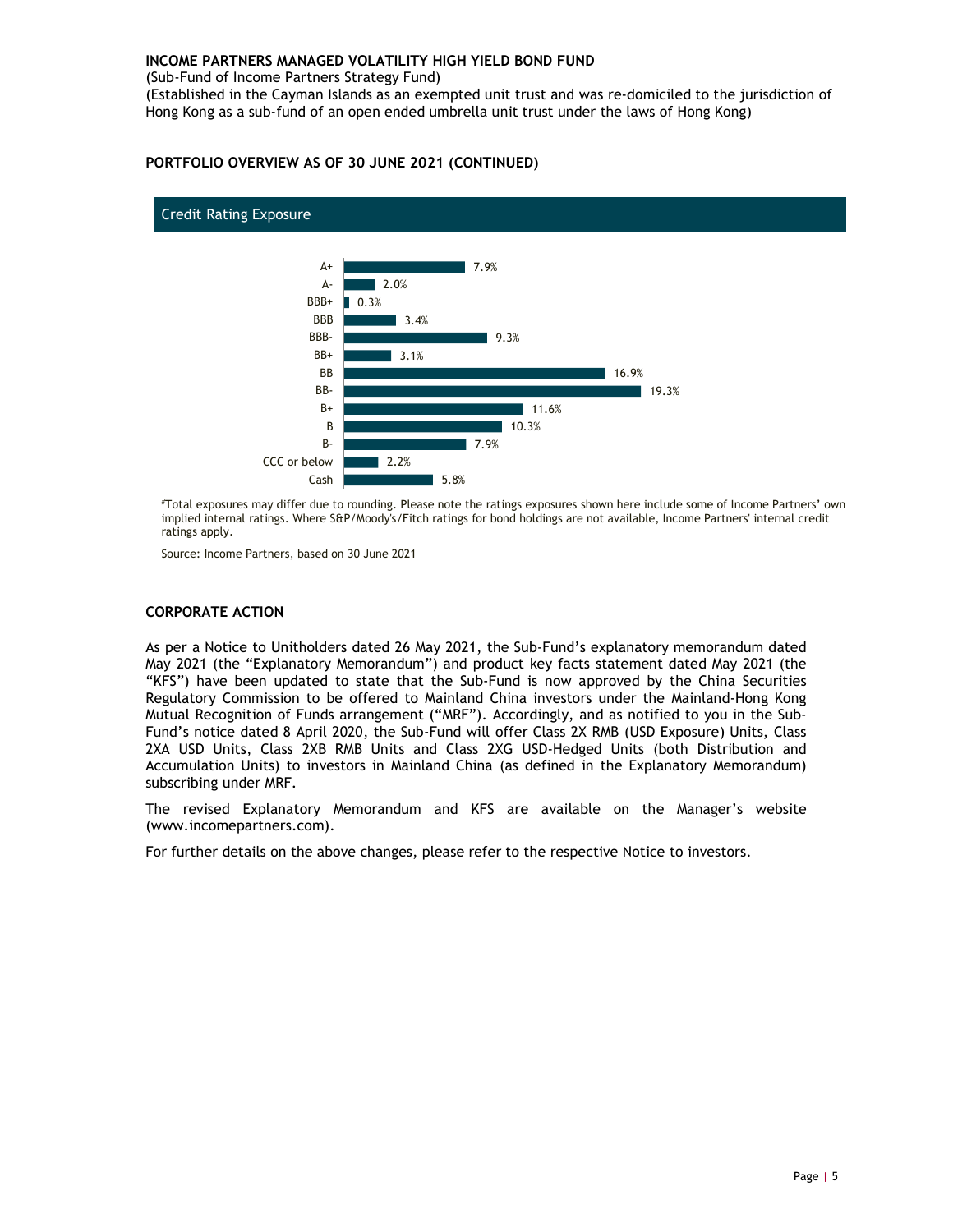**INCOME PARTNERS MANAGED VOLATILITY HIGH YIELD BOND FUND**

(Sub-Fund of Income Partners Strategy Fund)

(Established in the Cayman Islands as an exempted unit trust and was re-domiciled to the jurisdiction of Hong Kong as a sub-fund of an open ended umbrella unit trust under the laws of Hong Kong)

## PORTFOLIO OVERVIEW AS OF 30 JUNE 2021 (CONTINUED)

### Credit Rating Exposure

| Rating | Exposure |
|---|---|
| A+ | 7.9% |
| A- | 2.0% |
| BBB+ | 0.3% |
| BBB | 3.4% |
| BBB- | 9.3% |
| BB+ | 3.1% |
| BB | 16.9% |
| BB- | 19.3% |
| B+ | 11.6% |
| B | 10.3% |
| B- | 7.9% |
| CCC or below | 2.2% |
| Cash | 5.8% |

#Total exposures may differ due to rounding. Please note the ratings exposures shown here include some of Income Partners' own implied internal ratings. Where S&P/Moody's/Fitch ratings for bond holdings are not available, Income Partners' internal credit ratings apply.

Source: Income Partners, based on 30 June 2021

## CORPORATE ACTION

As per a Notice to Unitholders dated 26 May 2021, the Sub-Fund's explanatory memorandum dated May 2021 (the "Explanatory Memorandum") and product key facts statement dated May 2021 (the "KFS") have been updated to state that the Sub-Fund is now approved by the China Securities Regulatory Commission to be offered to Mainland China investors under the Mainland-Hong Kong Mutual Recognition of Funds arrangement ("MRF"). Accordingly, and as notified to you in the Sub-Fund's notice dated 8 April 2020, the Sub-Fund will offer Class 2X RMB (USD Exposure) Units, Class 2XA USD Units, Class 2XB RMB Units and Class 2XG USD-Hedged Units (both Distribution and Accumulation Units) to investors in Mainland China (as defined in the Explanatory Memorandum) subscribing under MRF.

The revised Explanatory Memorandum and KFS are available on the Manager's website (www.incomepartners.com).

For further details on the above changes, please refer to the respective Notice to investors.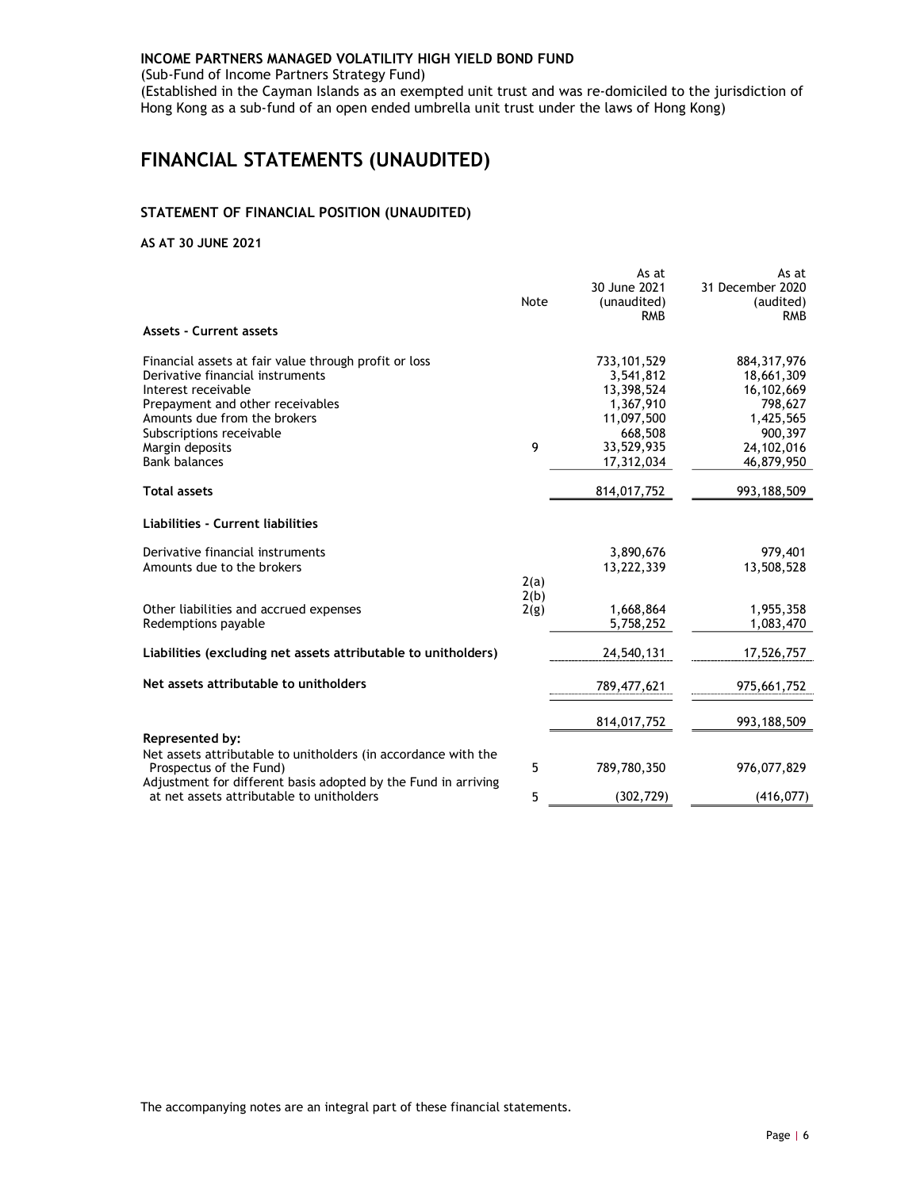**INCOME PARTNERS MANAGED VOLATILITY HIGH YIELD BOND FUND**

(Sub-Fund of Income Partners Strategy Fund)

(Established in the Cayman Islands as an exempted unit trust and was re-domiciled to the jurisdiction of Hong Kong as a sub-fund of an open ended umbrella unit trust under the laws of Hong Kong)

# FINANCIAL STATEMENTS (UNAUDITED)

### STATEMENT OF FINANCIAL POSITION (UNAUDITED)

**AS AT 30 JUNE 2021**

| | Note | As at 30 June 2021 (unaudited) RMB | As at 31 December 2020 (audited) RMB |
|---|---|---|---|
| **Assets - Current assets** | | | |
| Financial assets at fair value through profit or loss | | 733,101,529 | 884,317,976 |
| Derivative financial instruments | | 3,541,812 | 18,661,309 |
| Interest receivable | | 13,398,524 | 16,102,669 |
| Prepayment and other receivables | | 1,367,910 | 798,627 |
| Amounts due from the brokers | | 11,097,500 | 1,425,565 |
| Subscriptions receivable | | 668,508 | 900,397 |
| Margin deposits | 9 | 33,529,935 | 24,102,016 |
| Bank balances | | 17,312,034 | 46,879,950 |
| **Total assets** | | 814,017,752 | 993,188,509 |
| **Liabilities - Current liabilities** | | | |
| Derivative financial instruments | | 3,890,676 | 979,401 |
| Amounts due to the brokers | | 13,222,339 | 13,508,528 |
| Other liabilities and accrued expenses | 2(a) 2(b) 2(g) | 1,668,864 | 1,955,358 |
| Redemptions payable | | 5,758,252 | 1,083,470 |
| **Liabilities (excluding net assets attributable to unitholders)** | | 24,540,131 | 17,526,757 |
| **Net assets attributable to unitholders** | | 789,477,621 | 975,661,752 |
| | | 814,017,752 | 993,188,509 |
| **Represented by:** | | | |
| Net assets attributable to unitholders (in accordance with the Prospectus of the Fund) | 5 | 789,780,350 | 976,077,829 |
| Adjustment for different basis adopted by the Fund in arriving at net assets attributable to unitholders | 5 | (302,729) | (416,077) |

The accompanying notes are an integral part of these financial statements.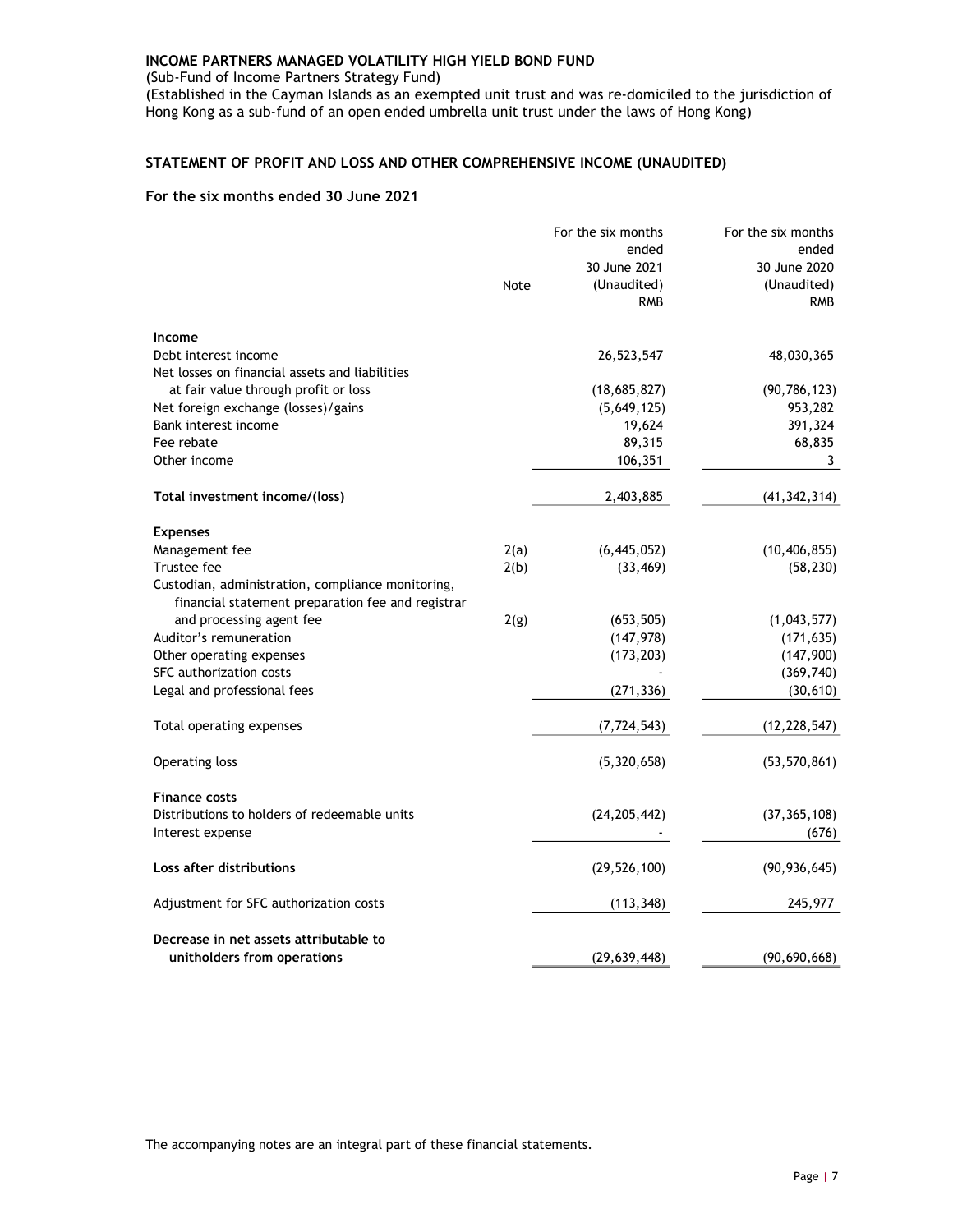**INCOME PARTNERS MANAGED VOLATILITY HIGH YIELD BOND FUND**

(Sub-Fund of Income Partners Strategy Fund)

(Established in the Cayman Islands as an exempted unit trust and was re-domiciled to the jurisdiction of Hong Kong as a sub-fund of an open ended umbrella unit trust under the laws of Hong Kong)

## STATEMENT OF PROFIT AND LOSS AND OTHER COMPREHENSIVE INCOME (UNAUDITED)

### For the six months ended 30 June 2021

| | Note | For the six months ended 30 June 2021 (Unaudited) RMB | For the six months ended 30 June 2020 (Unaudited) RMB |
|---|---|---|---|
| **Income** | | | |
| Debt interest income | | 26,523,547 | 48,030,365 |
| Net losses on financial assets and liabilities at fair value through profit or loss | | (18,685,827) | (90,786,123) |
| Net foreign exchange (losses)/gains | | (5,649,125) | 953,282 |
| Bank interest income | | 19,624 | 391,324 |
| Fee rebate | | 89,315 | 68,835 |
| Other income | | 106,351 | 3 |
| **Total investment income/(loss)** | | 2,403,885 | (41,342,314) |
| **Expenses** | | | |
| Management fee | 2(a) | (6,445,052) | (10,406,855) |
| Trustee fee | 2(b) | (33,469) | (58,230) |
| Custodian, administration, compliance monitoring, financial statement preparation fee and registrar and processing agent fee | 2(g) | (653,505) | (1,043,577) |
| Auditor's remuneration | | (147,978) | (171,635) |
| Other operating expenses | | (173,203) | (147,900) |
| SFC authorization costs | | - | (369,740) |
| Legal and professional fees | | (271,336) | (30,610) |
| Total operating expenses | | (7,724,543) | (12,228,547) |
| Operating loss | | (5,320,658) | (53,570,861) |
| **Finance costs** | | | |
| Distributions to holders of redeemable units | | (24,205,442) | (37,365,108) |
| Interest expense | | - | (676) |
| **Loss after distributions** | | (29,526,100) | (90,936,645) |
| Adjustment for SFC authorization costs | | (113,348) | 245,977 |
| **Decrease in net assets attributable to unitholders from operations** | | (29,639,448) | (90,690,668) |

The accompanying notes are an integral part of these financial statements.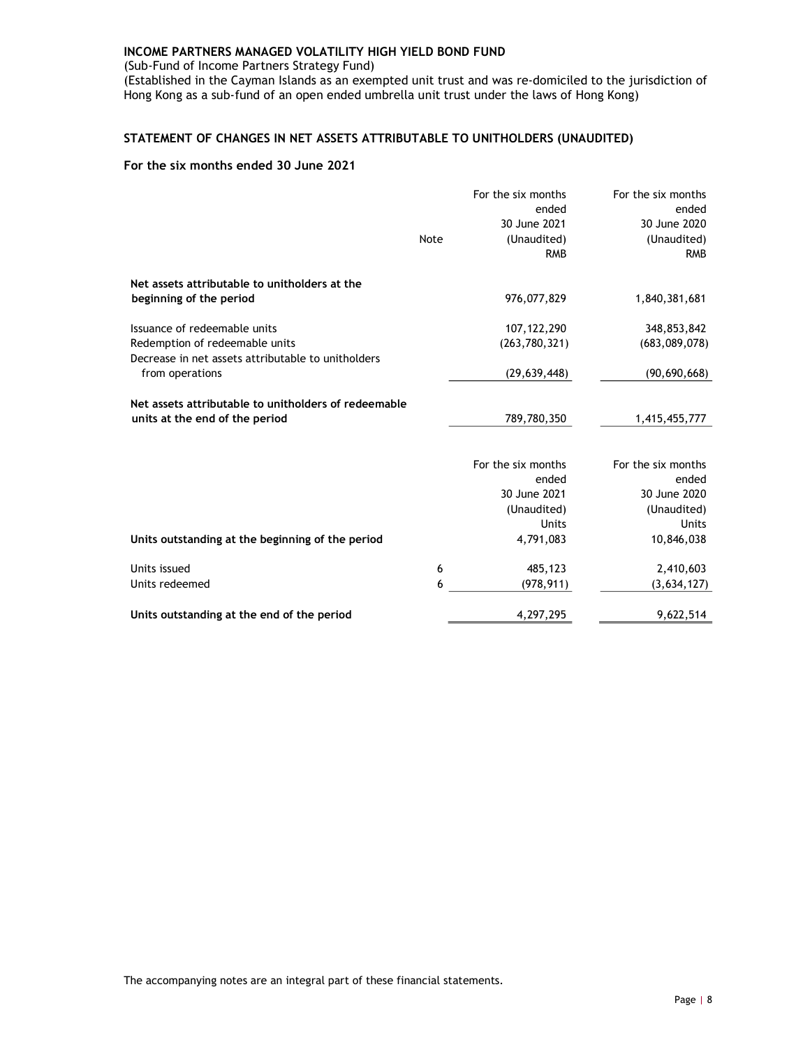**INCOME PARTNERS MANAGED VOLATILITY HIGH YIELD BOND FUND**
(Sub-Fund of Income Partners Strategy Fund)
(Established in the Cayman Islands as an exempted unit trust and was re-domiciled to the jurisdiction of Hong Kong as a sub-fund of an open ended umbrella unit trust under the laws of Hong Kong)

## STATEMENT OF CHANGES IN NET ASSETS ATTRIBUTABLE TO UNITHOLDERS (UNAUDITED)

**For the six months ended 30 June 2021**

| | Note | For the six months ended 30 June 2021 (Unaudited) RMB | For the six months ended 30 June 2020 (Unaudited) RMB |
|---|---|---|---|
| **Net assets attributable to unitholders at the beginning of the period** | | 976,077,829 | 1,840,381,681 |
| Issuance of redeemable units | | 107,122,290 | 348,853,842 |
| Redemption of redeemable units | | (263,780,321) | (683,089,078) |
| Decrease in net assets attributable to unitholders from operations | | (29,639,448) | (90,690,668) |
| **Net assets attributable to unitholders of redeemable units at the end of the period** | | 789,780,350 | 1,415,455,777 |

| | Note | For the six months ended 30 June 2021 (Unaudited) Units | For the six months ended 30 June 2020 (Unaudited) Units |
|---|---|---|---|
| **Units outstanding at the beginning of the period** | | 4,791,083 | 10,846,038 |
| Units issued | 6 | 485,123 | 2,410,603 |
| Units redeemed | 6 | (978,911) | (3,634,127) |
| **Units outstanding at the end of the period** | | 4,297,295 | 9,622,514 |

The accompanying notes are an integral part of these financial statements.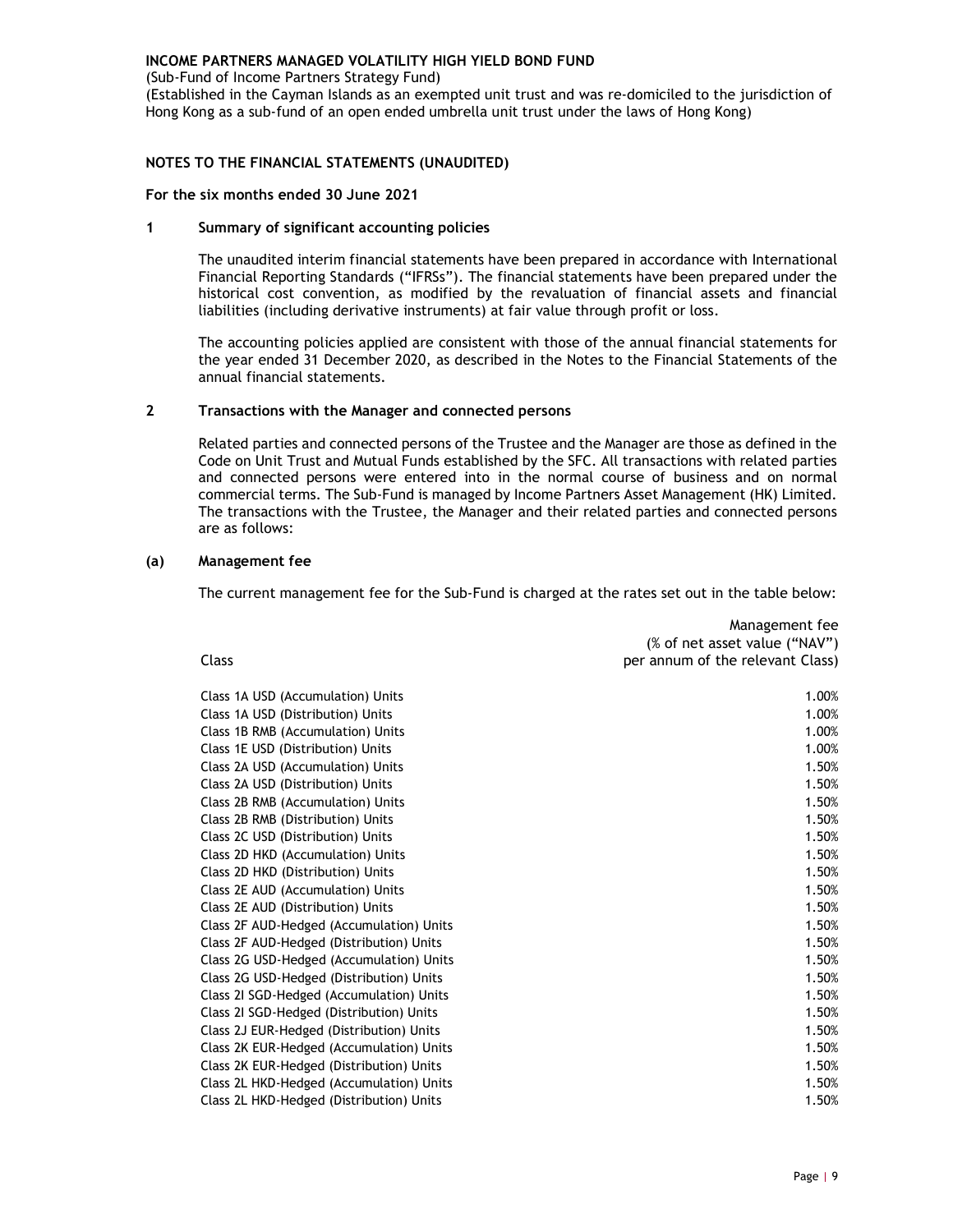**INCOME PARTNERS MANAGED VOLATILITY HIGH YIELD BOND FUND**

(Sub-Fund of Income Partners Strategy Fund)

(Established in the Cayman Islands as an exempted unit trust and was re-domiciled to the jurisdiction of Hong Kong as a sub-fund of an open ended umbrella unit trust under the laws of Hong Kong)

## NOTES TO THE FINANCIAL STATEMENTS (UNAUDITED)

**For the six months ended 30 June 2021**

### 1 Summary of significant accounting policies

The unaudited interim financial statements have been prepared in accordance with International Financial Reporting Standards ("IFRSs"). The financial statements have been prepared under the historical cost convention, as modified by the revaluation of financial assets and financial liabilities (including derivative instruments) at fair value through profit or loss.

The accounting policies applied are consistent with those of the annual financial statements for the year ended 31 December 2020, as described in the Notes to the Financial Statements of the annual financial statements.

### 2 Transactions with the Manager and connected persons

Related parties and connected persons of the Trustee and the Manager are those as defined in the Code on Unit Trust and Mutual Funds established by the SFC. All transactions with related parties and connected persons were entered into in the normal course of business and on normal commercial terms. The Sub-Fund is managed by Income Partners Asset Management (HK) Limited. The transactions with the Trustee, the Manager and their related parties and connected persons are as follows:

#### (a) Management fee

The current management fee for the Sub-Fund is charged at the rates set out in the table below:

| Class | Management fee (% of net asset value ("NAV") per annum of the relevant Class) |
|---|---|
| Class 1A USD (Accumulation) Units | 1.00% |
| Class 1A USD (Distribution) Units | 1.00% |
| Class 1B RMB (Accumulation) Units | 1.00% |
| Class 1E USD (Distribution) Units | 1.00% |
| Class 2A USD (Accumulation) Units | 1.50% |
| Class 2A USD (Distribution) Units | 1.50% |
| Class 2B RMB (Accumulation) Units | 1.50% |
| Class 2B RMB (Distribution) Units | 1.50% |
| Class 2C USD (Distribution) Units | 1.50% |
| Class 2D HKD (Accumulation) Units | 1.50% |
| Class 2D HKD (Distribution) Units | 1.50% |
| Class 2E AUD (Accumulation) Units | 1.50% |
| Class 2E AUD (Distribution) Units | 1.50% |
| Class 2F AUD-Hedged (Accumulation) Units | 1.50% |
| Class 2F AUD-Hedged (Distribution) Units | 1.50% |
| Class 2G USD-Hedged (Accumulation) Units | 1.50% |
| Class 2G USD-Hedged (Distribution) Units | 1.50% |
| Class 2I SGD-Hedged (Accumulation) Units | 1.50% |
| Class 2I SGD-Hedged (Distribution) Units | 1.50% |
| Class 2J EUR-Hedged (Distribution) Units | 1.50% |
| Class 2K EUR-Hedged (Accumulation) Units | 1.50% |
| Class 2K EUR-Hedged (Distribution) Units | 1.50% |
| Class 2L HKD-Hedged (Accumulation) Units | 1.50% |
| Class 2L HKD-Hedged (Distribution) Units | 1.50% |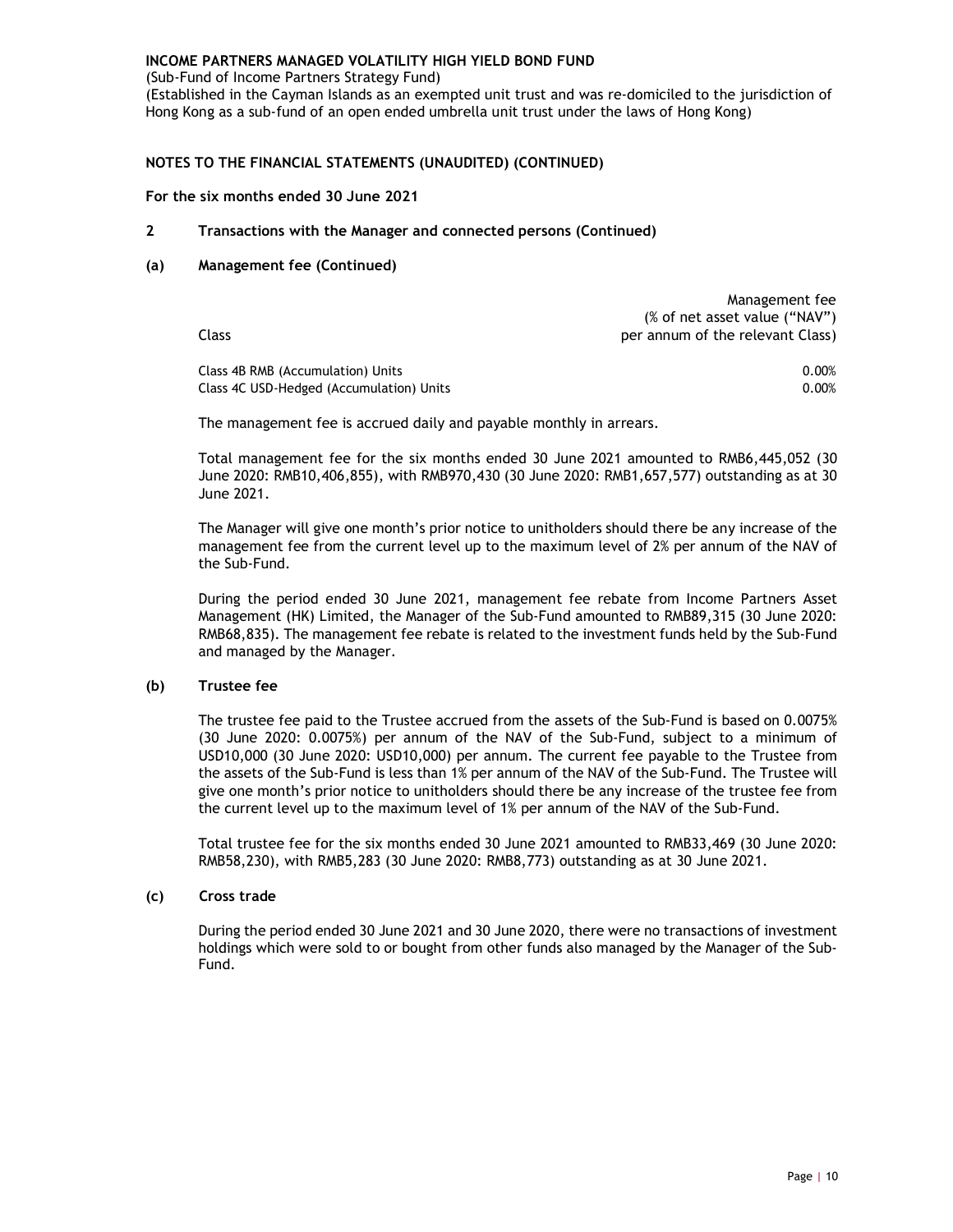**INCOME PARTNERS MANAGED VOLATILITY HIGH YIELD BOND FUND**

(Sub-Fund of Income Partners Strategy Fund)

(Established in the Cayman Islands as an exempted unit trust and was re-domiciled to the jurisdiction of Hong Kong as a sub-fund of an open ended umbrella unit trust under the laws of Hong Kong)

**NOTES TO THE FINANCIAL STATEMENTS (UNAUDITED) (CONTINUED)**

**For the six months ended 30 June 2021**

**2 Transactions with the Manager and connected persons (Continued)**

**(a) Management fee (Continued)**

| Class | Management fee (% of net asset value ("NAV") per annum of the relevant Class) |
|---|---|
| Class 4B RMB (Accumulation) Units | 0.00% |
| Class 4C USD-Hedged (Accumulation) Units | 0.00% |

The management fee is accrued daily and payable monthly in arrears.

Total management fee for the six months ended 30 June 2021 amounted to RMB6,445,052 (30 June 2020: RMB10,406,855), with RMB970,430 (30 June 2020: RMB1,657,577) outstanding as at 30 June 2021.

The Manager will give one month's prior notice to unitholders should there be any increase of the management fee from the current level up to the maximum level of 2% per annum of the NAV of the Sub-Fund.

During the period ended 30 June 2021, management fee rebate from Income Partners Asset Management (HK) Limited, the Manager of the Sub-Fund amounted to RMB89,315 (30 June 2020: RMB68,835). The management fee rebate is related to the investment funds held by the Sub-Fund and managed by the Manager.

**(b) Trustee fee**

The trustee fee paid to the Trustee accrued from the assets of the Sub-Fund is based on 0.0075% (30 June 2020: 0.0075%) per annum of the NAV of the Sub-Fund, subject to a minimum of USD10,000 (30 June 2020: USD10,000) per annum. The current fee payable to the Trustee from the assets of the Sub-Fund is less than 1% per annum of the NAV of the Sub-Fund. The Trustee will give one month's prior notice to unitholders should there be any increase of the trustee fee from the current level up to the maximum level of 1% per annum of the NAV of the Sub-Fund.

Total trustee fee for the six months ended 30 June 2021 amounted to RMB33,469 (30 June 2020: RMB58,230), with RMB5,283 (30 June 2020: RMB8,773) outstanding as at 30 June 2021.

**(c) Cross trade**

During the period ended 30 June 2021 and 30 June 2020, there were no transactions of investment holdings which were sold to or bought from other funds also managed by the Manager of the Sub-Fund.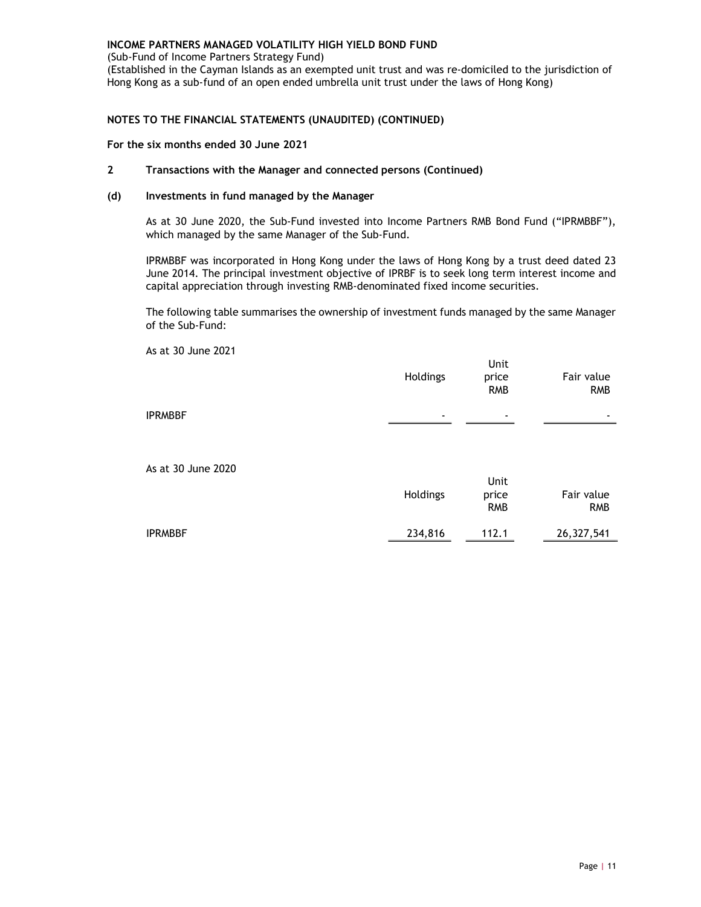**INCOME PARTNERS MANAGED VOLATILITY HIGH YIELD BOND FUND**
(Sub-Fund of Income Partners Strategy Fund)
(Established in the Cayman Islands as an exempted unit trust and was re-domiciled to the jurisdiction of Hong Kong as a sub-fund of an open ended umbrella unit trust under the laws of Hong Kong)

## NOTES TO THE FINANCIAL STATEMENTS (UNAUDITED) (CONTINUED)

**For the six months ended 30 June 2021**

### 2 Transactions with the Manager and connected persons (Continued)

#### (d) Investments in fund managed by the Manager

As at 30 June 2020, the Sub-Fund invested into Income Partners RMB Bond Fund ("IPRMBBF"), which managed by the same Manager of the Sub-Fund.

IPRMBBF was incorporated in Hong Kong under the laws of Hong Kong by a trust deed dated 23 June 2014. The principal investment objective of IPRBF is to seek long term interest income and capital appreciation through investing RMB-denominated fixed income securities.

The following table summarises the ownership of investment funds managed by the same Manager of the Sub-Fund:

As at 30 June 2021

| | Holdings | Unit price RMB | Fair value RMB |
|---|---|---|---|
| IPRMBBF | - | - | - |

As at 30 June 2020

| | Holdings | Unit price RMB | Fair value RMB |
|---|---|---|---|
| IPRMBBF | 234,816 | 112.1 | 26,327,541 |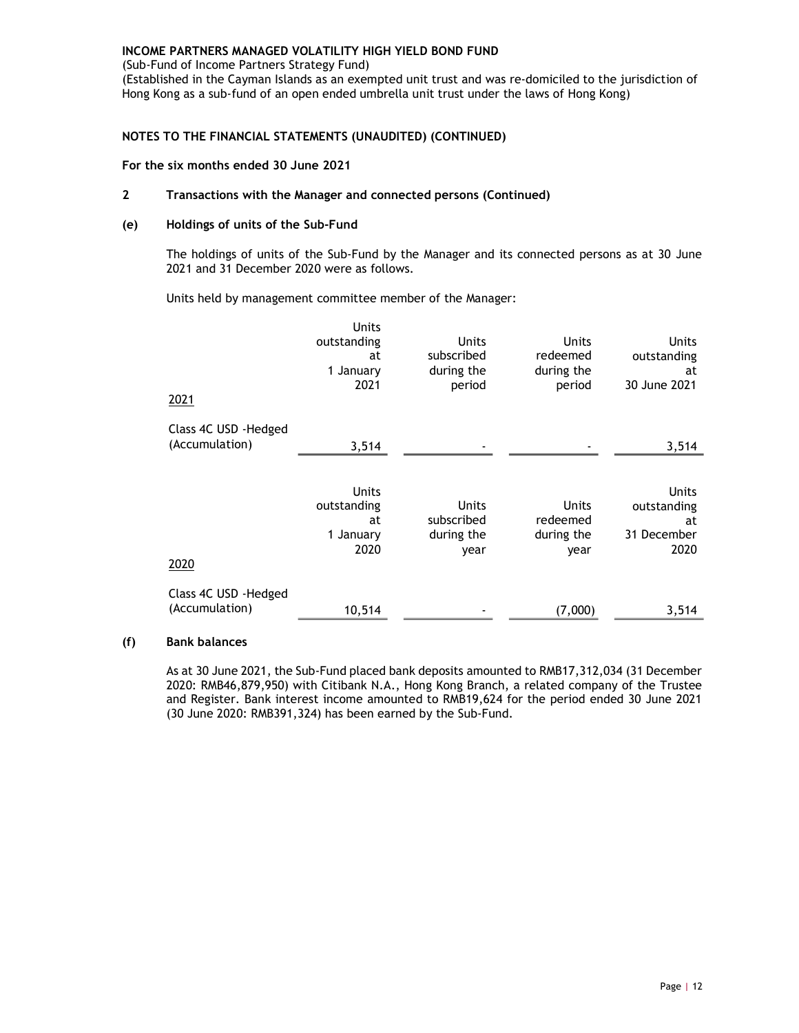**INCOME PARTNERS MANAGED VOLATILITY HIGH YIELD BOND FUND**
(Sub-Fund of Income Partners Strategy Fund)
(Established in the Cayman Islands as an exempted unit trust and was re-domiciled to the jurisdiction of Hong Kong as a sub-fund of an open ended umbrella unit trust under the laws of Hong Kong)

**NOTES TO THE FINANCIAL STATEMENTS (UNAUDITED) (CONTINUED)**

**For the six months ended 30 June 2021**

**2 Transactions with the Manager and connected persons (Continued)**

**(e) Holdings of units of the Sub-Fund**

The holdings of units of the Sub-Fund by the Manager and its connected persons as at 30 June 2021 and 31 December 2020 were as follows.

Units held by management committee member of the Manager:

| 2021 | Units outstanding at 1 January 2021 | Units subscribed during the period | Units redeemed during the period | Units outstanding at 30 June 2021 |
|---|---|---|---|---|
| Class 4C USD -Hedged (Accumulation) | 3,514 | - | - | 3,514 |

| 2020 | Units outstanding at 1 January 2020 | Units subscribed during the year | Units redeemed during the year | Units outstanding at 31 December 2020 |
|---|---|---|---|---|
| Class 4C USD -Hedged (Accumulation) | 10,514 | - | (7,000) | 3,514 |

**(f) Bank balances**

As at 30 June 2021, the Sub-Fund placed bank deposits amounted to RMB17,312,034 (31 December 2020: RMB46,879,950) with Citibank N.A., Hong Kong Branch, a related company of the Trustee and Register. Bank interest income amounted to RMB19,624 for the period ended 30 June 2021 (30 June 2020: RMB391,324) has been earned by the Sub-Fund.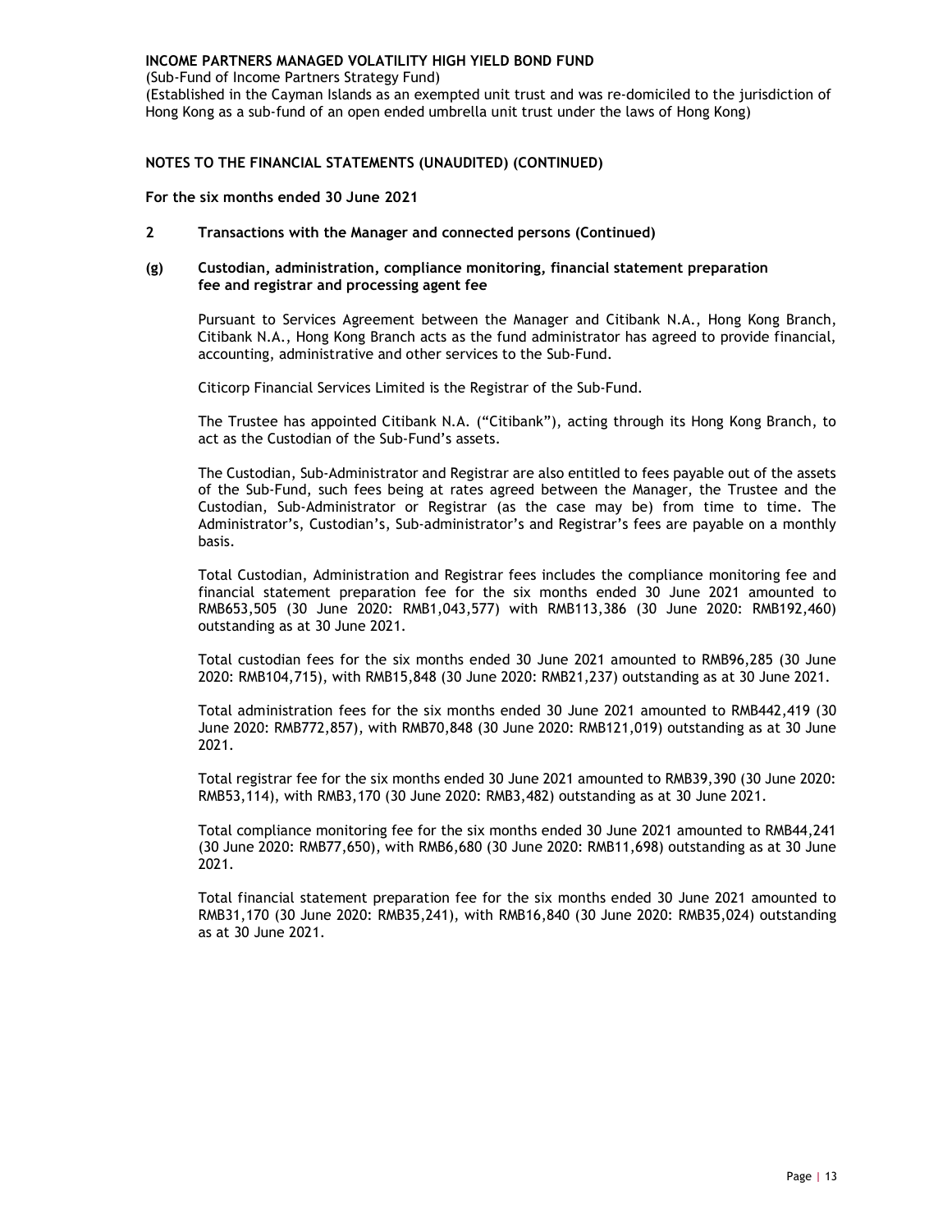**INCOME PARTNERS MANAGED VOLATILITY HIGH YIELD BOND FUND**
(Sub-Fund of Income Partners Strategy Fund)
(Established in the Cayman Islands as an exempted unit trust and was re-domiciled to the jurisdiction of Hong Kong as a sub-fund of an open ended umbrella unit trust under the laws of Hong Kong)

**NOTES TO THE FINANCIAL STATEMENTS (UNAUDITED) (CONTINUED)**

**For the six months ended 30 June 2021**

**2 Transactions with the Manager and connected persons (Continued)**

**(g) Custodian, administration, compliance monitoring, financial statement preparation fee and registrar and processing agent fee**

Pursuant to Services Agreement between the Manager and Citibank N.A., Hong Kong Branch, Citibank N.A., Hong Kong Branch acts as the fund administrator has agreed to provide financial, accounting, administrative and other services to the Sub-Fund.

Citicorp Financial Services Limited is the Registrar of the Sub-Fund.

The Trustee has appointed Citibank N.A. ("Citibank"), acting through its Hong Kong Branch, to act as the Custodian of the Sub-Fund's assets.

The Custodian, Sub-Administrator and Registrar are also entitled to fees payable out of the assets of the Sub-Fund, such fees being at rates agreed between the Manager, the Trustee and the Custodian, Sub-Administrator or Registrar (as the case may be) from time to time. The Administrator's, Custodian's, Sub-administrator's and Registrar's fees are payable on a monthly basis.

Total Custodian, Administration and Registrar fees includes the compliance monitoring fee and financial statement preparation fee for the six months ended 30 June 2021 amounted to RMB653,505 (30 June 2020: RMB1,043,577) with RMB113,386 (30 June 2020: RMB192,460) outstanding as at 30 June 2021.

Total custodian fees for the six months ended 30 June 2021 amounted to RMB96,285 (30 June 2020: RMB104,715), with RMB15,848 (30 June 2020: RMB21,237) outstanding as at 30 June 2021.

Total administration fees for the six months ended 30 June 2021 amounted to RMB442,419 (30 June 2020: RMB772,857), with RMB70,848 (30 June 2020: RMB121,019) outstanding as at 30 June 2021.

Total registrar fee for the six months ended 30 June 2021 amounted to RMB39,390 (30 June 2020: RMB53,114), with RMB3,170 (30 June 2020: RMB3,482) outstanding as at 30 June 2021.

Total compliance monitoring fee for the six months ended 30 June 2021 amounted to RMB44,241 (30 June 2020: RMB77,650), with RMB6,680 (30 June 2020: RMB11,698) outstanding as at 30 June 2021.

Total financial statement preparation fee for the six months ended 30 June 2021 amounted to RMB31,170 (30 June 2020: RMB35,241), with RMB16,840 (30 June 2020: RMB35,024) outstanding as at 30 June 2021.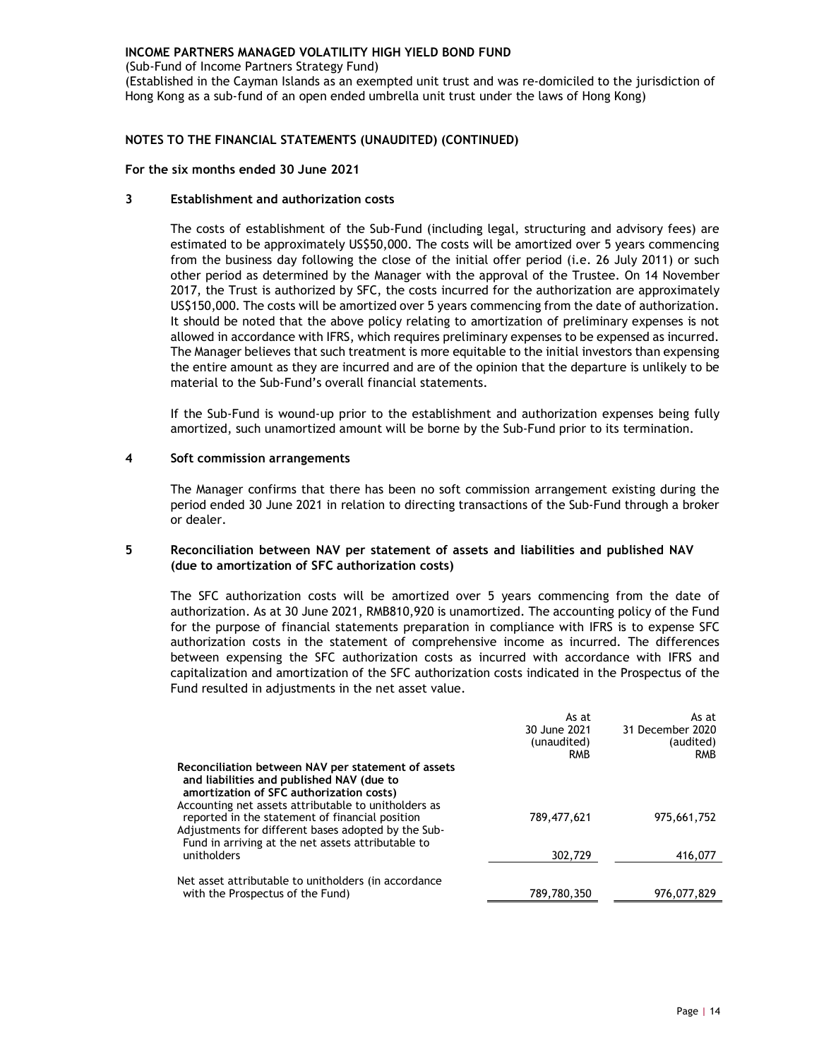**INCOME PARTNERS MANAGED VOLATILITY HIGH YIELD BOND FUND**

(Sub-Fund of Income Partners Strategy Fund)

(Established in the Cayman Islands as an exempted unit trust and was re-domiciled to the jurisdiction of Hong Kong as a sub-fund of an open ended umbrella unit trust under the laws of Hong Kong)

**NOTES TO THE FINANCIAL STATEMENTS (UNAUDITED) (CONTINUED)**

**For the six months ended 30 June 2021**

## 3 Establishment and authorization costs

The costs of establishment of the Sub-Fund (including legal, structuring and advisory fees) are estimated to be approximately US$50,000. The costs will be amortized over 5 years commencing from the business day following the close of the initial offer period (i.e. 26 July 2011) or such other period as determined by the Manager with the approval of the Trustee. On 14 November 2017, the Trust is authorized by SFC, the costs incurred for the authorization are approximately US$150,000. The costs will be amortized over 5 years commencing from the date of authorization. It should be noted that the above policy relating to amortization of preliminary expenses is not allowed in accordance with IFRS, which requires preliminary expenses to be expensed as incurred. The Manager believes that such treatment is more equitable to the initial investors than expensing the entire amount as they are incurred and are of the opinion that the departure is unlikely to be material to the Sub-Fund's overall financial statements.

If the Sub-Fund is wound-up prior to the establishment and authorization expenses being fully amortized, such unamortized amount will be borne by the Sub-Fund prior to its termination.

## 4 Soft commission arrangements

The Manager confirms that there has been no soft commission arrangement existing during the period ended 30 June 2021 in relation to directing transactions of the Sub-Fund through a broker or dealer.

## 5 Reconciliation between NAV per statement of assets and liabilities and published NAV (due to amortization of SFC authorization costs)

The SFC authorization costs will be amortized over 5 years commencing from the date of authorization. As at 30 June 2021, RMB810,920 is unamortized. The accounting policy of the Fund for the purpose of financial statements preparation in compliance with IFRS is to expense SFC authorization costs in the statement of comprehensive income as incurred. The differences between expensing the SFC authorization costs as incurred with accordance with IFRS and capitalization and amortization of the SFC authorization costs indicated in the Prospectus of the Fund resulted in adjustments in the net asset value.

| | As at 30 June 2021 (unaudited) RMB | As at 31 December 2020 (audited) RMB |
|---|---|---|
| **Reconciliation between NAV per statement of assets and liabilities and published NAV (due to amortization of SFC authorization costs)** | | |
| Accounting net assets attributable to unitholders as reported in the statement of financial position | 789,477,621 | 975,661,752 |
| Adjustments for different bases adopted by the Sub-Fund in arriving at the net assets attributable to unitholders | 302,729 | 416,077 |
| Net asset attributable to unitholders (in accordance with the Prospectus of the Fund) | 789,780,350 | 976,077,829 |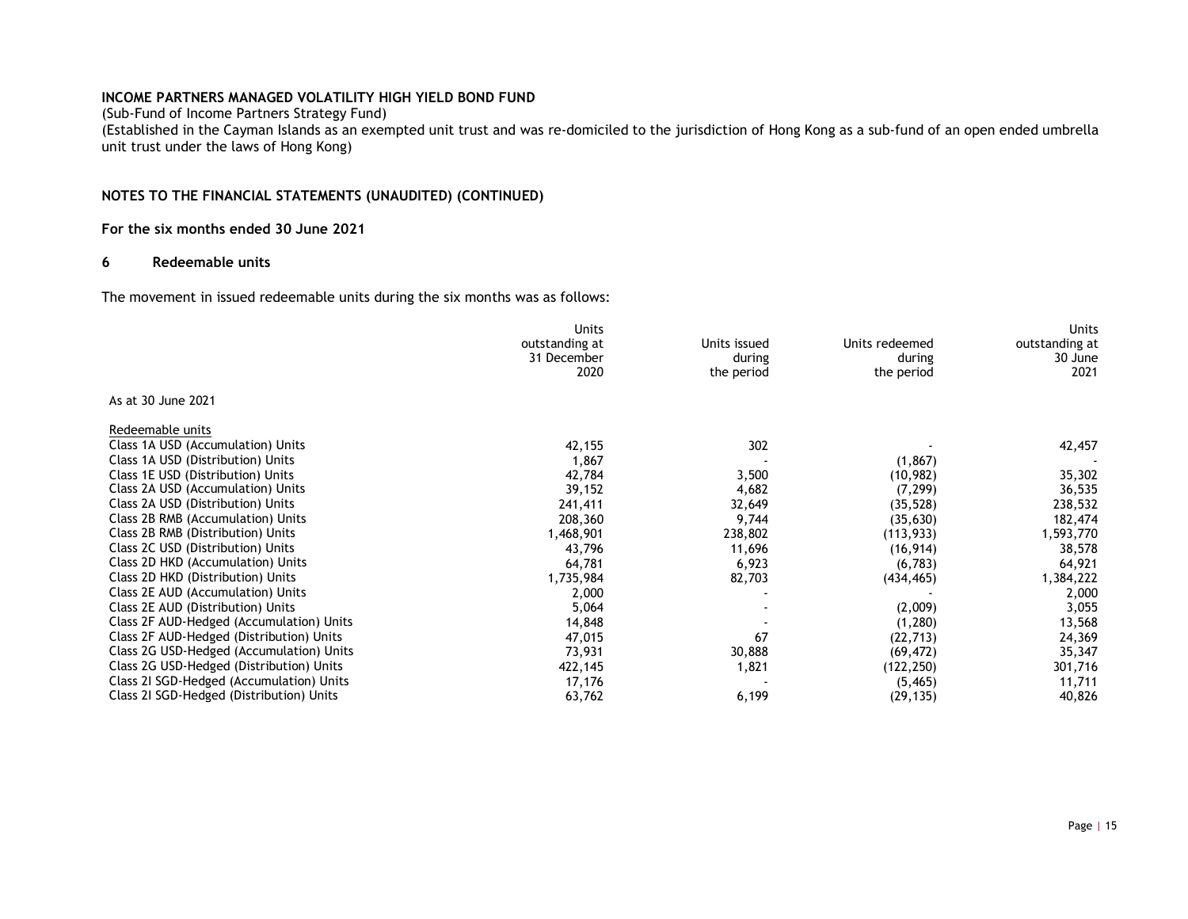**INCOME PARTNERS MANAGED VOLATILITY HIGH YIELD BOND FUND**

(Sub-Fund of Income Partners Strategy Fund)

(Established in the Cayman Islands as an exempted unit trust and was re-domiciled to the jurisdiction of Hong Kong as a sub-fund of an open ended umbrella unit trust under the laws of Hong Kong)

**NOTES TO THE FINANCIAL STATEMENTS (UNAUDITED) (CONTINUED)**

**For the six months ended 30 June 2021**

## 6 Redeemable units

The movement in issued redeemable units during the six months was as follows:

| | Units outstanding at 31 December 2020 | Units issued during the period | Units redeemed during the period | Units outstanding at 30 June 2021 |
|---|---|---|---|---|
| As at 30 June 2021 | | | | |
| Redeemable units | | | | |
| Class 1A USD (Accumulation) Units | 42,155 | 302 | - | 42,457 |
| Class 1A USD (Distribution) Units | 1,867 | - | (1,867) | - |
| Class 1E USD (Distribution) Units | 42,784 | 3,500 | (10,982) | 35,302 |
| Class 2A USD (Accumulation) Units | 39,152 | 4,682 | (7,299) | 36,535 |
| Class 2A USD (Distribution) Units | 241,411 | 32,649 | (35,528) | 238,532 |
| Class 2B RMB (Accumulation) Units | 208,360 | 9,744 | (35,630) | 182,474 |
| Class 2B RMB (Distribution) Units | 1,468,901 | 238,802 | (113,933) | 1,593,770 |
| Class 2C USD (Distribution) Units | 43,796 | 11,696 | (16,914) | 38,578 |
| Class 2D HKD (Accumulation) Units | 64,781 | 6,923 | (6,783) | 64,921 |
| Class 2D HKD (Distribution) Units | 1,735,984 | 82,703 | (434,465) | 1,384,222 |
| Class 2E AUD (Accumulation) Units | 2,000 | - | - | 2,000 |
| Class 2E AUD (Distribution) Units | 5,064 | - | (2,009) | 3,055 |
| Class 2F AUD-Hedged (Accumulation) Units | 14,848 | - | (1,280) | 13,568 |
| Class 2F AUD-Hedged (Distribution) Units | 47,015 | 67 | (22,713) | 24,369 |
| Class 2G USD-Hedged (Accumulation) Units | 73,931 | 30,888 | (69,472) | 35,347 |
| Class 2G USD-Hedged (Distribution) Units | 422,145 | 1,821 | (122,250) | 301,716 |
| Class 2I SGD-Hedged (Accumulation) Units | 17,176 | - | (5,465) | 11,711 |
| Class 2I SGD-Hedged (Distribution) Units | 63,762 | 6,199 | (29,135) | 40,826 |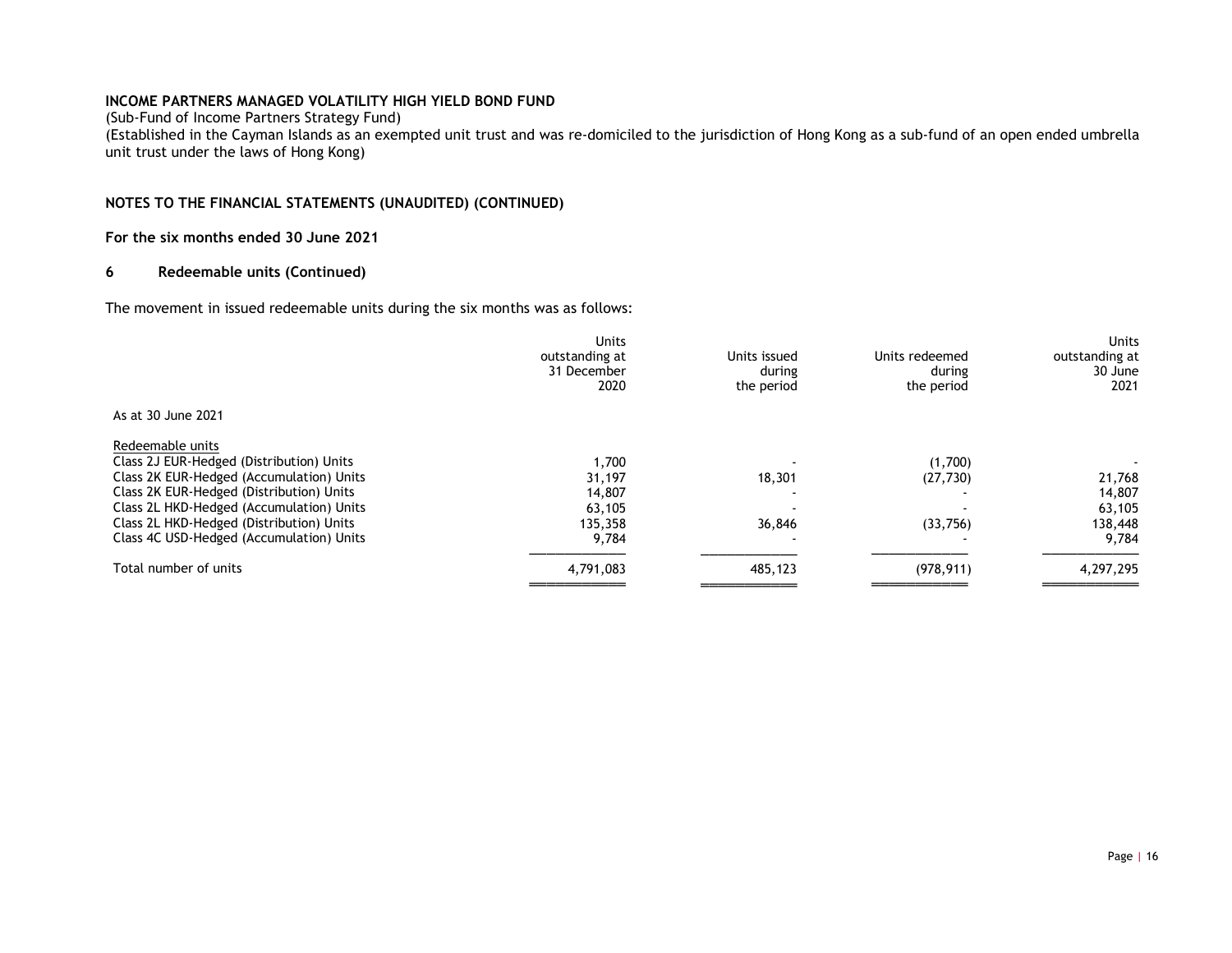**INCOME PARTNERS MANAGED VOLATILITY HIGH YIELD BOND FUND**

(Sub-Fund of Income Partners Strategy Fund)

(Established in the Cayman Islands as an exempted unit trust and was re-domiciled to the jurisdiction of Hong Kong as a sub-fund of an open ended umbrella unit trust under the laws of Hong Kong)

**NOTES TO THE FINANCIAL STATEMENTS (UNAUDITED) (CONTINUED)**

**For the six months ended 30 June 2021**

## 6 Redeemable units (Continued)

The movement in issued redeemable units during the six months was as follows:

| | Units outstanding at 31 December 2020 | Units issued during the period | Units redeemed during the period | Units outstanding at 30 June 2021 |
|---|---|---|---|---|
| As at 30 June 2021 | | | | |
| Redeemable units | | | | |
| Class 2J EUR-Hedged (Distribution) Units | 1,700 | - | (1,700) | - |
| Class 2K EUR-Hedged (Accumulation) Units | 31,197 | 18,301 | (27,730) | 21,768 |
| Class 2K EUR-Hedged (Distribution) Units | 14,807 | - | - | 14,807 |
| Class 2L HKD-Hedged (Accumulation) Units | 63,105 | - | - | 63,105 |
| Class 2L HKD-Hedged (Distribution) Units | 135,358 | 36,846 | (33,756) | 138,448 |
| Class 4C USD-Hedged (Accumulation) Units | 9,784 | - | - | 9,784 |
| Total number of units | 4,791,083 | 485,123 | (978,911) | 4,297,295 |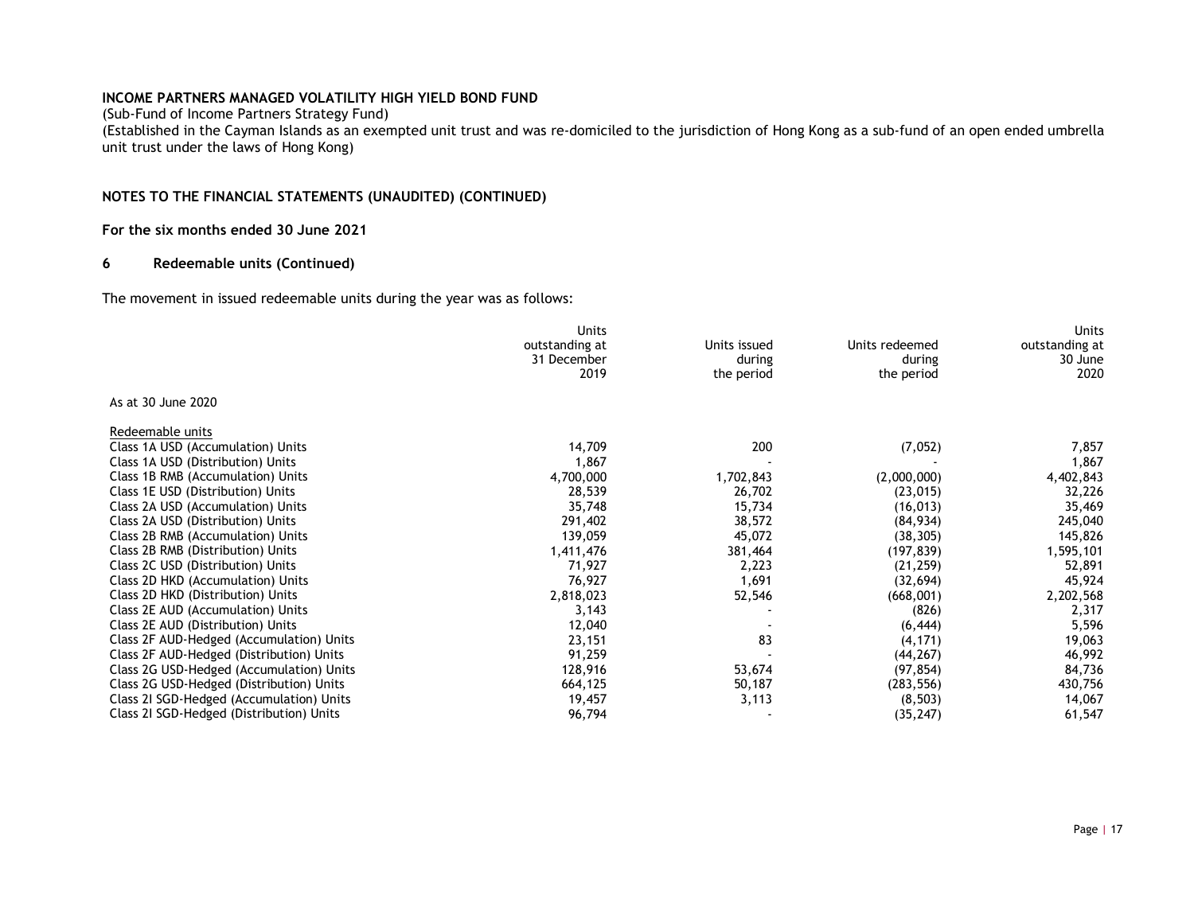**INCOME PARTNERS MANAGED VOLATILITY HIGH YIELD BOND FUND**

(Sub-Fund of Income Partners Strategy Fund)

(Established in the Cayman Islands as an exempted unit trust and was re-domiciled to the jurisdiction of Hong Kong as a sub-fund of an open ended umbrella unit trust under the laws of Hong Kong)

**NOTES TO THE FINANCIAL STATEMENTS (UNAUDITED) (CONTINUED)**

**For the six months ended 30 June 2021**

## 6 Redeemable units (Continued)

The movement in issued redeemable units during the year was as follows:

| | Units outstanding at 31 December 2019 | Units issued during the period | Units redeemed during the period | Units outstanding at 30 June 2020 |
|---|---|---|---|---|
| As at 30 June 2020 | | | | |
| Redeemable units | | | | |
| Class 1A USD (Accumulation) Units | 14,709 | 200 | (7,052) | 7,857 |
| Class 1A USD (Distribution) Units | 1,867 | - | - | 1,867 |
| Class 1B RMB (Accumulation) Units | 4,700,000 | 1,702,843 | (2,000,000) | 4,402,843 |
| Class 1E USD (Distribution) Units | 28,539 | 26,702 | (23,015) | 32,226 |
| Class 2A USD (Accumulation) Units | 35,748 | 15,734 | (16,013) | 35,469 |
| Class 2A USD (Distribution) Units | 291,402 | 38,572 | (84,934) | 245,040 |
| Class 2B RMB (Accumulation) Units | 139,059 | 45,072 | (38,305) | 145,826 |
| Class 2B RMB (Distribution) Units | 1,411,476 | 381,464 | (197,839) | 1,595,101 |
| Class 2C USD (Distribution) Units | 71,927 | 2,223 | (21,259) | 52,891 |
| Class 2D HKD (Accumulation) Units | 76,927 | 1,691 | (32,694) | 45,924 |
| Class 2D HKD (Distribution) Units | 2,818,023 | 52,546 | (668,001) | 2,202,568 |
| Class 2E AUD (Accumulation) Units | 3,143 | - | (826) | 2,317 |
| Class 2E AUD (Distribution) Units | 12,040 | - | (6,444) | 5,596 |
| Class 2F AUD-Hedged (Accumulation) Units | 23,151 | 83 | (4,171) | 19,063 |
| Class 2F AUD-Hedged (Distribution) Units | 91,259 | - | (44,267) | 46,992 |
| Class 2G USD-Hedged (Accumulation) Units | 128,916 | 53,674 | (97,854) | 84,736 |
| Class 2G USD-Hedged (Distribution) Units | 664,125 | 50,187 | (283,556) | 430,756 |
| Class 2I SGD-Hedged (Accumulation) Units | 19,457 | 3,113 | (8,503) | 14,067 |
| Class 2I SGD-Hedged (Distribution) Units | 96,794 | - | (35,247) | 61,547 |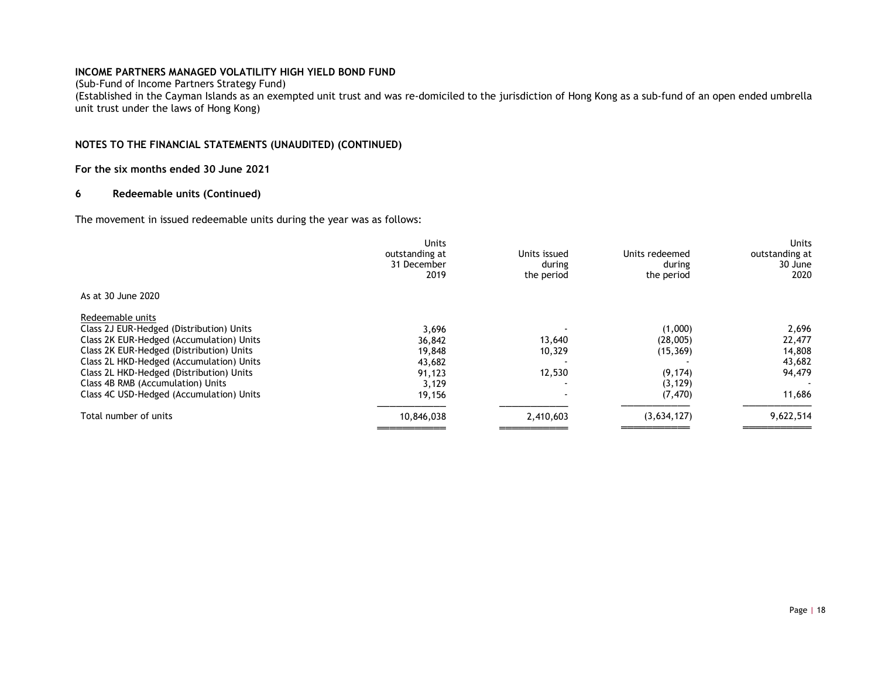**INCOME PARTNERS MANAGED VOLATILITY HIGH YIELD BOND FUND**

(Sub-Fund of Income Partners Strategy Fund)

(Established in the Cayman Islands as an exempted unit trust and was re-domiciled to the jurisdiction of Hong Kong as a sub-fund of an open ended umbrella unit trust under the laws of Hong Kong)

**NOTES TO THE FINANCIAL STATEMENTS (UNAUDITED) (CONTINUED)**

**For the six months ended 30 June 2021**

## 6 Redeemable units (Continued)

The movement in issued redeemable units during the year was as follows:

| | Units outstanding at 31 December 2019 | Units issued during the period | Units redeemed during the period | Units outstanding at 30 June 2020 |
|---|---|---|---|---|
| As at 30 June 2020 | | | | |
| Redeemable units | | | | |
| Class 2J EUR-Hedged (Distribution) Units | 3,696 | - | (1,000) | 2,696 |
| Class 2K EUR-Hedged (Accumulation) Units | 36,842 | 13,640 | (28,005) | 22,477 |
| Class 2K EUR-Hedged (Distribution) Units | 19,848 | 10,329 | (15,369) | 14,808 |
| Class 2L HKD-Hedged (Accumulation) Units | 43,682 | - | - | 43,682 |
| Class 2L HKD-Hedged (Distribution) Units | 91,123 | 12,530 | (9,174) | 94,479 |
| Class 4B RMB (Accumulation) Units | 3,129 | - | (3,129) | - |
| Class 4C USD-Hedged (Accumulation) Units | 19,156 | - | (7,470) | 11,686 |
| Total number of units | 10,846,038 | 2,410,603 | (3,634,127) | 9,622,514 |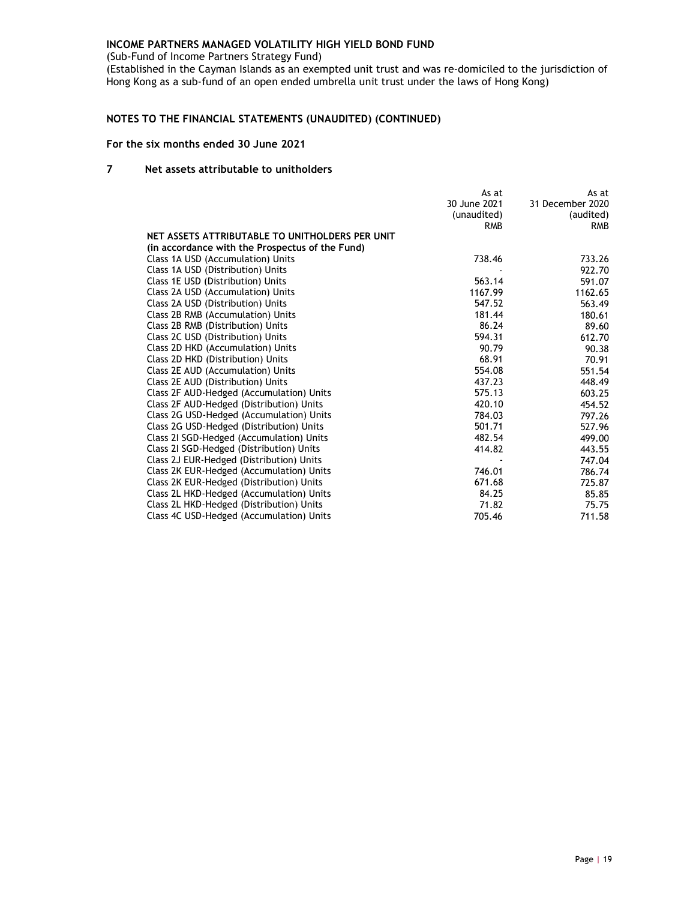**INCOME PARTNERS MANAGED VOLATILITY HIGH YIELD BOND FUND**

(Sub-Fund of Income Partners Strategy Fund)

(Established in the Cayman Islands as an exempted unit trust and was re-domiciled to the jurisdiction of Hong Kong as a sub-fund of an open ended umbrella unit trust under the laws of Hong Kong)

## NOTES TO THE FINANCIAL STATEMENTS (UNAUDITED) (CONTINUED)

### For the six months ended 30 June 2021

### 7 Net assets attributable to unitholders

| | As at 30 June 2021 (unaudited) RMB | As at 31 December 2020 (audited) RMB |
|---|---|---|
| **NET ASSETS ATTRIBUTABLE TO UNITHOLDERS PER UNIT (in accordance with the Prospectus of the Fund)** | | |
| Class 1A USD (Accumulation) Units | 738.46 | 733.26 |
| Class 1A USD (Distribution) Units | - | 922.70 |
| Class 1E USD (Distribution) Units | 563.14 | 591.07 |
| Class 2A USD (Accumulation) Units | 1167.99 | 1162.65 |
| Class 2A USD (Distribution) Units | 547.52 | 563.49 |
| Class 2B RMB (Accumulation) Units | 181.44 | 180.61 |
| Class 2B RMB (Distribution) Units | 86.24 | 89.60 |
| Class 2C USD (Distribution) Units | 594.31 | 612.70 |
| Class 2D HKD (Accumulation) Units | 90.79 | 90.38 |
| Class 2D HKD (Distribution) Units | 68.91 | 70.91 |
| Class 2E AUD (Accumulation) Units | 554.08 | 551.54 |
| Class 2E AUD (Distribution) Units | 437.23 | 448.49 |
| Class 2F AUD-Hedged (Accumulation) Units | 575.13 | 603.25 |
| Class 2F AUD-Hedged (Distribution) Units | 420.10 | 454.52 |
| Class 2G USD-Hedged (Accumulation) Units | 784.03 | 797.26 |
| Class 2G USD-Hedged (Distribution) Units | 501.71 | 527.96 |
| Class 2I SGD-Hedged (Accumulation) Units | 482.54 | 499.00 |
| Class 2I SGD-Hedged (Distribution) Units | 414.82 | 443.55 |
| Class 2J EUR-Hedged (Distribution) Units | - | 747.04 |
| Class 2K EUR-Hedged (Accumulation) Units | 746.01 | 786.74 |
| Class 2K EUR-Hedged (Distribution) Units | 671.68 | 725.87 |
| Class 2L HKD-Hedged (Accumulation) Units | 84.25 | 85.85 |
| Class 2L HKD-Hedged (Distribution) Units | 71.82 | 75.75 |
| Class 4C USD-Hedged (Accumulation) Units | 705.46 | 711.58 |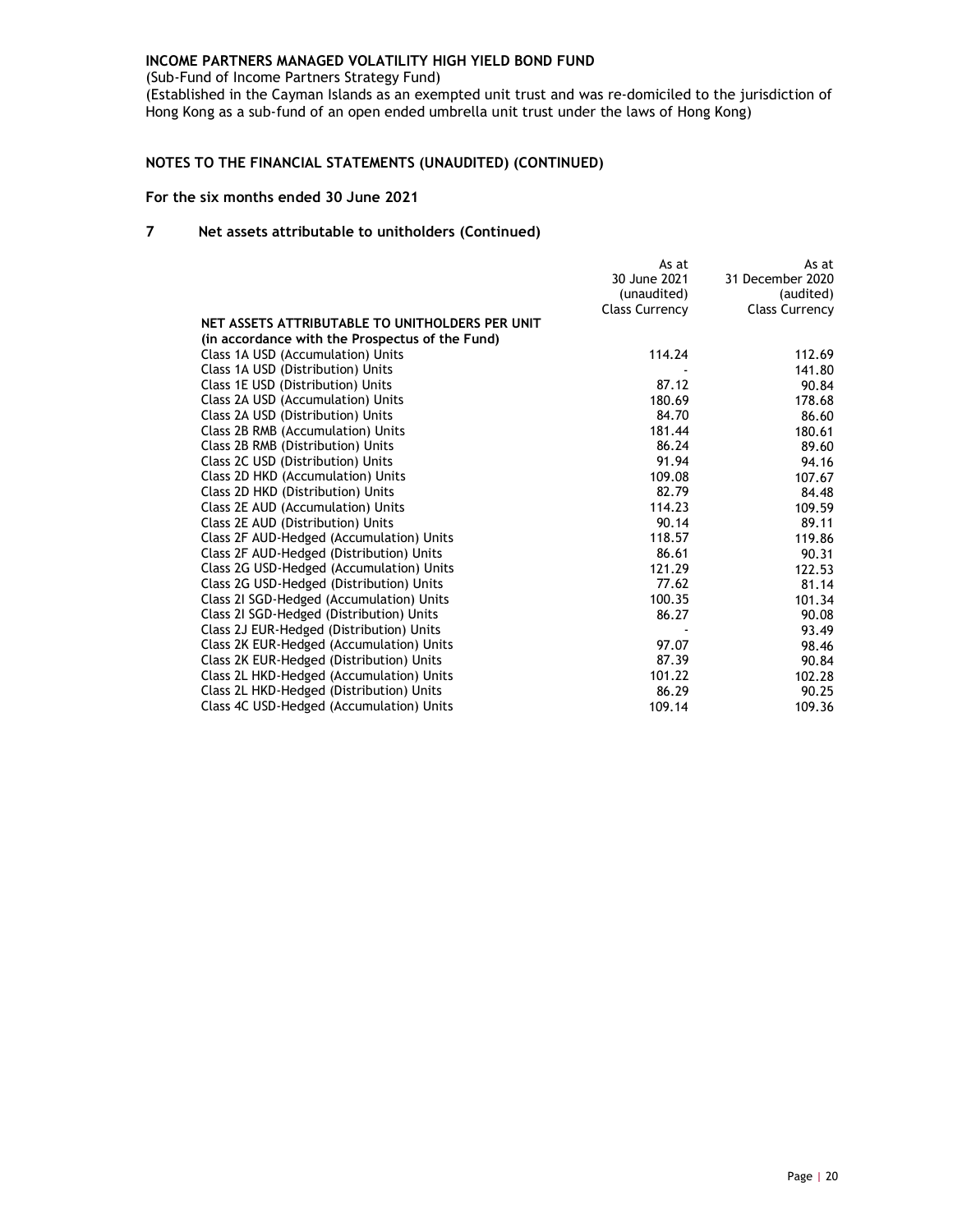**INCOME PARTNERS MANAGED VOLATILITY HIGH YIELD BOND FUND**

(Sub-Fund of Income Partners Strategy Fund)

(Established in the Cayman Islands as an exempted unit trust and was re-domiciled to the jurisdiction of Hong Kong as a sub-fund of an open ended umbrella unit trust under the laws of Hong Kong)

## NOTES TO THE FINANCIAL STATEMENTS (UNAUDITED) (CONTINUED)

### For the six months ended 30 June 2021

### 7 Net assets attributable to unitholders (Continued)

| | As at 30 June 2021 (unaudited) Class Currency | As at 31 December 2020 (audited) Class Currency |
|---|---|---|
| **NET ASSETS ATTRIBUTABLE TO UNITHOLDERS PER UNIT (in accordance with the Prospectus of the Fund)** | | |
| Class 1A USD (Accumulation) Units | 114.24 | 112.69 |
| Class 1A USD (Distribution) Units | - | 141.80 |
| Class 1E USD (Distribution) Units | 87.12 | 90.84 |
| Class 2A USD (Accumulation) Units | 180.69 | 178.68 |
| Class 2A USD (Distribution) Units | 84.70 | 86.60 |
| Class 2B RMB (Accumulation) Units | 181.44 | 180.61 |
| Class 2B RMB (Distribution) Units | 86.24 | 89.60 |
| Class 2C USD (Distribution) Units | 91.94 | 94.16 |
| Class 2D HKD (Accumulation) Units | 109.08 | 107.67 |
| Class 2D HKD (Distribution) Units | 82.79 | 84.48 |
| Class 2E AUD (Accumulation) Units | 114.23 | 109.59 |
| Class 2E AUD (Distribution) Units | 90.14 | 89.11 |
| Class 2F AUD-Hedged (Accumulation) Units | 118.57 | 119.86 |
| Class 2F AUD-Hedged (Distribution) Units | 86.61 | 90.31 |
| Class 2G USD-Hedged (Accumulation) Units | 121.29 | 122.53 |
| Class 2G USD-Hedged (Distribution) Units | 77.62 | 81.14 |
| Class 2I SGD-Hedged (Accumulation) Units | 100.35 | 101.34 |
| Class 2I SGD-Hedged (Distribution) Units | 86.27 | 90.08 |
| Class 2J EUR-Hedged (Distribution) Units | - | 93.49 |
| Class 2K EUR-Hedged (Accumulation) Units | 97.07 | 98.46 |
| Class 2K EUR-Hedged (Distribution) Units | 87.39 | 90.84 |
| Class 2L HKD-Hedged (Accumulation) Units | 101.22 | 102.28 |
| Class 2L HKD-Hedged (Distribution) Units | 86.29 | 90.25 |
| Class 4C USD-Hedged (Accumulation) Units | 109.14 | 109.36 |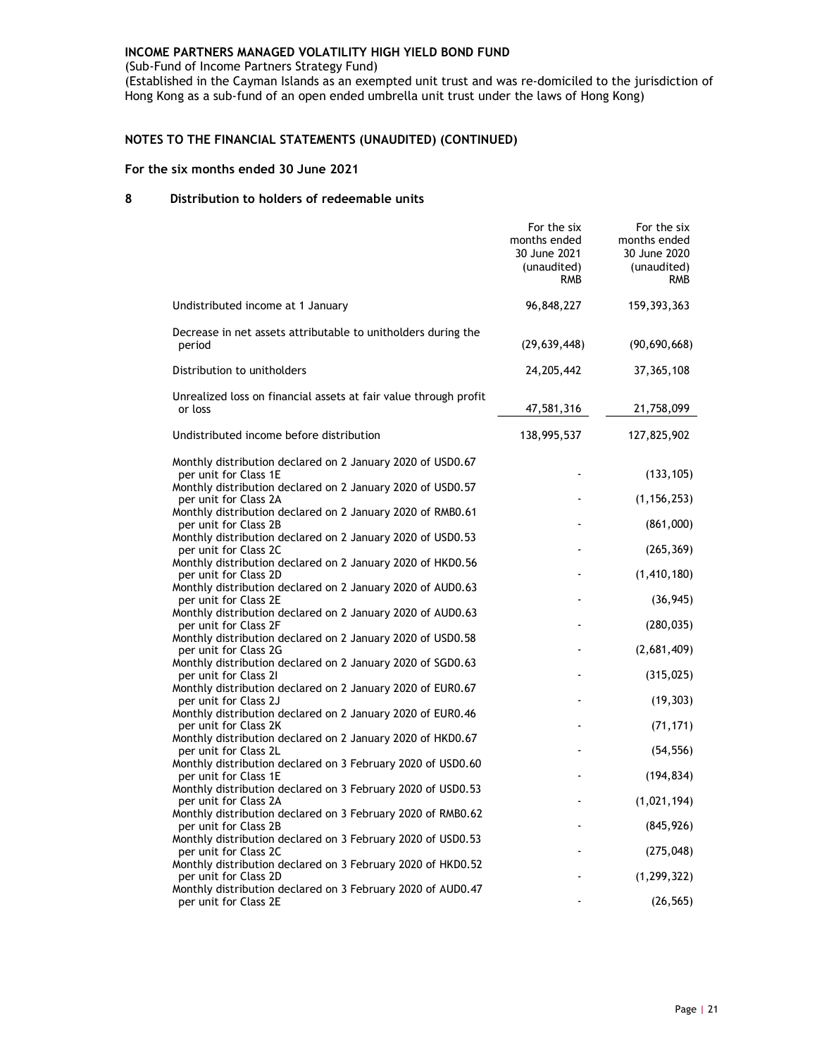**INCOME PARTNERS MANAGED VOLATILITY HIGH YIELD BOND FUND**

(Sub-Fund of Income Partners Strategy Fund)

(Established in the Cayman Islands as an exempted unit trust and was re-domiciled to the jurisdiction of Hong Kong as a sub-fund of an open ended umbrella unit trust under the laws of Hong Kong)

## NOTES TO THE FINANCIAL STATEMENTS (UNAUDITED) (CONTINUED)

### For the six months ended 30 June 2021

### 8 Distribution to holders of redeemable units

| | For the six months ended 30 June 2021 (unaudited) RMB | For the six months ended 30 June 2020 (unaudited) RMB |
|---|---|---|
| Undistributed income at 1 January | 96,848,227 | 159,393,363 |
| Decrease in net assets attributable to unitholders during the period | (29,639,448) | (90,690,668) |
| Distribution to unitholders | 24,205,442 | 37,365,108 |
| Unrealized loss on financial assets at fair value through profit or loss | 47,581,316 | 21,758,099 |
| Undistributed income before distribution | 138,995,537 | 127,825,902 |
| Monthly distribution declared on 2 January 2020 of USD0.67 per unit for Class 1E | - | (133,105) |
| Monthly distribution declared on 2 January 2020 of USD0.57 per unit for Class 2A | - | (1,156,253) |
| Monthly distribution declared on 2 January 2020 of RMB0.61 per unit for Class 2B | - | (861,000) |
| Monthly distribution declared on 2 January 2020 of USD0.53 per unit for Class 2C | - | (265,369) |
| Monthly distribution declared on 2 January 2020 of HKD0.56 per unit for Class 2D | - | (1,410,180) |
| Monthly distribution declared on 2 January 2020 of AUD0.63 per unit for Class 2E | - | (36,945) |
| Monthly distribution declared on 2 January 2020 of AUD0.63 per unit for Class 2F | - | (280,035) |
| Monthly distribution declared on 2 January 2020 of USD0.58 per unit for Class 2G | - | (2,681,409) |
| Monthly distribution declared on 2 January 2020 of SGD0.63 per unit for Class 2I | - | (315,025) |
| Monthly distribution declared on 2 January 2020 of EUR0.67 per unit for Class 2J | - | (19,303) |
| Monthly distribution declared on 2 January 2020 of EUR0.46 per unit for Class 2K | - | (71,171) |
| Monthly distribution declared on 2 January 2020 of HKD0.67 per unit for Class 2L | - | (54,556) |
| Monthly distribution declared on 3 February 2020 of USD0.60 per unit for Class 1E | - | (194,834) |
| Monthly distribution declared on 3 February 2020 of USD0.53 per unit for Class 2A | - | (1,021,194) |
| Monthly distribution declared on 3 February 2020 of RMB0.62 per unit for Class 2B | - | (845,926) |
| Monthly distribution declared on 3 February 2020 of USD0.53 per unit for Class 2C | - | (275,048) |
| Monthly distribution declared on 3 February 2020 of HKD0.52 per unit for Class 2D | - | (1,299,322) |
| Monthly distribution declared on 3 February 2020 of AUD0.47 per unit for Class 2E | - | (26,565) |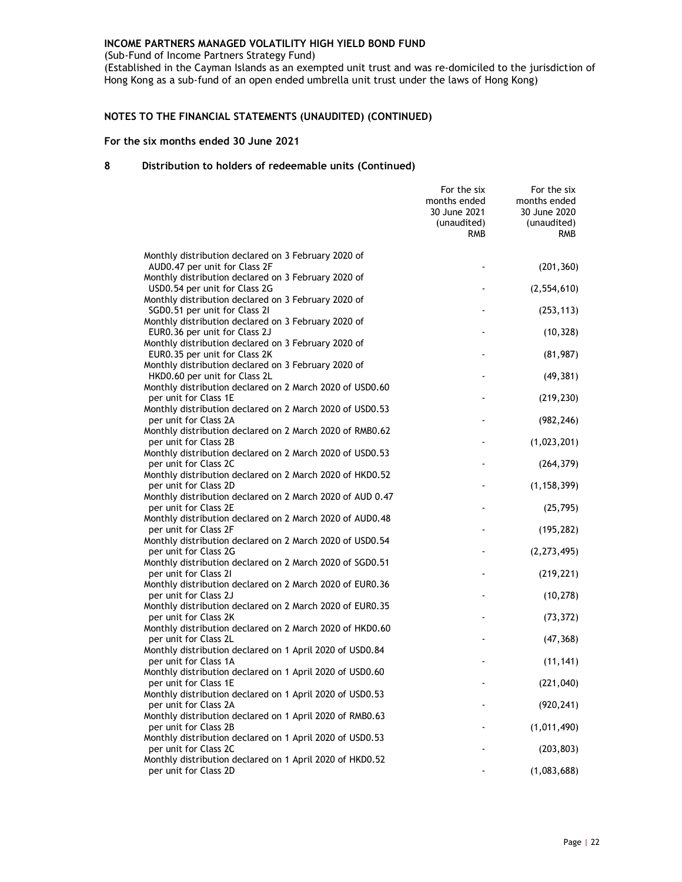**INCOME PARTNERS MANAGED VOLATILITY HIGH YIELD BOND FUND**

(Sub-Fund of Income Partners Strategy Fund)

(Established in the Cayman Islands as an exempted unit trust and was re-domiciled to the jurisdiction of Hong Kong as a sub-fund of an open ended umbrella unit trust under the laws of Hong Kong)

## NOTES TO THE FINANCIAL STATEMENTS (UNAUDITED) (CONTINUED)

**For the six months ended 30 June 2021**

### 8 Distribution to holders of redeemable units (Continued)

| | For the six months ended 30 June 2021 (unaudited) RMB | For the six months ended 30 June 2020 (unaudited) RMB |
|---|---|---|
| Monthly distribution declared on 3 February 2020 of AUD0.47 per unit for Class 2F | - | (201,360) |
| Monthly distribution declared on 3 February 2020 of USD0.54 per unit for Class 2G | - | (2,554,610) |
| Monthly distribution declared on 3 February 2020 of SGD0.51 per unit for Class 2I | - | (253,113) |
| Monthly distribution declared on 3 February 2020 of EUR0.36 per unit for Class 2J | - | (10,328) |
| Monthly distribution declared on 3 February 2020 of EUR0.35 per unit for Class 2K | - | (81,987) |
| Monthly distribution declared on 3 February 2020 of HKD0.60 per unit for Class 2L | - | (49,381) |
| Monthly distribution declared on 2 March 2020 of USD0.60 per unit for Class 1E | - | (219,230) |
| Monthly distribution declared on 2 March 2020 of USD0.53 per unit for Class 2A | - | (982,246) |
| Monthly distribution declared on 2 March 2020 of RMB0.62 per unit for Class 2B | - | (1,023,201) |
| Monthly distribution declared on 2 March 2020 of USD0.53 per unit for Class 2C | - | (264,379) |
| Monthly distribution declared on 2 March 2020 of HKD0.52 per unit for Class 2D | - | (1,158,399) |
| Monthly distribution declared on 2 March 2020 of AUD 0.47 per unit for Class 2E | - | (25,795) |
| Monthly distribution declared on 2 March 2020 of AUD0.48 per unit for Class 2F | - | (195,282) |
| Monthly distribution declared on 2 March 2020 of USD0.54 per unit for Class 2G | - | (2,273,495) |
| Monthly distribution declared on 2 March 2020 of SGD0.51 per unit for Class 2I | - | (219,221) |
| Monthly distribution declared on 2 March 2020 of EUR0.36 per unit for Class 2J | - | (10,278) |
| Monthly distribution declared on 2 March 2020 of EUR0.35 per unit for Class 2K | - | (73,372) |
| Monthly distribution declared on 2 March 2020 of HKD0.60 per unit for Class 2L | - | (47,368) |
| Monthly distribution declared on 1 April 2020 of USD0.84 per unit for Class 1A | - | (11,141) |
| Monthly distribution declared on 1 April 2020 of USD0.60 per unit for Class 1E | - | (221,040) |
| Monthly distribution declared on 1 April 2020 of USD0.53 per unit for Class 2A | - | (920,241) |
| Monthly distribution declared on 1 April 2020 of RMB0.63 per unit for Class 2B | - | (1,011,490) |
| Monthly distribution declared on 1 April 2020 of USD0.53 per unit for Class 2C | - | (203,803) |
| Monthly distribution declared on 1 April 2020 of HKD0.52 per unit for Class 2D | - | (1,083,688) |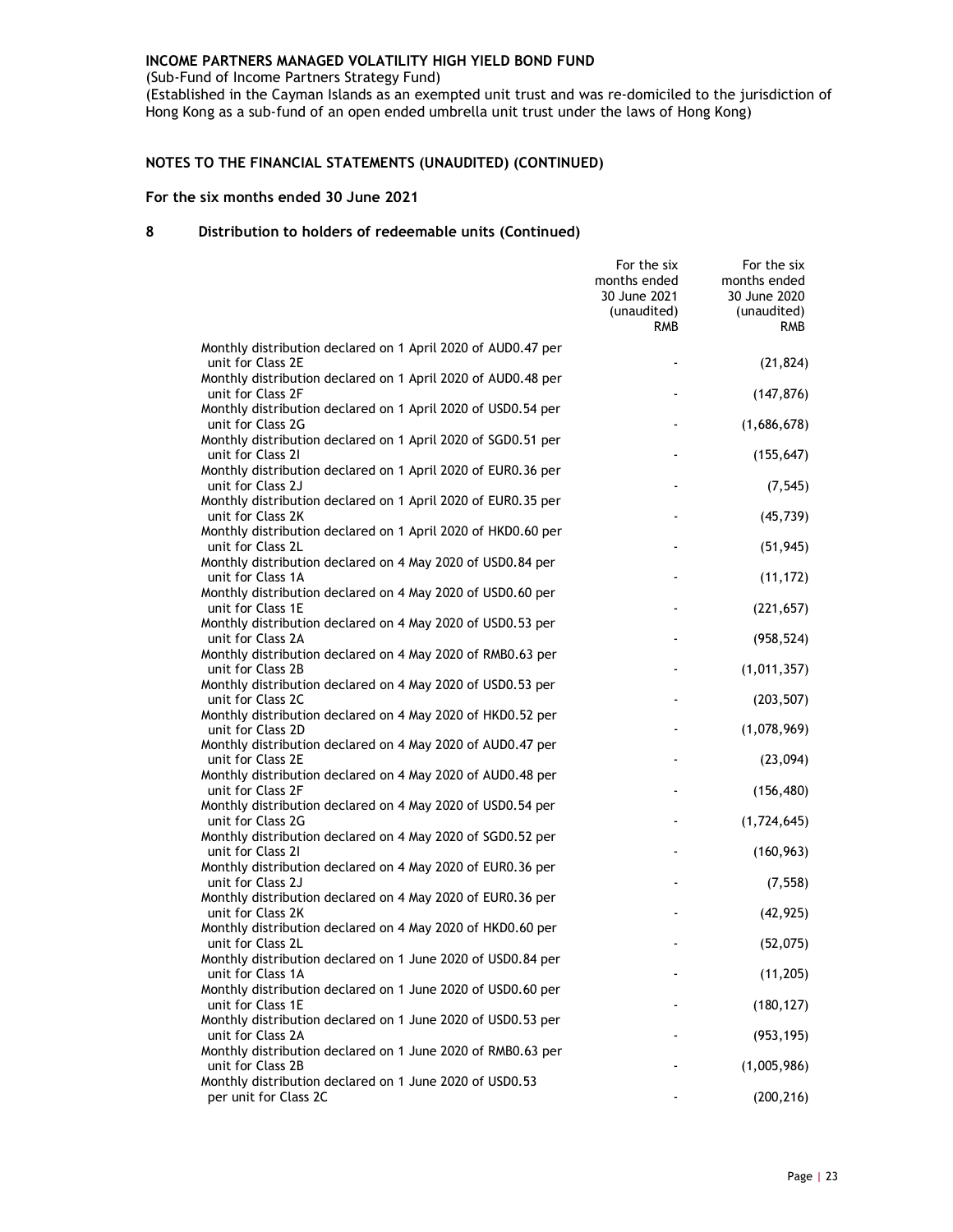**INCOME PARTNERS MANAGED VOLATILITY HIGH YIELD BOND FUND**

(Sub-Fund of Income Partners Strategy Fund)

(Established in the Cayman Islands as an exempted unit trust and was re-domiciled to the jurisdiction of Hong Kong as a sub-fund of an open ended umbrella unit trust under the laws of Hong Kong)

## NOTES TO THE FINANCIAL STATEMENTS (UNAUDITED) (CONTINUED)

### For the six months ended 30 June 2021

### 8 Distribution to holders of redeemable units (Continued)

| | For the six months ended 30 June 2021 (unaudited) RMB | For the six months ended 30 June 2020 (unaudited) RMB |
|---|---|---|
| Monthly distribution declared on 1 April 2020 of AUD0.47 per unit for Class 2E | - | (21,824) |
| Monthly distribution declared on 1 April 2020 of AUD0.48 per unit for Class 2F | - | (147,876) |
| Monthly distribution declared on 1 April 2020 of USD0.54 per unit for Class 2G | - | (1,686,678) |
| Monthly distribution declared on 1 April 2020 of SGD0.51 per unit for Class 2I | - | (155,647) |
| Monthly distribution declared on 1 April 2020 of EUR0.36 per unit for Class 2J | - | (7,545) |
| Monthly distribution declared on 1 April 2020 of EUR0.35 per unit for Class 2K | - | (45,739) |
| Monthly distribution declared on 1 April 2020 of HKD0.60 per unit for Class 2L | - | (51,945) |
| Monthly distribution declared on 4 May 2020 of USD0.84 per unit for Class 1A | - | (11,172) |
| Monthly distribution declared on 4 May 2020 of USD0.60 per unit for Class 1E | - | (221,657) |
| Monthly distribution declared on 4 May 2020 of USD0.53 per unit for Class 2A | - | (958,524) |
| Monthly distribution declared on 4 May 2020 of RMB0.63 per unit for Class 2B | - | (1,011,357) |
| Monthly distribution declared on 4 May 2020 of USD0.53 per unit for Class 2C | - | (203,507) |
| Monthly distribution declared on 4 May 2020 of HKD0.52 per unit for Class 2D | - | (1,078,969) |
| Monthly distribution declared on 4 May 2020 of AUD0.47 per unit for Class 2E | - | (23,094) |
| Monthly distribution declared on 4 May 2020 of AUD0.48 per unit for Class 2F | - | (156,480) |
| Monthly distribution declared on 4 May 2020 of USD0.54 per unit for Class 2G | - | (1,724,645) |
| Monthly distribution declared on 4 May 2020 of SGD0.52 per unit for Class 2I | - | (160,963) |
| Monthly distribution declared on 4 May 2020 of EUR0.36 per unit for Class 2J | - | (7,558) |
| Monthly distribution declared on 4 May 2020 of EUR0.36 per unit for Class 2K | - | (42,925) |
| Monthly distribution declared on 4 May 2020 of HKD0.60 per unit for Class 2L | - | (52,075) |
| Monthly distribution declared on 1 June 2020 of USD0.84 per unit for Class 1A | - | (11,205) |
| Monthly distribution declared on 1 June 2020 of USD0.60 per unit for Class 1E | - | (180,127) |
| Monthly distribution declared on 1 June 2020 of USD0.53 per unit for Class 2A | - | (953,195) |
| Monthly distribution declared on 1 June 2020 of RMB0.63 per unit for Class 2B | - | (1,005,986) |
| Monthly distribution declared on 1 June 2020 of USD0.53 per unit for Class 2C | - | (200,216) |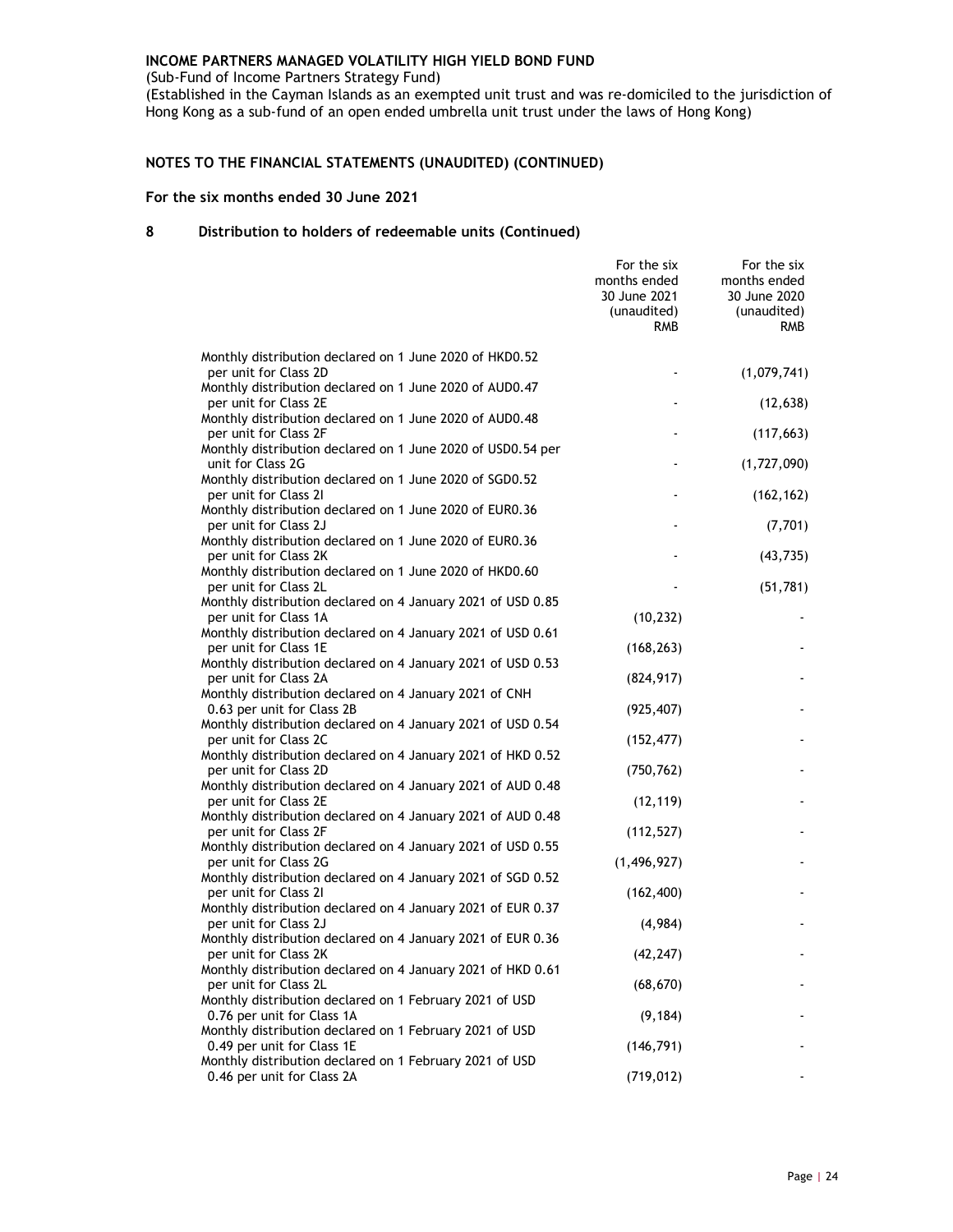**INCOME PARTNERS MANAGED VOLATILITY HIGH YIELD BOND FUND**

(Sub-Fund of Income Partners Strategy Fund)

(Established in the Cayman Islands as an exempted unit trust and was re-domiciled to the jurisdiction of Hong Kong as a sub-fund of an open ended umbrella unit trust under the laws of Hong Kong)

**NOTES TO THE FINANCIAL STATEMENTS (UNAUDITED) (CONTINUED)**

**For the six months ended 30 June 2021**

## 8 Distribution to holders of redeemable units (Continued)

| | For the six months ended 30 June 2021 (unaudited) RMB | For the six months ended 30 June 2020 (unaudited) RMB |
|---|---|---|
| Monthly distribution declared on 1 June 2020 of HKD0.52 per unit for Class 2D | - | (1,079,741) |
| Monthly distribution declared on 1 June 2020 of AUD0.47 per unit for Class 2E | - | (12,638) |
| Monthly distribution declared on 1 June 2020 of AUD0.48 per unit for Class 2F | - | (117,663) |
| Monthly distribution declared on 1 June 2020 of USD0.54 per unit for Class 2G | - | (1,727,090) |
| Monthly distribution declared on 1 June 2020 of SGD0.52 per unit for Class 2I | - | (162,162) |
| Monthly distribution declared on 1 June 2020 of EUR0.36 per unit for Class 2J | - | (7,701) |
| Monthly distribution declared on 1 June 2020 of EUR0.36 per unit for Class 2K | - | (43,735) |
| Monthly distribution declared on 1 June 2020 of HKD0.60 per unit for Class 2L | - | (51,781) |
| Monthly distribution declared on 4 January 2021 of USD 0.85 per unit for Class 1A | (10,232) | - |
| Monthly distribution declared on 4 January 2021 of USD 0.61 per unit for Class 1E | (168,263) | - |
| Monthly distribution declared on 4 January 2021 of USD 0.53 per unit for Class 2A | (824,917) | - |
| Monthly distribution declared on 4 January 2021 of CNH 0.63 per unit for Class 2B | (925,407) | - |
| Monthly distribution declared on 4 January 2021 of USD 0.54 per unit for Class 2C | (152,477) | - |
| Monthly distribution declared on 4 January 2021 of HKD 0.52 per unit for Class 2D | (750,762) | - |
| Monthly distribution declared on 4 January 2021 of AUD 0.48 per unit for Class 2E | (12,119) | - |
| Monthly distribution declared on 4 January 2021 of AUD 0.48 per unit for Class 2F | (112,527) | - |
| Monthly distribution declared on 4 January 2021 of USD 0.55 per unit for Class 2G | (1,496,927) | - |
| Monthly distribution declared on 4 January 2021 of SGD 0.52 per unit for Class 2I | (162,400) | - |
| Monthly distribution declared on 4 January 2021 of EUR 0.37 per unit for Class 2J | (4,984) | - |
| Monthly distribution declared on 4 January 2021 of EUR 0.36 per unit for Class 2K | (42,247) | - |
| Monthly distribution declared on 4 January 2021 of HKD 0.61 per unit for Class 2L | (68,670) | - |
| Monthly distribution declared on 1 February 2021 of USD 0.76 per unit for Class 1A | (9,184) | - |
| Monthly distribution declared on 1 February 2021 of USD 0.49 per unit for Class 1E | (146,791) | - |
| Monthly distribution declared on 1 February 2021 of USD 0.46 per unit for Class 2A | (719,012) | - |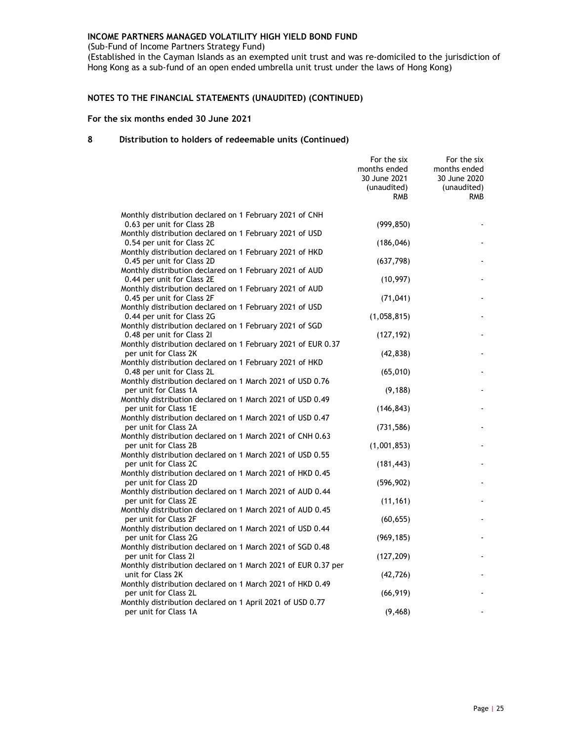**INCOME PARTNERS MANAGED VOLATILITY HIGH YIELD BOND FUND**

(Sub-Fund of Income Partners Strategy Fund)

(Established in the Cayman Islands as an exempted unit trust and was re-domiciled to the jurisdiction of Hong Kong as a sub-fund of an open ended umbrella unit trust under the laws of Hong Kong)

## NOTES TO THE FINANCIAL STATEMENTS (UNAUDITED) (CONTINUED)

**For the six months ended 30 June 2021**

### 8 Distribution to holders of redeemable units (Continued)

| | For the six months ended 30 June 2021 (unaudited) RMB | For the six months ended 30 June 2020 (unaudited) RMB |
|---|---|---|
| Monthly distribution declared on 1 February 2021 of CNH 0.63 per unit for Class 2B | (999,850) | - |
| Monthly distribution declared on 1 February 2021 of USD 0.54 per unit for Class 2C | (186,046) | - |
| Monthly distribution declared on 1 February 2021 of HKD 0.45 per unit for Class 2D | (637,798) | - |
| Monthly distribution declared on 1 February 2021 of AUD 0.44 per unit for Class 2E | (10,997) | - |
| Monthly distribution declared on 1 February 2021 of AUD 0.45 per unit for Class 2F | (71,041) | - |
| Monthly distribution declared on 1 February 2021 of USD 0.44 per unit for Class 2G | (1,058,815) | - |
| Monthly distribution declared on 1 February 2021 of SGD 0.48 per unit for Class 2I | (127,192) | - |
| Monthly distribution declared on 1 February 2021 of EUR 0.37 per unit for Class 2K | (42,838) | - |
| Monthly distribution declared on 1 February 2021 of HKD 0.48 per unit for Class 2L | (65,010) | - |
| Monthly distribution declared on 1 March 2021 of USD 0.76 per unit for Class 1A | (9,188) | - |
| Monthly distribution declared on 1 March 2021 of USD 0.49 per unit for Class 1E | (146,843) | - |
| Monthly distribution declared on 1 March 2021 of USD 0.47 per unit for Class 2A | (731,586) | - |
| Monthly distribution declared on 1 March 2021 of CNH 0.63 per unit for Class 2B | (1,001,853) | - |
| Monthly distribution declared on 1 March 2021 of USD 0.55 per unit for Class 2C | (181,443) | - |
| Monthly distribution declared on 1 March 2021 of HKD 0.45 per unit for Class 2D | (596,902) | - |
| Monthly distribution declared on 1 March 2021 of AUD 0.44 per unit for Class 2E | (11,161) | - |
| Monthly distribution declared on 1 March 2021 of AUD 0.45 per unit for Class 2F | (60,655) | - |
| Monthly distribution declared on 1 March 2021 of USD 0.44 per unit for Class 2G | (969,185) | - |
| Monthly distribution declared on 1 March 2021 of SGD 0.48 per unit for Class 2I | (127,209) | - |
| Monthly distribution declared on 1 March 2021 of EUR 0.37 per unit for Class 2K | (42,726) | - |
| Monthly distribution declared on 1 March 2021 of HKD 0.49 per unit for Class 2L | (66,919) | - |
| Monthly distribution declared on 1 April 2021 of USD 0.77 per unit for Class 1A | (9,468) | - |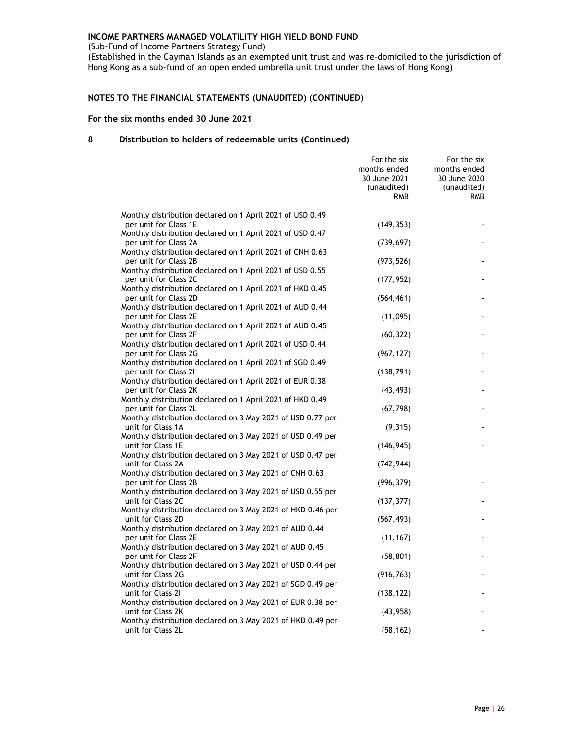**INCOME PARTNERS MANAGED VOLATILITY HIGH YIELD BOND FUND**

(Sub-Fund of Income Partners Strategy Fund)

(Established in the Cayman Islands as an exempted unit trust and was re-domiciled to the jurisdiction of Hong Kong as a sub-fund of an open ended umbrella unit trust under the laws of Hong Kong)

## NOTES TO THE FINANCIAL STATEMENTS (UNAUDITED) (CONTINUED)

### For the six months ended 30 June 2021

### 8 Distribution to holders of redeemable units (Continued)

| | For the six months ended 30 June 2021 (unaudited) RMB | For the six months ended 30 June 2020 (unaudited) RMB |
|---|---|---|
| Monthly distribution declared on 1 April 2021 of USD 0.49 per unit for Class 1E | (149,353) | - |
| Monthly distribution declared on 1 April 2021 of USD 0.47 per unit for Class 2A | (739,697) | - |
| Monthly distribution declared on 1 April 2021 of CNH 0.63 per unit for Class 2B | (973,526) | - |
| Monthly distribution declared on 1 April 2021 of USD 0.55 per unit for Class 2C | (177,952) | - |
| Monthly distribution declared on 1 April 2021 of HKD 0.45 per unit for Class 2D | (564,461) | - |
| Monthly distribution declared on 1 April 2021 of AUD 0.44 per unit for Class 2E | (11,095) | - |
| Monthly distribution declared on 1 April 2021 of AUD 0.45 per unit for Class 2F | (60,322) | - |
| Monthly distribution declared on 1 April 2021 of USD 0.44 per unit for Class 2G | (967,127) | - |
| Monthly distribution declared on 1 April 2021 of SGD 0.49 per unit for Class 2I | (138,791) | - |
| Monthly distribution declared on 1 April 2021 of EUR 0.38 per unit for Class 2K | (43,493) | - |
| Monthly distribution declared on 1 April 2021 of HKD 0.49 per unit for Class 2L | (67,798) | - |
| Monthly distribution declared on 3 May 2021 of USD 0.77 per unit for Class 1A | (9,315) | - |
| Monthly distribution declared on 3 May 2021 of USD 0.49 per unit for Class 1E | (146,945) | - |
| Monthly distribution declared on 3 May 2021 of USD 0.47 per unit for Class 2A | (742,944) | - |
| Monthly distribution declared on 3 May 2021 of CNH 0.63 per unit for Class 2B | (996,379) | - |
| Monthly distribution declared on 3 May 2021 of USD 0.55 per unit for Class 2C | (137,377) | - |
| Monthly distribution declared on 3 May 2021 of HKD 0.46 per unit for Class 2D | (567,493) | - |
| Monthly distribution declared on 3 May 2021 of AUD 0.44 per unit for Class 2E | (11,167) | - |
| Monthly distribution declared on 3 May 2021 of AUD 0.45 per unit for Class 2F | (58,801) | - |
| Monthly distribution declared on 3 May 2021 of USD 0.44 per unit for Class 2G | (916,763) | - |
| Monthly distribution declared on 3 May 2021 of SGD 0.49 per unit for Class 2I | (138,122) | - |
| Monthly distribution declared on 3 May 2021 of EUR 0.38 per unit for Class 2K | (43,958) | - |
| Monthly distribution declared on 3 May 2021 of HKD 0.49 per unit for Class 2L | (58,162) | - |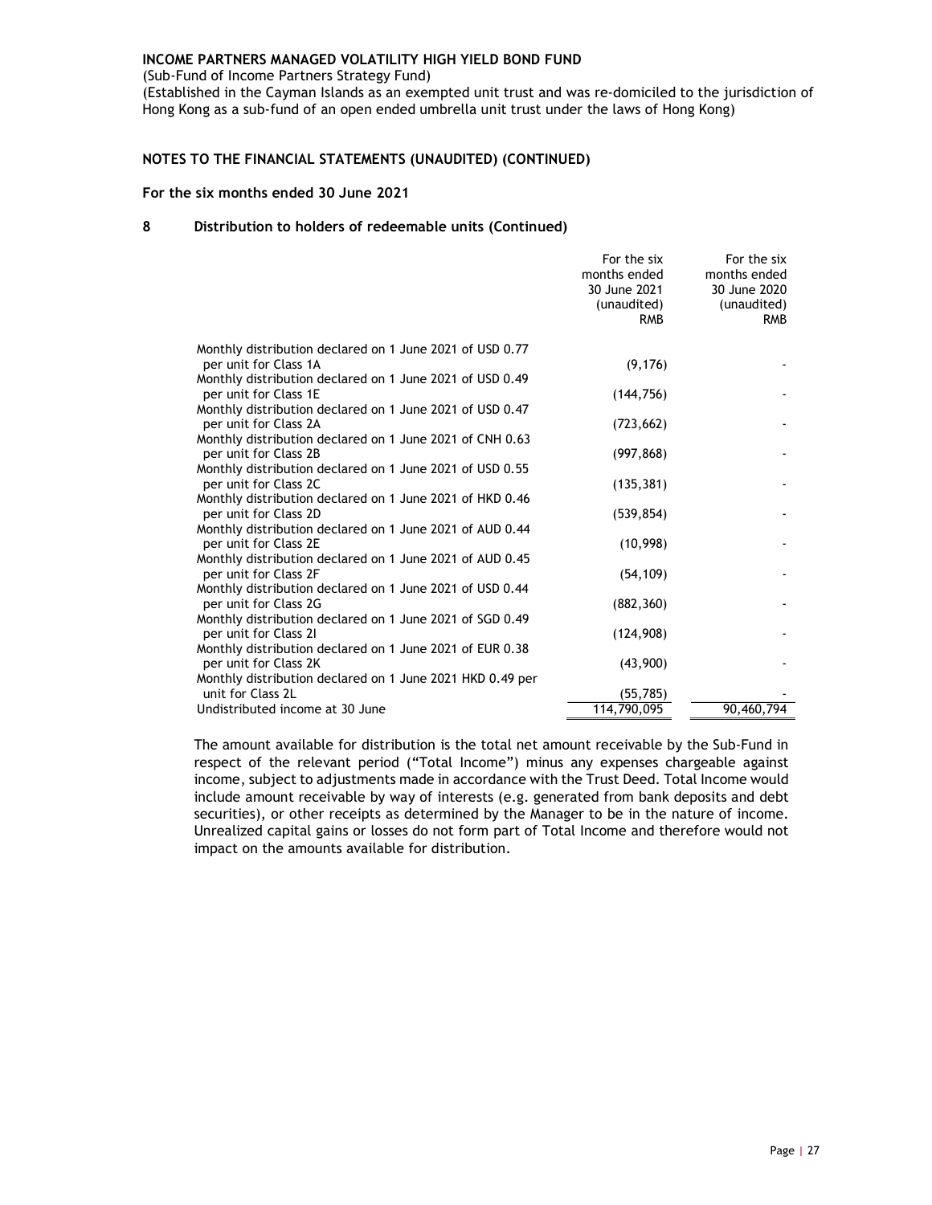**INCOME PARTNERS MANAGED VOLATILITY HIGH YIELD BOND FUND**

(Sub-Fund of Income Partners Strategy Fund)

(Established in the Cayman Islands as an exempted unit trust and was re-domiciled to the jurisdiction of Hong Kong as a sub-fund of an open ended umbrella unit trust under the laws of Hong Kong)

**NOTES TO THE FINANCIAL STATEMENTS (UNAUDITED) (CONTINUED)**

**For the six months ended 30 June 2021**

**8 Distribution to holders of redeemable units (Continued)**

| | For the six months ended 30 June 2021 (unaudited) RMB | For the six months ended 30 June 2020 (unaudited) RMB |
|---|---|---|
| Monthly distribution declared on 1 June 2021 of USD 0.77 per unit for Class 1A | (9,176) | - |
| Monthly distribution declared on 1 June 2021 of USD 0.49 per unit for Class 1E | (144,756) | - |
| Monthly distribution declared on 1 June 2021 of USD 0.47 per unit for Class 2A | (723,662) | - |
| Monthly distribution declared on 1 June 2021 of CNH 0.63 per unit for Class 2B | (997,868) | - |
| Monthly distribution declared on 1 June 2021 of USD 0.55 per unit for Class 2C | (135,381) | - |
| Monthly distribution declared on 1 June 2021 of HKD 0.46 per unit for Class 2D | (539,854) | - |
| Monthly distribution declared on 1 June 2021 of AUD 0.44 per unit for Class 2E | (10,998) | - |
| Monthly distribution declared on 1 June 2021 of AUD 0.45 per unit for Class 2F | (54,109) | - |
| Monthly distribution declared on 1 June 2021 of USD 0.44 per unit for Class 2G | (882,360) | - |
| Monthly distribution declared on 1 June 2021 of SGD 0.49 per unit for Class 2I | (124,908) | - |
| Monthly distribution declared on 1 June 2021 of EUR 0.38 per unit for Class 2K | (43,900) | - |
| Monthly distribution declared on 1 June 2021 HKD 0.49 per unit for Class 2L | (55,785) | - |
| Undistributed income at 30 June | 114,790,095 | 90,460,794 |

The amount available for distribution is the total net amount receivable by the Sub-Fund in respect of the relevant period ("Total Income") minus any expenses chargeable against income, subject to adjustments made in accordance with the Trust Deed. Total Income would include amount receivable by way of interests (e.g. generated from bank deposits and debt securities), or other receipts as determined by the Manager to be in the nature of income. Unrealized capital gains or losses do not form part of Total Income and therefore would not impact on the amounts available for distribution.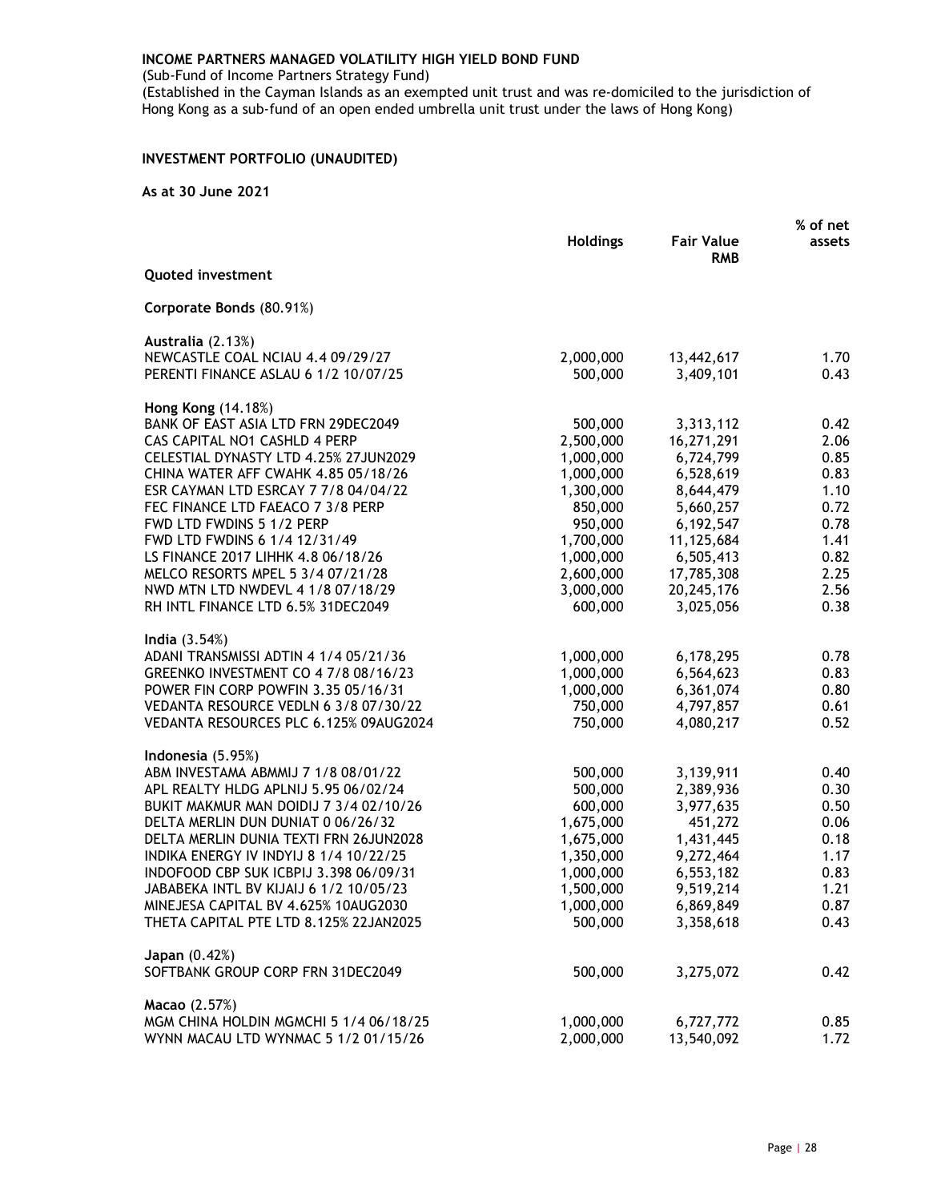**INCOME PARTNERS MANAGED VOLATILITY HIGH YIELD BOND FUND**

(Sub-Fund of Income Partners Strategy Fund)

(Established in the Cayman Islands as an exempted unit trust and was re-domiciled to the jurisdiction of Hong Kong as a sub-fund of an open ended umbrella unit trust under the laws of Hong Kong)

**INVESTMENT PORTFOLIO (UNAUDITED)**

**As at 30 June 2021**

| | Holdings | Fair Value RMB | % of net assets |
|---|---|---|---|
| **Quoted investment** | | | |
| **Corporate Bonds** (80.91%) | | | |
| **Australia** (2.13%) | | | |
| NEWCASTLE COAL NCIAU 4.4 09/29/27 | 2,000,000 | 13,442,617 | 1.70 |
| PERENTI FINANCE ASLAU 6 1/2 10/07/25 | 500,000 | 3,409,101 | 0.43 |
| **Hong Kong** (14.18%) | | | |
| BANK OF EAST ASIA LTD FRN 29DEC2049 | 500,000 | 3,313,112 | 0.42 |
| CAS CAPITAL NO1 CASHLD 4 PERP | 2,500,000 | 16,271,291 | 2.06 |
| CELESTIAL DYNASTY LTD 4.25% 27JUN2029 | 1,000,000 | 6,724,799 | 0.85 |
| CHINA WATER AFF CWAHK 4.85 05/18/26 | 1,000,000 | 6,528,619 | 0.83 |
| ESR CAYMAN LTD ESRCAY 7 7/8 04/04/22 | 1,300,000 | 8,644,479 | 1.10 |
| FEC FINANCE LTD FAEACO 7 3/8 PERP | 850,000 | 5,660,257 | 0.72 |
| FWD LTD FWDINS 5 1/2 PERP | 950,000 | 6,192,547 | 0.78 |
| FWD LTD FWDINS 6 1/4 12/31/49 | 1,700,000 | 11,125,684 | 1.41 |
| LS FINANCE 2017 LIHHK 4.8 06/18/26 | 1,000,000 | 6,505,413 | 0.82 |
| MELCO RESORTS MPEL 5 3/4 07/21/28 | 2,600,000 | 17,785,308 | 2.25 |
| NWD MTN LTD NWDEVL 4 1/8 07/18/29 | 3,000,000 | 20,245,176 | 2.56 |
| RH INTL FINANCE LTD 6.5% 31DEC2049 | 600,000 | 3,025,056 | 0.38 |
| **India** (3.54%) | | | |
| ADANI TRANSMISSI ADTIN 4 1/4 05/21/36 | 1,000,000 | 6,178,295 | 0.78 |
| GREENKO INVESTMENT CO 4 7/8 08/16/23 | 1,000,000 | 6,564,623 | 0.83 |
| POWER FIN CORP POWFIN 3.35 05/16/31 | 1,000,000 | 6,361,074 | 0.80 |
| VEDANTA RESOURCE VEDLN 6 3/8 07/30/22 | 750,000 | 4,797,857 | 0.61 |
| VEDANTA RESOURCES PLC 6.125% 09AUG2024 | 750,000 | 4,080,217 | 0.52 |
| **Indonesia** (5.95%) | | | |
| ABM INVESTAMA ABMMIJ 7 1/8 08/01/22 | 500,000 | 3,139,911 | 0.40 |
| APL REALTY HLDG APLNIJ 5.95 06/02/24 | 500,000 | 2,389,936 | 0.30 |
| BUKIT MAKMUR MAN DOIDIJ 7 3/4 02/10/26 | 600,000 | 3,977,635 | 0.50 |
| DELTA MERLIN DUN DUNIAT 0 06/26/32 | 1,675,000 | 451,272 | 0.06 |
| DELTA MERLIN DUNIA TEXTI FRN 26JUN2028 | 1,675,000 | 1,431,445 | 0.18 |
| INDIKA ENERGY IV INDYIJ 8 1/4 10/22/25 | 1,350,000 | 9,272,464 | 1.17 |
| INDOFOOD CBP SUK ICBPIJ 3.398 06/09/31 | 1,000,000 | 6,553,182 | 0.83 |
| JABABEKA INTL BV KIJAIJ 6 1/2 10/05/23 | 1,500,000 | 9,519,214 | 1.21 |
| MINEJESA CAPITAL BV 4.625% 10AUG2030 | 1,000,000 | 6,869,849 | 0.87 |
| THETA CAPITAL PTE LTD 8.125% 22JAN2025 | 500,000 | 3,358,618 | 0.43 |
| **Japan** (0.42%) | | | |
| SOFTBANK GROUP CORP FRN 31DEC2049 | 500,000 | 3,275,072 | 0.42 |
| **Macao** (2.57%) | | | |
| MGM CHINA HOLDIN MGMCHI 5 1/4 06/18/25 | 1,000,000 | 6,727,772 | 0.85 |
| WYNN MACAU LTD WYNMAC 5 1/2 01/15/26 | 2,000,000 | 13,540,092 | 1.72 |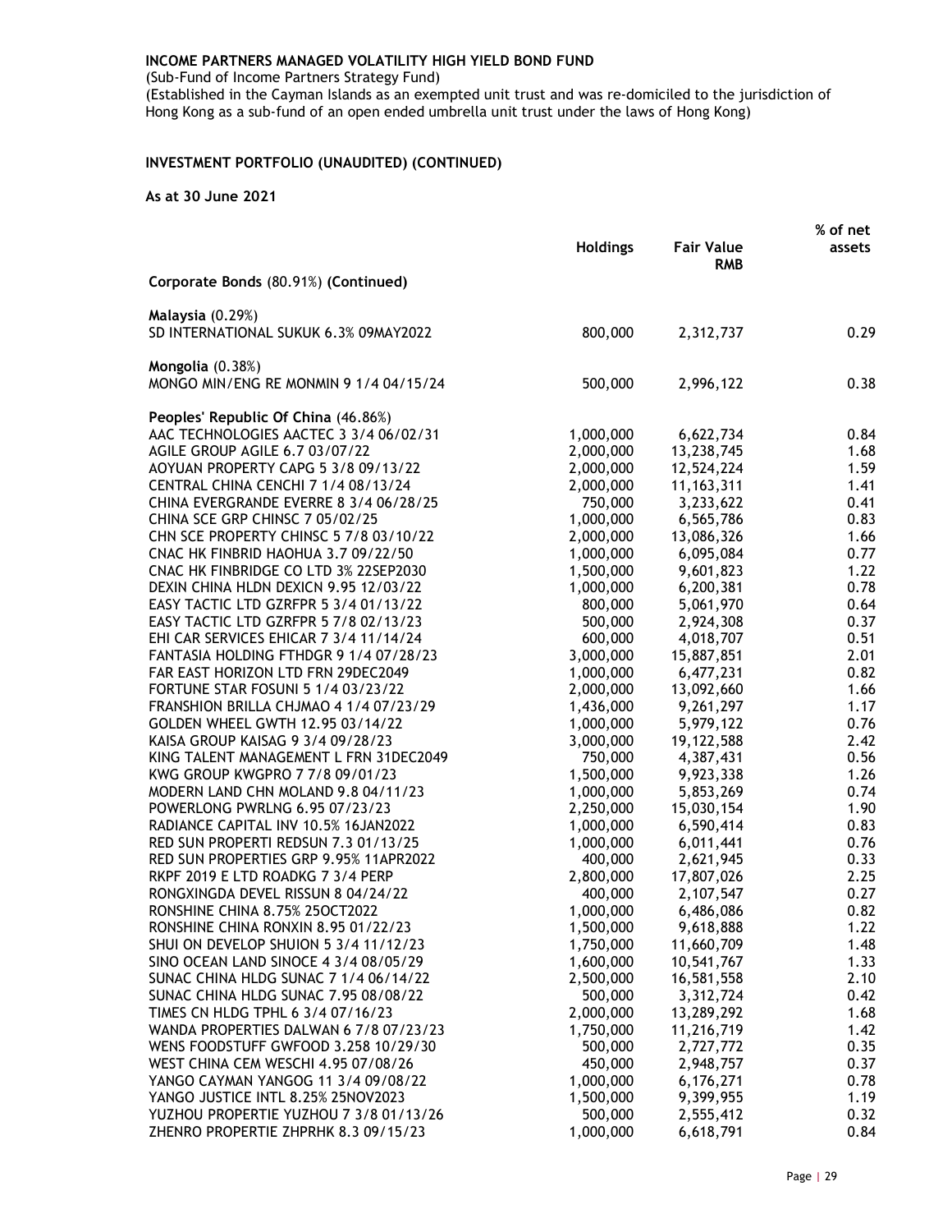**INCOME PARTNERS MANAGED VOLATILITY HIGH YIELD BOND FUND**

(Sub-Fund of Income Partners Strategy Fund)
(Established in the Cayman Islands as an exempted unit trust and was re-domiciled to the jurisdiction of Hong Kong as a sub-fund of an open ended umbrella unit trust under the laws of Hong Kong)

**INVESTMENT PORTFOLIO (UNAUDITED) (CONTINUED)**

**As at 30 June 2021**

| | Holdings | Fair Value RMB | % of net assets |
|---|---|---|---|
| **Corporate Bonds** (80.91%) **(Continued)** | | | |
| **Malaysia** (0.29%) | | | |
| SD INTERNATIONAL SUKUK 6.3% 09MAY2022 | 800,000 | 2,312,737 | 0.29 |
| **Mongolia** (0.38%) | | | |
| MONGO MIN/ENG RE MONMIN 9 1/4 04/15/24 | 500,000 | 2,996,122 | 0.38 |
| **Peoples' Republic Of China** (46.86%) | | | |
| AAC TECHNOLOGIES AACTEC 3 3/4 06/02/31 | 1,000,000 | 6,622,734 | 0.84 |
| AGILE GROUP AGILE 6.7 03/07/22 | 2,000,000 | 13,238,745 | 1.68 |
| AOYUAN PROPERTY CAPG 5 3/8 09/13/22 | 2,000,000 | 12,524,224 | 1.59 |
| CENTRAL CHINA CENCHI 7 1/4 08/13/24 | 2,000,000 | 11,163,311 | 1.41 |
| CHINA EVERGRANDE EVERRE 8 3/4 06/28/25 | 750,000 | 3,233,622 | 0.41 |
| CHINA SCE GRP CHINSC 7 05/02/25 | 1,000,000 | 6,565,786 | 0.83 |
| CHN SCE PROPERTY CHINSC 5 7/8 03/10/22 | 2,000,000 | 13,086,326 | 1.66 |
| CNAC HK FINBRID HAOHUA 3.7 09/22/50 | 1,000,000 | 6,095,084 | 0.77 |
| CNAC HK FINBRIDGE CO LTD 3% 22SEP2030 | 1,500,000 | 9,601,823 | 1.22 |
| DEXIN CHINA HLDN DEXICN 9.95 12/03/22 | 1,000,000 | 6,200,381 | 0.78 |
| EASY TACTIC LTD GZRFPR 5 3/4 01/13/22 | 800,000 | 5,061,970 | 0.64 |
| EASY TACTIC LTD GZRFPR 5 7/8 02/13/23 | 500,000 | 2,924,308 | 0.37 |
| EHI CAR SERVICES EHICAR 7 3/4 11/14/24 | 600,000 | 4,018,707 | 0.51 |
| FANTASIA HOLDING FTHDGR 9 1/4 07/28/23 | 3,000,000 | 15,887,851 | 2.01 |
| FAR EAST HORIZON LTD FRN 29DEC2049 | 1,000,000 | 6,477,231 | 0.82 |
| FORTUNE STAR FOSUNI 5 1/4 03/23/22 | 2,000,000 | 13,092,660 | 1.66 |
| FRANSHION BRILLA CHJMAO 4 1/4 07/23/29 | 1,436,000 | 9,261,297 | 1.17 |
| GOLDEN WHEEL GWTH 12.95 03/14/22 | 1,000,000 | 5,979,122 | 0.76 |
| KAISA GROUP KAISAG 9 3/4 09/28/23 | 3,000,000 | 19,122,588 | 2.42 |
| KING TALENT MANAGEMENT L FRN 31DEC2049 | 750,000 | 4,387,431 | 0.56 |
| KWG GROUP KWGPRO 7 7/8 09/01/23 | 1,500,000 | 9,923,338 | 1.26 |
| MODERN LAND CHN MOLAND 9.8 04/11/23 | 1,000,000 | 5,853,269 | 0.74 |
| POWERLONG PWRLNG 6.95 07/23/23 | 2,250,000 | 15,030,154 | 1.90 |
| RADIANCE CAPITAL INV 10.5% 16JAN2022 | 1,000,000 | 6,590,414 | 0.83 |
| RED SUN PROPERTI REDSUN 7.3 01/13/25 | 1,000,000 | 6,011,441 | 0.76 |
| RED SUN PROPERTIES GRP 9.95% 11APR2022 | 400,000 | 2,621,945 | 0.33 |
| RKPF 2019 E LTD ROADKG 7 3/4 PERP | 2,800,000 | 17,807,026 | 2.25 |
| RONGXINGDA DEVEL RISSUN 8 04/24/22 | 400,000 | 2,107,547 | 0.27 |
| RONSHINE CHINA 8.75% 25OCT2022 | 1,000,000 | 6,486,086 | 0.82 |
| RONSHINE CHINA RONXIN 8.95 01/22/23 | 1,500,000 | 9,618,888 | 1.22 |
| SHUI ON DEVELOP SHUION 5 3/4 11/12/23 | 1,750,000 | 11,660,709 | 1.48 |
| SINO OCEAN LAND SINOCE 4 3/4 08/05/29 | 1,600,000 | 10,541,767 | 1.33 |
| SUNAC CHINA HLDG SUNAC 7 1/4 06/14/22 | 2,500,000 | 16,581,558 | 2.10 |
| SUNAC CHINA HLDG SUNAC 7.95 08/08/22 | 500,000 | 3,312,724 | 0.42 |
| TIMES CN HLDG TPHL 6 3/4 07/16/23 | 2,000,000 | 13,289,292 | 1.68 |
| WANDA PROPERTIES DALWAN 6 7/8 07/23/23 | 1,750,000 | 11,216,719 | 1.42 |
| WENS FOODSTUFF GWFOOD 3.258 10/29/30 | 500,000 | 2,727,772 | 0.35 |
| WEST CHINA CEM WESCHI 4.95 07/08/26 | 450,000 | 2,948,757 | 0.37 |
| YANGO CAYMAN YANGOG 11 3/4 09/08/22 | 1,000,000 | 6,176,271 | 0.78 |
| YANGO JUSTICE INTL 8.25% 25NOV2023 | 1,500,000 | 9,399,955 | 1.19 |
| YUZHOU PROPERTIE YUZHOU 7 3/8 01/13/26 | 500,000 | 2,555,412 | 0.32 |
| ZHENRO PROPERTIE ZHPRHK 8.3 09/15/23 | 1,000,000 | 6,618,791 | 0.84 |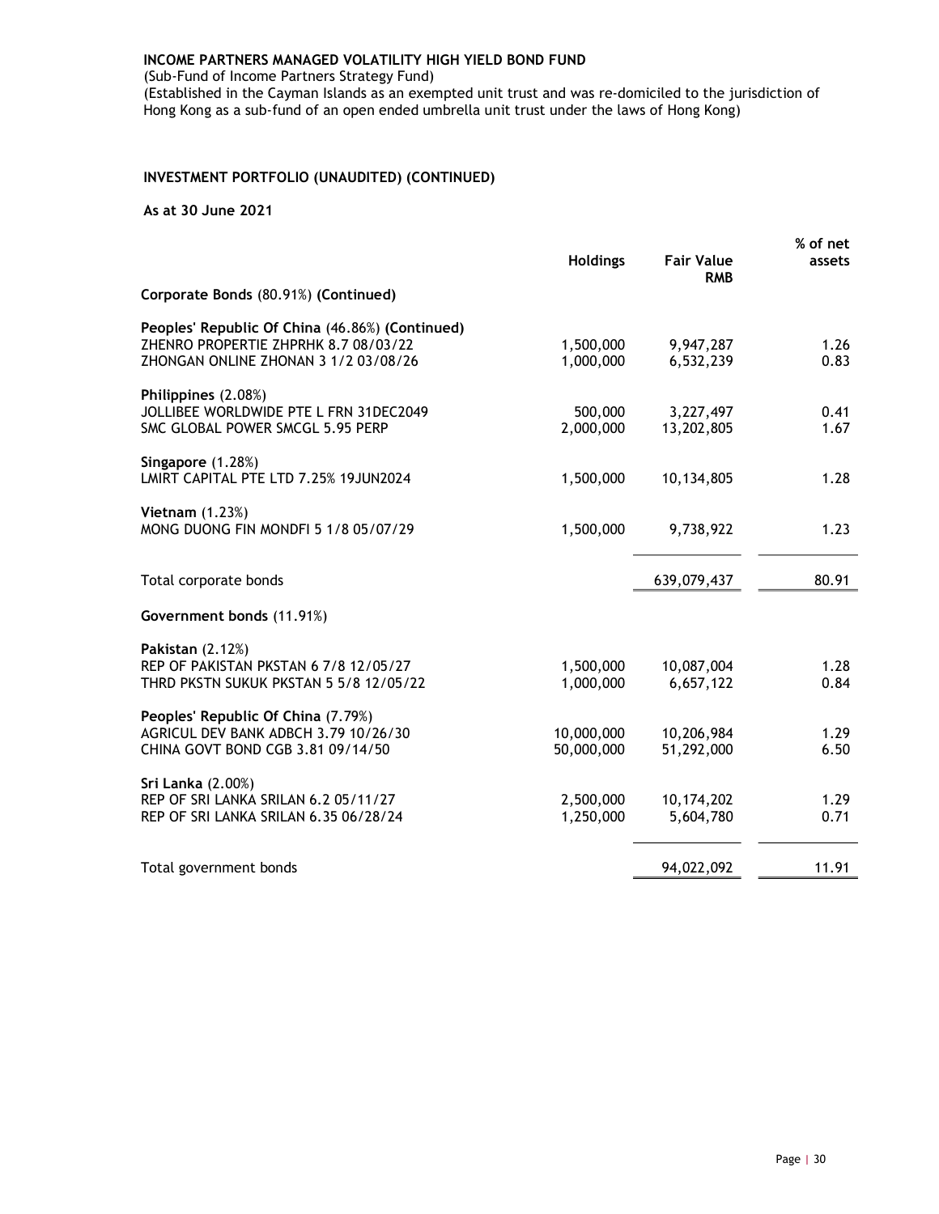**INCOME PARTNERS MANAGED VOLATILITY HIGH YIELD BOND FUND**

(Sub-Fund of Income Partners Strategy Fund)

(Established in the Cayman Islands as an exempted unit trust and was re-domiciled to the jurisdiction of Hong Kong as a sub-fund of an open ended umbrella unit trust under the laws of Hong Kong)

## INVESTMENT PORTFOLIO (UNAUDITED) (CONTINUED)

**As at 30 June 2021**

| | Holdings | Fair Value RMB | % of net assets |
|---|---|---|---|
| **Corporate Bonds** (80.91%) **(Continued)** | | | |
| **Peoples' Republic Of China** (46.86%) **(Continued)** | | | |
| ZHENRO PROPERTIE ZHPRHK 8.7 08/03/22 | 1,500,000 | 9,947,287 | 1.26 |
| ZHONGAN ONLINE ZHONAN 3 1/2 03/08/26 | 1,000,000 | 6,532,239 | 0.83 |
| **Philippines** (2.08%) | | | |
| JOLLIBEE WORLDWIDE PTE L FRN 31DEC2049 | 500,000 | 3,227,497 | 0.41 |
| SMC GLOBAL POWER SMCGL 5.95 PERP | 2,000,000 | 13,202,805 | 1.67 |
| **Singapore** (1.28%) | | | |
| LMIRT CAPITAL PTE LTD 7.25% 19JUN2024 | 1,500,000 | 10,134,805 | 1.28 |
| **Vietnam** (1.23%) | | | |
| MONG DUONG FIN MONDFI 5 1/8 05/07/29 | 1,500,000 | 9,738,922 | 1.23 |
| Total corporate bonds | | 639,079,437 | 80.91 |
| **Government bonds** (11.91%) | | | |
| **Pakistan** (2.12%) | | | |
| REP OF PAKISTAN PKSTAN 6 7/8 12/05/27 | 1,500,000 | 10,087,004 | 1.28 |
| THRD PKSTN SUKUK PKSTAN 5 5/8 12/05/22 | 1,000,000 | 6,657,122 | 0.84 |
| **Peoples' Republic Of China** (7.79%) | | | |
| AGRICUL DEV BANK ADBCH 3.79 10/26/30 | 10,000,000 | 10,206,984 | 1.29 |
| CHINA GOVT BOND CGB 3.81 09/14/50 | 50,000,000 | 51,292,000 | 6.50 |
| **Sri Lanka** (2.00%) | | | |
| REP OF SRI LANKA SRILAN 6.2 05/11/27 | 2,500,000 | 10,174,202 | 1.29 |
| REP OF SRI LANKA SRILAN 6.35 06/28/24 | 1,250,000 | 5,604,780 | 0.71 |
| Total government bonds | | 94,022,092 | 11.91 |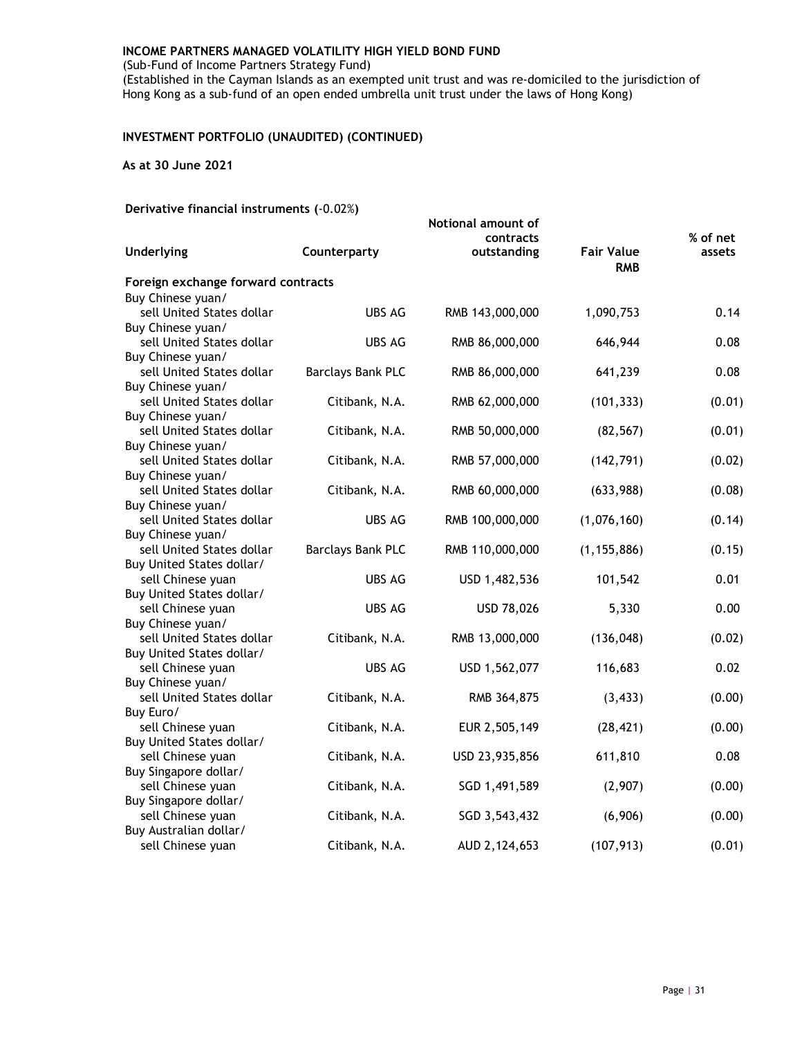**INCOME PARTNERS MANAGED VOLATILITY HIGH YIELD BOND FUND**

(Sub-Fund of Income Partners Strategy Fund)

(Established in the Cayman Islands as an exempted unit trust and was re-domiciled to the jurisdiction of Hong Kong as a sub-fund of an open ended umbrella unit trust under the laws of Hong Kong)

**INVESTMENT PORTFOLIO (UNAUDITED) (CONTINUED)**

**As at 30 June 2021**

**Derivative financial instruments (**-0.02%**)**

| Underlying | Counterparty | Notional amount of contracts outstanding | Fair Value RMB | % of net assets |
|---|---|---|---|---|
| **Foreign exchange forward contracts** | | | | |
| Buy Chinese yuan/ sell United States dollar | UBS AG | RMB 143,000,000 | 1,090,753 | 0.14 |
| Buy Chinese yuan/ sell United States dollar | UBS AG | RMB 86,000,000 | 646,944 | 0.08 |
| Buy Chinese yuan/ sell United States dollar | Barclays Bank PLC | RMB 86,000,000 | 641,239 | 0.08 |
| Buy Chinese yuan/ sell United States dollar | Citibank, N.A. | RMB 62,000,000 | (101,333) | (0.01) |
| Buy Chinese yuan/ sell United States dollar | Citibank, N.A. | RMB 50,000,000 | (82,567) | (0.01) |
| Buy Chinese yuan/ sell United States dollar | Citibank, N.A. | RMB 57,000,000 | (142,791) | (0.02) |
| Buy Chinese yuan/ sell United States dollar | Citibank, N.A. | RMB 60,000,000 | (633,988) | (0.08) |
| Buy Chinese yuan/ sell United States dollar | UBS AG | RMB 100,000,000 | (1,076,160) | (0.14) |
| Buy Chinese yuan/ sell United States dollar | Barclays Bank PLC | RMB 110,000,000 | (1,155,886) | (0.15) |
| Buy United States dollar/ sell Chinese yuan | UBS AG | USD 1,482,536 | 101,542 | 0.01 |
| Buy United States dollar/ sell Chinese yuan | UBS AG | USD 78,026 | 5,330 | 0.00 |
| Buy Chinese yuan/ sell United States dollar | Citibank, N.A. | RMB 13,000,000 | (136,048) | (0.02) |
| Buy United States dollar/ sell Chinese yuan | UBS AG | USD 1,562,077 | 116,683 | 0.02 |
| Buy Chinese yuan/ sell United States dollar | Citibank, N.A. | RMB 364,875 | (3,433) | (0.00) |
| Buy Euro/ sell Chinese yuan | Citibank, N.A. | EUR 2,505,149 | (28,421) | (0.00) |
| Buy United States dollar/ sell Chinese yuan | Citibank, N.A. | USD 23,935,856 | 611,810 | 0.08 |
| Buy Singapore dollar/ sell Chinese yuan | Citibank, N.A. | SGD 1,491,589 | (2,907) | (0.00) |
| Buy Singapore dollar/ sell Chinese yuan | Citibank, N.A. | SGD 3,543,432 | (6,906) | (0.00) |
| Buy Australian dollar/ sell Chinese yuan | Citibank, N.A. | AUD 2,124,653 | (107,913) | (0.01) |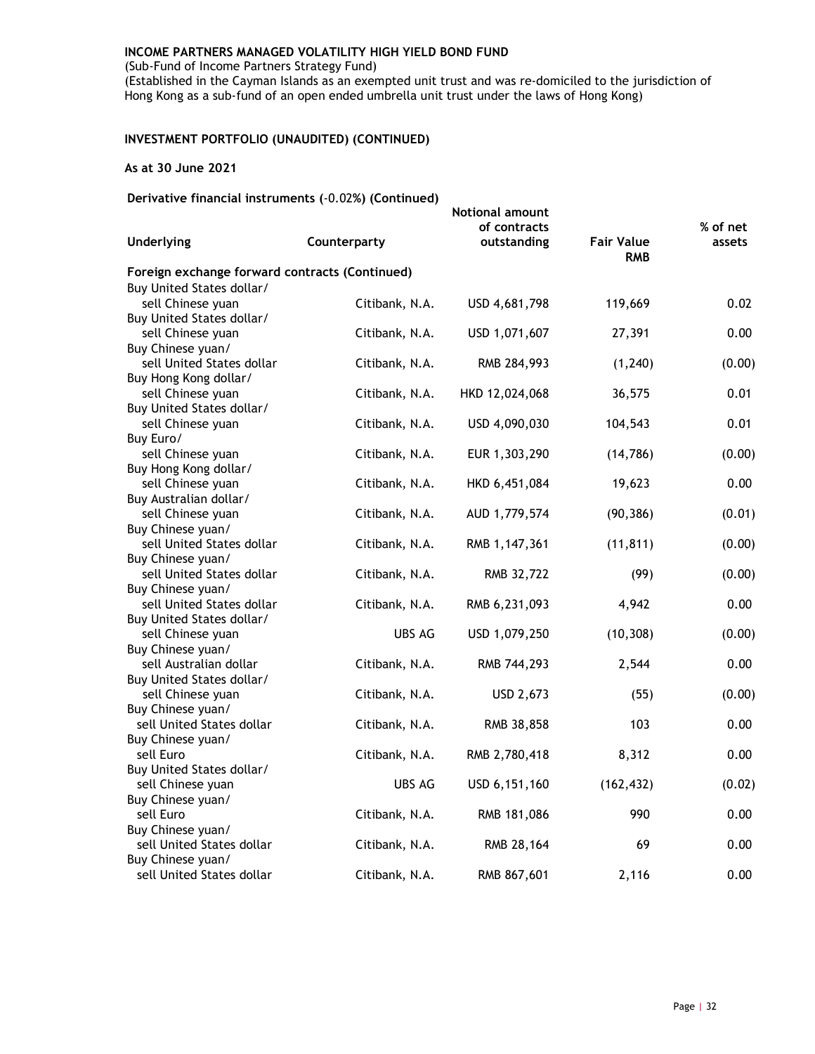**INCOME PARTNERS MANAGED VOLATILITY HIGH YIELD BOND FUND**
(Sub-Fund of Income Partners Strategy Fund)
(Established in the Cayman Islands as an exempted unit trust and was re-domiciled to the jurisdiction of Hong Kong as a sub-fund of an open ended umbrella unit trust under the laws of Hong Kong)

**INVESTMENT PORTFOLIO (UNAUDITED) (CONTINUED)**

**As at 30 June 2021**

**Derivative financial instruments (-0.02%) (Continued)**

| Underlying | Counterparty | Notional amount of contracts outstanding | Fair Value RMB | % of net assets |
|---|---|---|---|---|
| **Foreign exchange forward contracts (Continued)** | | | | |
| Buy United States dollar/ sell Chinese yuan | Citibank, N.A. | USD 4,681,798 | 119,669 | 0.02 |
| Buy United States dollar/ sell Chinese yuan | Citibank, N.A. | USD 1,071,607 | 27,391 | 0.00 |
| Buy Chinese yuan/ sell United States dollar | Citibank, N.A. | RMB 284,993 | (1,240) | (0.00) |
| Buy Hong Kong dollar/ sell Chinese yuan | Citibank, N.A. | HKD 12,024,068 | 36,575 | 0.01 |
| Buy United States dollar/ sell Chinese yuan | Citibank, N.A. | USD 4,090,030 | 104,543 | 0.01 |
| Buy Euro/ sell Chinese yuan | Citibank, N.A. | EUR 1,303,290 | (14,786) | (0.00) |
| Buy Hong Kong dollar/ sell Chinese yuan | Citibank, N.A. | HKD 6,451,084 | 19,623 | 0.00 |
| Buy Australian dollar/ sell Chinese yuan | Citibank, N.A. | AUD 1,779,574 | (90,386) | (0.01) |
| Buy Chinese yuan/ sell United States dollar | Citibank, N.A. | RMB 1,147,361 | (11,811) | (0.00) |
| Buy Chinese yuan/ sell United States dollar | Citibank, N.A. | RMB 32,722 | (99) | (0.00) |
| Buy Chinese yuan/ sell United States dollar | Citibank, N.A. | RMB 6,231,093 | 4,942 | 0.00 |
| Buy United States dollar/ sell Chinese yuan | UBS AG | USD 1,079,250 | (10,308) | (0.00) |
| Buy Chinese yuan/ sell Australian dollar | Citibank, N.A. | RMB 744,293 | 2,544 | 0.00 |
| Buy United States dollar/ sell Chinese yuan | Citibank, N.A. | USD 2,673 | (55) | (0.00) |
| Buy Chinese yuan/ sell United States dollar | Citibank, N.A. | RMB 38,858 | 103 | 0.00 |
| Buy Chinese yuan/ sell Euro | Citibank, N.A. | RMB 2,780,418 | 8,312 | 0.00 |
| Buy United States dollar/ sell Chinese yuan | UBS AG | USD 6,151,160 | (162,432) | (0.02) |
| Buy Chinese yuan/ sell Euro | Citibank, N.A. | RMB 181,086 | 990 | 0.00 |
| Buy Chinese yuan/ sell United States dollar | Citibank, N.A. | RMB 28,164 | 69 | 0.00 |
| Buy Chinese yuan/ sell United States dollar | Citibank, N.A. | RMB 867,601 | 2,116 | 0.00 |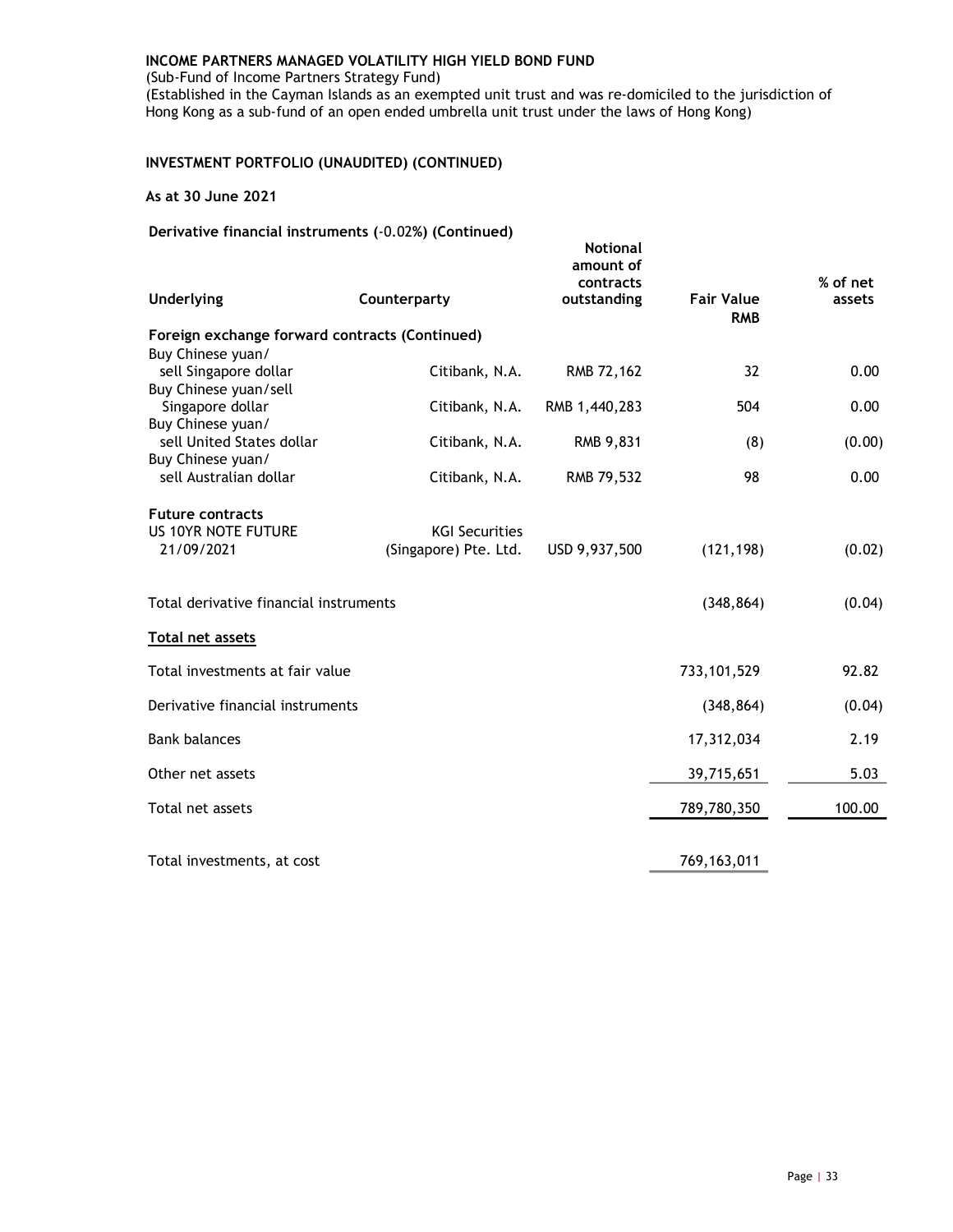**INCOME PARTNERS MANAGED VOLATILITY HIGH YIELD BOND FUND**

(Sub-Fund of Income Partners Strategy Fund)

(Established in the Cayman Islands as an exempted unit trust and was re-domiciled to the jurisdiction of Hong Kong as a sub-fund of an open ended umbrella unit trust under the laws of Hong Kong)

**INVESTMENT PORTFOLIO (UNAUDITED) (CONTINUED)**

**As at 30 June 2021**

**Derivative financial instruments (**-0.02%**) (Continued)**

| Underlying | Counterparty | Notional amount of contracts outstanding | Fair Value RMB | % of net assets |
|---|---|---|---|---|
| **Foreign exchange forward contracts (Continued)** | | | | |
| Buy Chinese yuan/ sell Singapore dollar | Citibank, N.A. | RMB 72,162 | 32 | 0.00 |
| Buy Chinese yuan/sell Singapore dollar | Citibank, N.A. | RMB 1,440,283 | 504 | 0.00 |
| Buy Chinese yuan/ sell United States dollar | Citibank, N.A. | RMB 9,831 | (8) | (0.00) |
| Buy Chinese yuan/ sell Australian dollar | Citibank, N.A. | RMB 79,532 | 98 | 0.00 |
| **Future contracts** | | | | |
| US 10YR NOTE FUTURE 21/09/2021 | KGI Securities (Singapore) Pte. Ltd. | USD 9,937,500 | (121,198) | (0.02) |
| Total derivative financial instruments | | | (348,864) | (0.04) |

**Total net assets**

| | Fair Value RMB | % of net assets |
|---|---|---|
| Total investments at fair value | 733,101,529 | 92.82 |
| Derivative financial instruments | (348,864) | (0.04) |
| Bank balances | 17,312,034 | 2.19 |
| Other net assets | 39,715,651 | 5.03 |
| Total net assets | 789,780,350 | 100.00 |
| Total investments, at cost | 769,163,011 | |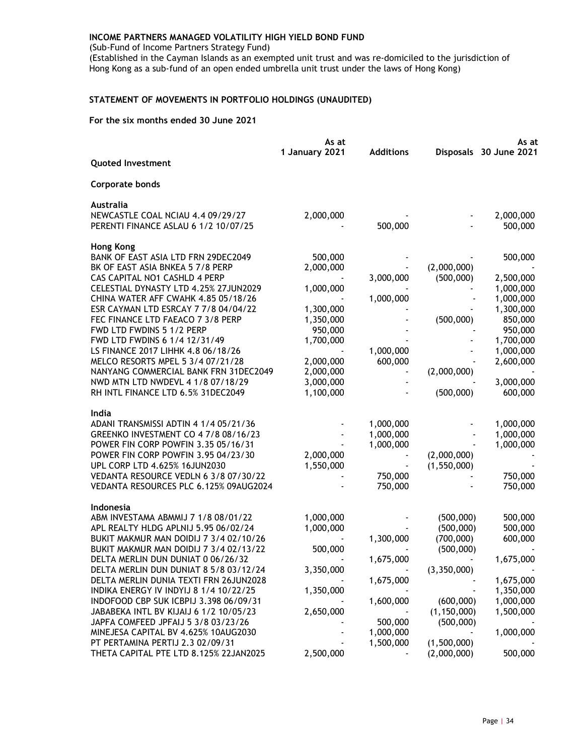**INCOME PARTNERS MANAGED VOLATILITY HIGH YIELD BOND FUND**

(Sub-Fund of Income Partners Strategy Fund)

(Established in the Cayman Islands as an exempted unit trust and was re-domiciled to the jurisdiction of Hong Kong as a sub-fund of an open ended umbrella unit trust under the laws of Hong Kong)

## STATEMENT OF MOVEMENTS IN PORTFOLIO HOLDINGS (UNAUDITED)

**For the six months ended 30 June 2021**

| | As at 1 January 2021 | Additions | Disposals | As at 30 June 2021 |
|---|---|---|---|---|
| **Quoted Investment** | | | | |
| **Corporate bonds** | | | | |
| **Australia** | | | | |
| NEWCASTLE COAL NCIAU 4.4 09/29/27 | 2,000,000 | - | - | 2,000,000 |
| PERENTI FINANCE ASLAU 6 1/2 10/07/25 | - | 500,000 | - | 500,000 |
| **Hong Kong** | | | | |
| BANK OF EAST ASIA LTD FRN 29DEC2049 | 500,000 | - | - | 500,000 |
| BK OF EAST ASIA BNKEA 5 7/8 PERP | 2,000,000 | - | (2,000,000) | - |
| CAS CAPITAL NO1 CASHLD 4 PERP | - | 3,000,000 | (500,000) | 2,500,000 |
| CELESTIAL DYNASTY LTD 4.25% 27JUN2029 | 1,000,000 | - | - | 1,000,000 |
| CHINA WATER AFF CWAHK 4.85 05/18/26 | - | 1,000,000 | - | 1,000,000 |
| ESR CAYMAN LTD ESRCAY 7 7/8 04/04/22 | 1,300,000 | - | - | 1,300,000 |
| FEC FINANCE LTD FAEACO 7 3/8 PERP | 1,350,000 | - | (500,000) | 850,000 |
| FWD LTD FWDINS 5 1/2 PERP | 950,000 | - | - | 950,000 |
| FWD LTD FWDINS 6 1/4 12/31/49 | 1,700,000 | - | - | 1,700,000 |
| LS FINANCE 2017 LIHHK 4.8 06/18/26 | - | 1,000,000 | - | 1,000,000 |
| MELCO RESORTS MPEL 5 3/4 07/21/28 | 2,000,000 | 600,000 | - | 2,600,000 |
| NANYANG COMMERCIAL BANK FRN 31DEC2049 | 2,000,000 | - | (2,000,000) | - |
| NWD MTN LTD NWDEVL 4 1/8 07/18/29 | 3,000,000 | - | - | 3,000,000 |
| RH INTL FINANCE LTD 6.5% 31DEC2049 | 1,100,000 | - | (500,000) | 600,000 |
| **India** | | | | |
| ADANI TRANSMISSI ADTIN 4 1/4 05/21/36 | - | 1,000,000 | - | 1,000,000 |
| GREENKO INVESTMENT CO 4 7/8 08/16/23 | - | 1,000,000 | - | 1,000,000 |
| POWER FIN CORP POWFIN 3.35 05/16/31 | - | 1,000,000 | - | 1,000,000 |
| POWER FIN CORP POWFIN 3.95 04/23/30 | 2,000,000 | - | (2,000,000) | - |
| UPL CORP LTD 4.625% 16JUN2030 | 1,550,000 | - | (1,550,000) | - |
| VEDANTA RESOURCE VEDLN 6 3/8 07/30/22 | - | 750,000 | - | 750,000 |
| VEDANTA RESOURCES PLC 6.125% 09AUG2024 | - | 750,000 | - | 750,000 |
| **Indonesia** | | | | |
| ABM INVESTAMA ABMMIJ 7 1/8 08/01/22 | 1,000,000 | - | (500,000) | 500,000 |
| APL REALTY HLDG APLNIJ 5.95 06/02/24 | 1,000,000 | - | (500,000) | 500,000 |
| BUKIT MAKMUR MAN DOIDIJ 7 3/4 02/10/26 | - | 1,300,000 | (700,000) | 600,000 |
| BUKIT MAKMUR MAN DOIDIJ 7 3/4 02/13/22 | 500,000 | - | (500,000) | - |
| DELTA MERLIN DUN DUNIAT 0 06/26/32 | - | 1,675,000 | - | 1,675,000 |
| DELTA MERLIN DUN DUNIAT 8 5/8 03/12/24 | 3,350,000 | - | (3,350,000) | - |
| DELTA MERLIN DUNIA TEXTI FRN 26JUN2028 | - | 1,675,000 | - | 1,675,000 |
| INDIKA ENERGY IV INDYIJ 8 1/4 10/22/25 | 1,350,000 | - | - | 1,350,000 |
| INDOFOOD CBP SUK ICBPIJ 3.398 06/09/31 | - | 1,600,000 | (600,000) | 1,000,000 |
| JABABEKA INTL BV KIJAIJ 6 1/2 10/05/23 | 2,650,000 | - | (1,150,000) | 1,500,000 |
| JAPFA COMFEED JPFAIJ 5 3/8 03/23/26 | - | 500,000 | (500,000) | - |
| MINEJESA CAPITAL BV 4.625% 10AUG2030 | - | 1,000,000 | - | 1,000,000 |
| PT PERTAMINA PERTIJ 2.3 02/09/31 | - | 1,500,000 | (1,500,000) | - |
| THETA CAPITAL PTE LTD 8.125% 22JAN2025 | 2,500,000 | - | (2,000,000) | 500,000 |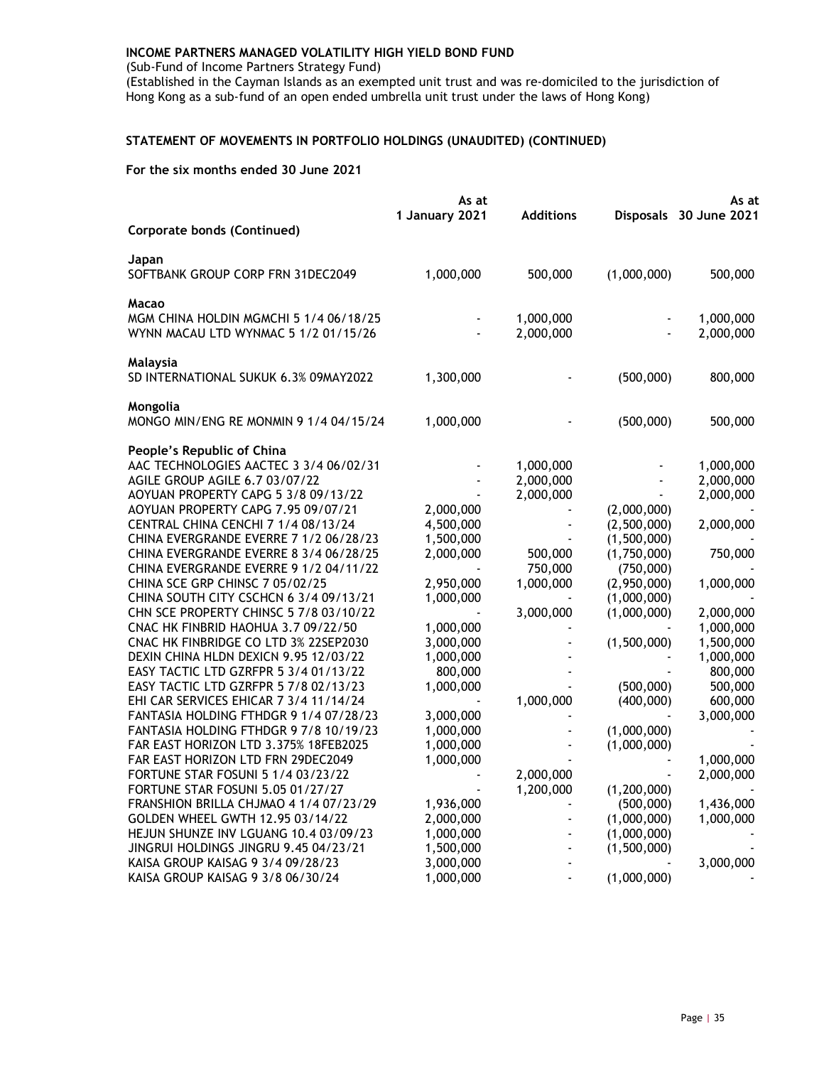**INCOME PARTNERS MANAGED VOLATILITY HIGH YIELD BOND FUND**

(Sub-Fund of Income Partners Strategy Fund)

(Established in the Cayman Islands as an exempted unit trust and was re-domiciled to the jurisdiction of Hong Kong as a sub-fund of an open ended umbrella unit trust under the laws of Hong Kong)

## STATEMENT OF MOVEMENTS IN PORTFOLIO HOLDINGS (UNAUDITED) (CONTINUED)

**For the six months ended 30 June 2021**

| Corporate bonds (Continued) | As at 1 January 2021 | Additions | Disposals | As at 30 June 2021 |
|---|---|---|---|---|
| **Japan** | | | | |
| SOFTBANK GROUP CORP FRN 31DEC2049 | 1,000,000 | 500,000 | (1,000,000) | 500,000 |
| **Macao** | | | | |
| MGM CHINA HOLDIN MGMCHI 5 1/4 06/18/25 | - | 1,000,000 | - | 1,000,000 |
| WYNN MACAU LTD WYNMAC 5 1/2 01/15/26 | - | 2,000,000 | - | 2,000,000 |
| **Malaysia** | | | | |
| SD INTERNATIONAL SUKUK 6.3% 09MAY2022 | 1,300,000 | - | (500,000) | 800,000 |
| **Mongolia** | | | | |
| MONGO MIN/ENG RE MONMIN 9 1/4 04/15/24 | 1,000,000 | - | (500,000) | 500,000 |
| **People's Republic of China** | | | | |
| AAC TECHNOLOGIES AACTEC 3 3/4 06/02/31 | - | 1,000,000 | - | 1,000,000 |
| AGILE GROUP AGILE 6.7 03/07/22 | - | 2,000,000 | - | 2,000,000 |
| AOYUAN PROPERTY CAPG 5 3/8 09/13/22 | - | 2,000,000 | - | 2,000,000 |
| AOYUAN PROPERTY CAPG 7.95 09/07/21 | 2,000,000 | - | (2,000,000) | - |
| CENTRAL CHINA CENCHI 7 1/4 08/13/24 | 4,500,000 | - | (2,500,000) | 2,000,000 |
| CHINA EVERGRANDE EVERRE 7 1/2 06/28/23 | 1,500,000 | - | (1,500,000) | - |
| CHINA EVERGRANDE EVERRE 8 3/4 06/28/25 | 2,000,000 | 500,000 | (1,750,000) | 750,000 |
| CHINA EVERGRANDE EVERRE 9 1/2 04/11/22 | - | 750,000 | (750,000) | - |
| CHINA SCE GRP CHINSC 7 05/02/25 | 2,950,000 | 1,000,000 | (2,950,000) | 1,000,000 |
| CHINA SOUTH CITY CSCHCN 6 3/4 09/13/21 | 1,000,000 | - | (1,000,000) | - |
| CHN SCE PROPERTY CHINSC 5 7/8 03/10/22 | - | 3,000,000 | (1,000,000) | 2,000,000 |
| CNAC HK FINBRID HAOHUA 3.7 09/22/50 | 1,000,000 | - | - | 1,000,000 |
| CNAC HK FINBRIDGE CO LTD 3% 22SEP2030 | 3,000,000 | - | (1,500,000) | 1,500,000 |
| DEXIN CHINA HLDN DEXICN 9.95 12/03/22 | 1,000,000 | - | - | 1,000,000 |
| EASY TACTIC LTD GZRFPR 5 3/4 01/13/22 | 800,000 | - | - | 800,000 |
| EASY TACTIC LTD GZRFPR 5 7/8 02/13/23 | 1,000,000 | - | (500,000) | 500,000 |
| EHI CAR SERVICES EHICAR 7 3/4 11/14/24 | - | 1,000,000 | (400,000) | 600,000 |
| FANTASIA HOLDING FTHDGR 9 1/4 07/28/23 | 3,000,000 | - | - | 3,000,000 |
| FANTASIA HOLDING FTHDGR 9 7/8 10/19/23 | 1,000,000 | - | (1,000,000) | - |
| FAR EAST HORIZON LTD 3.375% 18FEB2025 | 1,000,000 | - | (1,000,000) | - |
| FAR EAST HORIZON LTD FRN 29DEC2049 | 1,000,000 | - | - | 1,000,000 |
| FORTUNE STAR FOSUNI 5 1/4 03/23/22 | - | 2,000,000 | - | 2,000,000 |
| FORTUNE STAR FOSUNI 5.05 01/27/27 | - | 1,200,000 | (1,200,000) | - |
| FRANSHION BRILLA CHJMAO 4 1/4 07/23/29 | 1,936,000 | - | (500,000) | 1,436,000 |
| GOLDEN WHEEL GWTH 12.95 03/14/22 | 2,000,000 | - | (1,000,000) | 1,000,000 |
| HEJUN SHUNZE INV LGUANG 10.4 03/09/23 | 1,000,000 | - | (1,000,000) | - |
| JINGRUI HOLDINGS JINGRU 9.45 04/23/21 | 1,500,000 | - | (1,500,000) | - |
| KAISA GROUP KAISAG 9 3/4 09/28/23 | 3,000,000 | - | - | 3,000,000 |
| KAISA GROUP KAISAG 9 3/8 06/30/24 | 1,000,000 | - | (1,000,000) | - |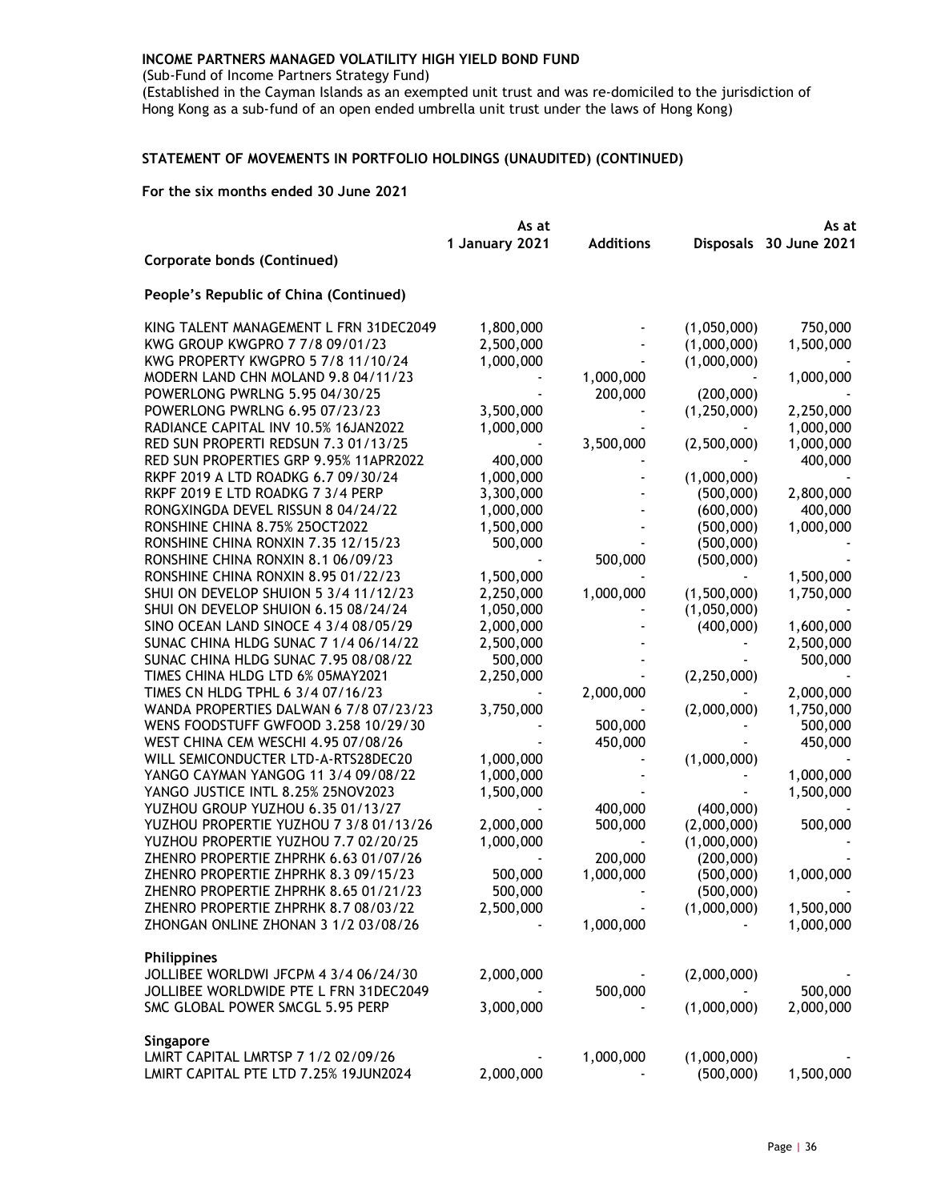**INCOME PARTNERS MANAGED VOLATILITY HIGH YIELD BOND FUND**

(Sub-Fund of Income Partners Strategy Fund)

(Established in the Cayman Islands as an exempted unit trust and was re-domiciled to the jurisdiction of Hong Kong as a sub-fund of an open ended umbrella unit trust under the laws of Hong Kong)

**STATEMENT OF MOVEMENTS IN PORTFOLIO HOLDINGS (UNAUDITED) (CONTINUED)**

**For the six months ended 30 June 2021**

| | As at 1 January 2021 | Additions | Disposals | As at 30 June 2021 |
|---|---|---|---|---|
| **Corporate bonds (Continued)** | | | | |
| **People's Republic of China (Continued)** | | | | |
| KING TALENT MANAGEMENT L FRN 31DEC2049 | 1,800,000 | - | (1,050,000) | 750,000 |
| KWG GROUP KWGPRO 7 7/8 09/01/23 | 2,500,000 | - | (1,000,000) | 1,500,000 |
| KWG PROPERTY KWGPRO 5 7/8 11/10/24 | 1,000,000 | - | (1,000,000) | - |
| MODERN LAND CHN MOLAND 9.8 04/11/23 | - | 1,000,000 | - | 1,000,000 |
| POWERLONG PWRLNG 5.95 04/30/25 | - | 200,000 | (200,000) | - |
| POWERLONG PWRLNG 6.95 07/23/23 | 3,500,000 | - | (1,250,000) | 2,250,000 |
| RADIANCE CAPITAL INV 10.5% 16JAN2022 | 1,000,000 | - | - | 1,000,000 |
| RED SUN PROPERTI REDSUN 7.3 01/13/25 | - | 3,500,000 | (2,500,000) | 1,000,000 |
| RED SUN PROPERTIES GRP 9.95% 11APR2022 | 400,000 | - | - | 400,000 |
| RKPF 2019 A LTD ROADKG 6.7 09/30/24 | 1,000,000 | - | (1,000,000) | - |
| RKPF 2019 E LTD ROADKG 7 3/4 PERP | 3,300,000 | - | (500,000) | 2,800,000 |
| RONGXINGDA DEVEL RISSUN 8 04/24/22 | 1,000,000 | - | (600,000) | 400,000 |
| RONSHINE CHINA 8.75% 25OCT2022 | 1,500,000 | - | (500,000) | 1,000,000 |
| RONSHINE CHINA RONXIN 7.35 12/15/23 | 500,000 | - | (500,000) | - |
| RONSHINE CHINA RONXIN 8.1 06/09/23 | - | 500,000 | (500,000) | - |
| RONSHINE CHINA RONXIN 8.95 01/22/23 | 1,500,000 | - | - | 1,500,000 |
| SHUI ON DEVELOP SHUION 5 3/4 11/12/23 | 2,250,000 | 1,000,000 | (1,500,000) | 1,750,000 |
| SHUI ON DEVELOP SHUION 6.15 08/24/24 | 1,050,000 | - | (1,050,000) | - |
| SINO OCEAN LAND SINOCE 4 3/4 08/05/29 | 2,000,000 | - | (400,000) | 1,600,000 |
| SUNAC CHINA HLDG SUNAC 7 1/4 06/14/22 | 2,500,000 | - | - | 2,500,000 |
| SUNAC CHINA HLDG SUNAC 7.95 08/08/22 | 500,000 | - | - | 500,000 |
| TIMES CHINA HLDG LTD 6% 05MAY2021 | 2,250,000 | - | (2,250,000) | - |
| TIMES CN HLDG TPHL 6 3/4 07/16/23 | - | 2,000,000 | - | 2,000,000 |
| WANDA PROPERTIES DALWAN 6 7/8 07/23/23 | 3,750,000 | - | (2,000,000) | 1,750,000 |
| WENS FOODSTUFF GWFOOD 3.258 10/29/30 | - | 500,000 | - | 500,000 |
| WEST CHINA CEM WESCHI 4.95 07/08/26 | - | 450,000 | - | 450,000 |
| WILL SEMICONDUCTER LTD-A-RTS28DEC20 | 1,000,000 | - | (1,000,000) | - |
| YANGO CAYMAN YANGOG 11 3/4 09/08/22 | 1,000,000 | - | - | 1,000,000 |
| YANGO JUSTICE INTL 8.25% 25NOV2023 | 1,500,000 | - | - | 1,500,000 |
| YUZHOU GROUP YUZHOU 6.35 01/13/27 | - | 400,000 | (400,000) | - |
| YUZHOU PROPERTIE YUZHOU 7 3/8 01/13/26 | 2,000,000 | 500,000 | (2,000,000) | 500,000 |
| YUZHOU PROPERTIE YUZHOU 7.7 02/20/25 | 1,000,000 | - | (1,000,000) | - |
| ZHENRO PROPERTIE ZHPRHK 6.63 01/07/26 | - | 200,000 | (200,000) | - |
| ZHENRO PROPERTIE ZHPRHK 8.3 09/15/23 | 500,000 | 1,000,000 | (500,000) | 1,000,000 |
| ZHENRO PROPERTIE ZHPRHK 8.65 01/21/23 | 500,000 | - | (500,000) | - |
| ZHENRO PROPERTIE ZHPRHK 8.7 08/03/22 | 2,500,000 | - | (1,000,000) | 1,500,000 |
| ZHONGAN ONLINE ZHONAN 3 1/2 03/08/26 | - | 1,000,000 | - | 1,000,000 |
| **Philippines** | | | | |
| JOLLIBEE WORLDWI JFCPM 4 3/4 06/24/30 | 2,000,000 | - | (2,000,000) | - |
| JOLLIBEE WORLDWIDE PTE L FRN 31DEC2049 | - | 500,000 | - | 500,000 |
| SMC GLOBAL POWER SMCGL 5.95 PERP | 3,000,000 | - | (1,000,000) | 2,000,000 |
| **Singapore** | | | | |
| LMIRT CAPITAL LMRTSP 7 1/2 02/09/26 | - | 1,000,000 | (1,000,000) | - |
| LMIRT CAPITAL PTE LTD 7.25% 19JUN2024 | 2,000,000 | - | (500,000) | 1,500,000 |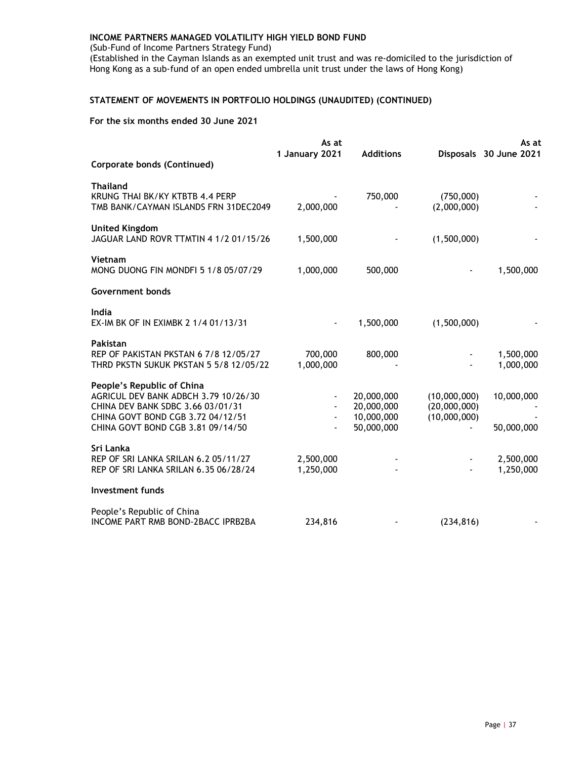**INCOME PARTNERS MANAGED VOLATILITY HIGH YIELD BOND FUND**

(Sub-Fund of Income Partners Strategy Fund)

(Established in the Cayman Islands as an exempted unit trust and was re-domiciled to the jurisdiction of Hong Kong as a sub-fund of an open ended umbrella unit trust under the laws of Hong Kong)

## STATEMENT OF MOVEMENTS IN PORTFOLIO HOLDINGS (UNAUDITED) (CONTINUED)

### For the six months ended 30 June 2021

| | As at 1 January 2021 | Additions | Disposals | As at 30 June 2021 |
|---|---|---|---|---|
| **Corporate bonds (Continued)** | | | | |
| **Thailand** | | | | |
| KRUNG THAI BK/KY KTBTB 4.4 PERP | - | 750,000 | (750,000) | - |
| TMB BANK/CAYMAN ISLANDS FRN 31DEC2049 | 2,000,000 | - | (2,000,000) | - |
| **United Kingdom** | | | | |
| JAGUAR LAND ROVR TTMTIN 4 1/2 01/15/26 | 1,500,000 | - | (1,500,000) | - |
| **Vietnam** | | | | |
| MONG DUONG FIN MONDFI 5 1/8 05/07/29 | 1,000,000 | 500,000 | - | 1,500,000 |
| **Government bonds** | | | | |
| **India** | | | | |
| EX-IM BK OF IN EXIMBK 2 1/4 01/13/31 | - | 1,500,000 | (1,500,000) | - |
| **Pakistan** | | | | |
| REP OF PAKISTAN PKSTAN 6 7/8 12/05/27 | 700,000 | 800,000 | - | 1,500,000 |
| THRD PKSTN SUKUK PKSTAN 5 5/8 12/05/22 | 1,000,000 | - | - | 1,000,000 |
| **People's Republic of China** | | | | |
| AGRICUL DEV BANK ADBCH 3.79 10/26/30 | - | 20,000,000 | (10,000,000) | 10,000,000 |
| CHINA DEV BANK SDBC 3.66 03/01/31 | - | 20,000,000 | (20,000,000) | - |
| CHINA GOVT BOND CGB 3.72 04/12/51 | - | 10,000,000 | (10,000,000) | - |
| CHINA GOVT BOND CGB 3.81 09/14/50 | - | 50,000,000 | - | 50,000,000 |
| **Sri Lanka** | | | | |
| REP OF SRI LANKA SRILAN 6.2 05/11/27 | 2,500,000 | - | - | 2,500,000 |
| REP OF SRI LANKA SRILAN 6.35 06/28/24 | 1,250,000 | - | - | 1,250,000 |
| **Investment funds** | | | | |
| People's Republic of China | | | | |
| INCOME PART RMB BOND-2BACC IPRB2BA | 234,816 | - | (234,816) | - |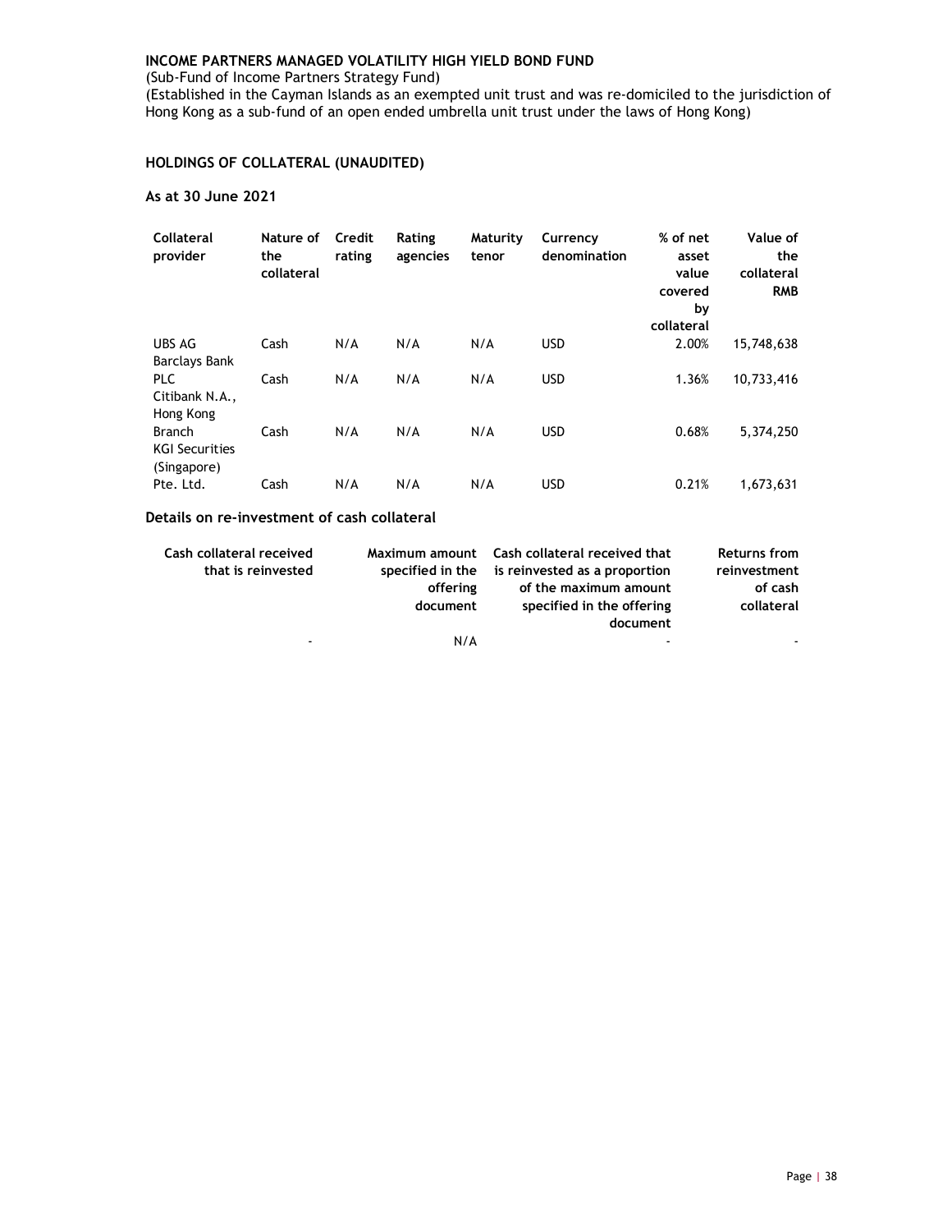**INCOME PARTNERS MANAGED VOLATILITY HIGH YIELD BOND FUND**

(Sub-Fund of Income Partners Strategy Fund)

(Established in the Cayman Islands as an exempted unit trust and was re-domiciled to the jurisdiction of Hong Kong as a sub-fund of an open ended umbrella unit trust under the laws of Hong Kong)

## HOLDINGS OF COLLATERAL (UNAUDITED)

### As at 30 June 2021

| Collateral provider | Nature of the collateral | Credit rating | Rating agencies | Maturity tenor | Currency denomination | % of net asset value covered by collateral | Value of the collateral RMB |
|---|---|---|---|---|---|---|---|
| UBS AG | Cash | N/A | N/A | N/A | USD | 2.00% | 15,748,638 |
| Barclays Bank PLC | Cash | N/A | N/A | N/A | USD | 1.36% | 10,733,416 |
| Citibank N.A., Hong Kong Branch | Cash | N/A | N/A | N/A | USD | 0.68% | 5,374,250 |
| KGI Securities (Singapore) Pte. Ltd. | Cash | N/A | N/A | N/A | USD | 0.21% | 1,673,631 |

### Details on re-investment of cash collateral

| Cash collateral received that is reinvested | Maximum amount specified in the offering document | Cash collateral received that is reinvested as a proportion of the maximum amount specified in the offering document | Returns from reinvestment of cash collateral |
|---|---|---|---|
| - | N/A | - | - |